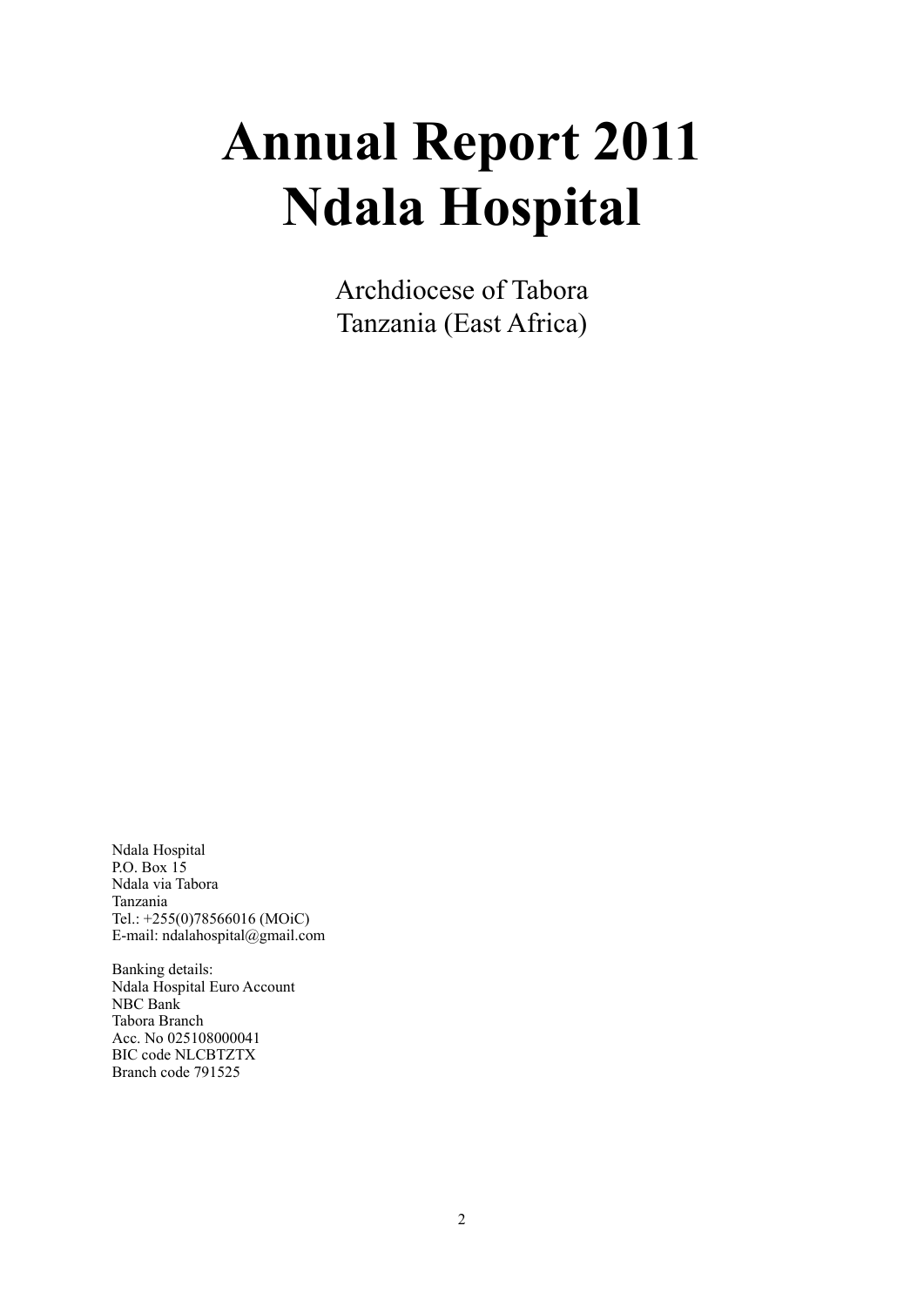# Annual Report 2011
# Ndala Hospital

Archdiocese of Tabora
Tanzania (East Africa)

Ndala Hospital
P.O. Box 15
Ndala via Tabora
Tanzania
Tel.: +255(0)78566016 (MOiC)
E-mail: ndalahospital@gmail.com

Banking details:
Ndala Hospital Euro Account
NBC Bank
Tabora Branch
Acc. No 025108000041
BIC code NLCBTZTX
Branch code 791525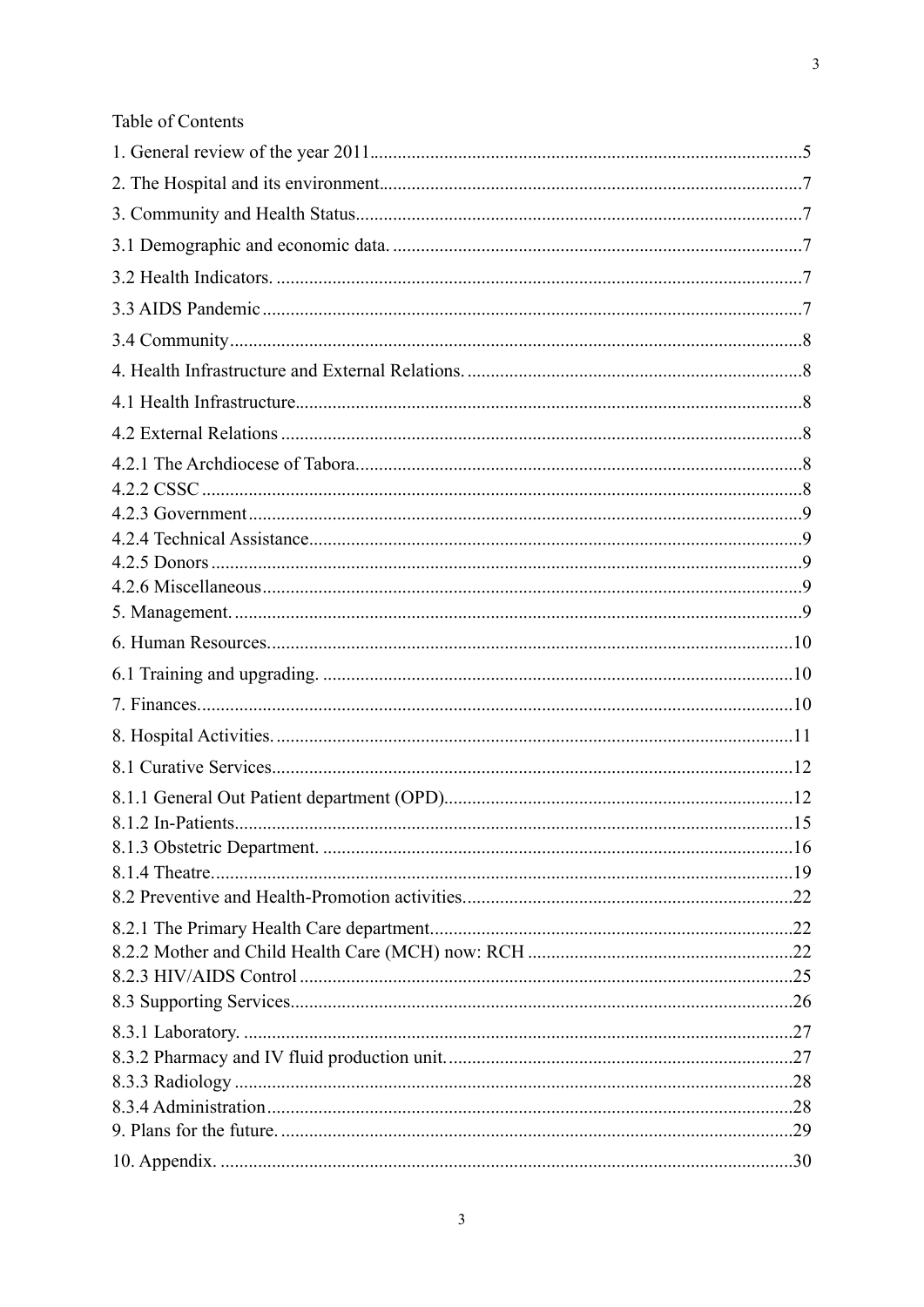Table of Contents

1. General review of the year 2011 ........................................................................................ 5

2. The Hospital and its environment ...................................................................................... 7

3. Community and Health Status ........................................................................................... 7

3.1 Demographic and economic data. ................................................................................... 7

3.2 Health Indicators. ........................................................................................................... 7

3.3 AIDS Pandemic .............................................................................................................. 7

3.4 Community ..................................................................................................................... 8

4. Health Infrastructure and External Relations. .................................................................. 8

4.1 Health Infrastructure ....................................................................................................... 8

4.2 External Relations .......................................................................................................... 8

4.2.1 The Archdiocese of Tabora ........................................................................................... 8
4.2.2 CSSC ............................................................................................................................ 8
4.2.3 Government .................................................................................................................. 9
4.2.4 Technical Assistance .................................................................................................... 9
4.2.5 Donors .......................................................................................................................... 9
4.2.6 Miscellaneous ............................................................................................................... 9
5. Management. ..................................................................................................................... 9

6. Human Resources ............................................................................................................. 10

6.1 Training and upgrading. ................................................................................................. 10

7. Finances ............................................................................................................................ 10

8. Hospital Activities. ........................................................................................................... 11

8.1 Curative Services ........................................................................................................... 12

8.1.1 General Out Patient department (OPD) ...................................................................... 12
8.1.2 In-Patients ................................................................................................................... 15
8.1.3 Obstetric Department. ................................................................................................. 16
8.1.4 Theatre ........................................................................................................................ 19
8.2 Preventive and Health-Promotion activities .................................................................. 22

8.2.1 The Primary Health Care department ......................................................................... 22
8.2.2 Mother and Child Health Care (MCH) now: RCH ..................................................... 22
8.2.3 HIV/AIDS Control ...................................................................................................... 25
8.3 Supporting Services ....................................................................................................... 26

8.3.1 Laboratory. .................................................................................................................. 27
8.3.2 Pharmacy and IV fluid production unit. ...................................................................... 27
8.3.3 Radiology .................................................................................................................... 28
8.3.4 Administration ............................................................................................................. 28
9. Plans for the future. .......................................................................................................... 29

10. Appendix. ....................................................................................................................... 30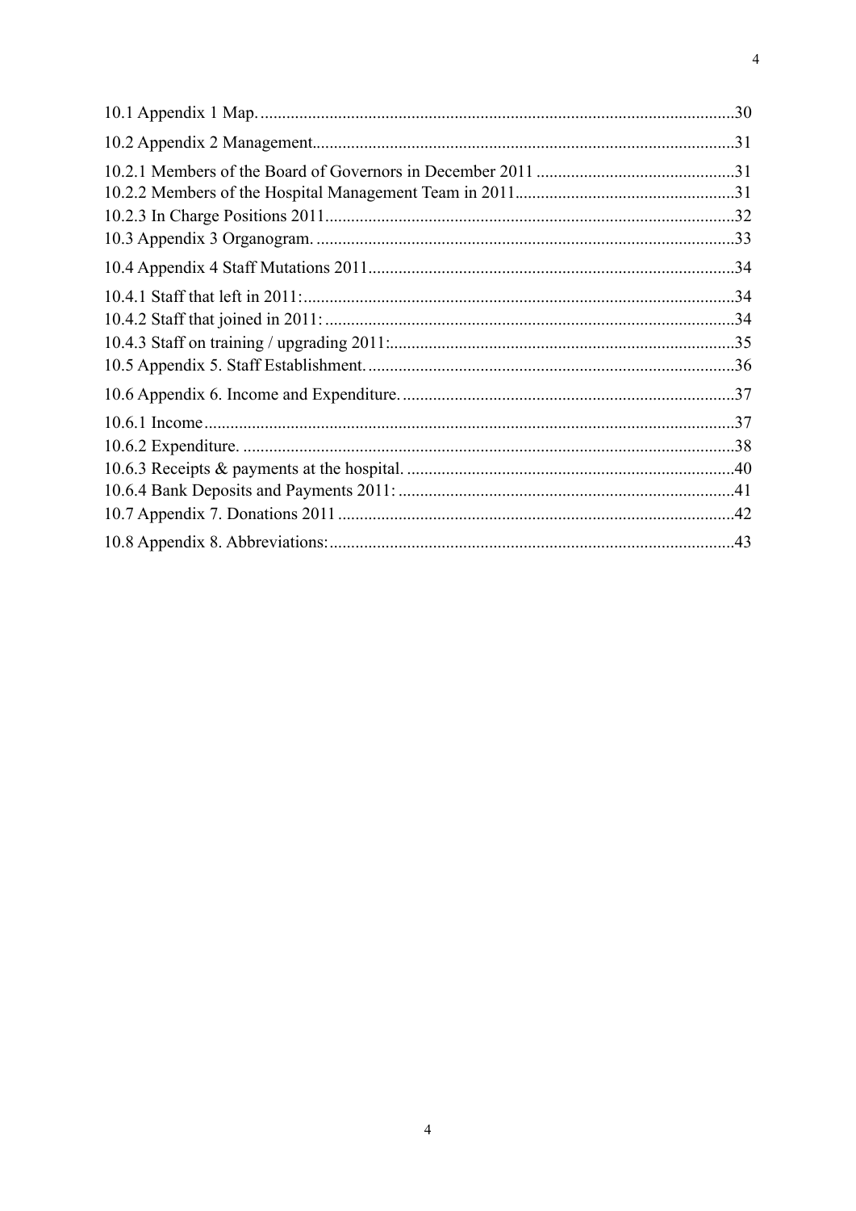10.1 Appendix 1 Map. ............................................................................................................30

10.2 Appendix 2 Management.................................................................................................31

10.2.1 Members of the Board of Governors in December 2011 .............................................31
10.2.2 Members of the Hospital Management Team in 2011..................................................31
10.2.3 In Charge Positions 2011.............................................................................................32
10.3 Appendix 3 Organogram. ................................................................................................33

10.4 Appendix 4 Staff Mutations 2011....................................................................................34

10.4.1 Staff that left in 2011:...................................................................................................34
10.4.2 Staff that joined in 2011: ..............................................................................................34
10.4.3 Staff on training / upgrading 2011:...............................................................................35
10.5 Appendix 5. Staff Establishment. ....................................................................................36

10.6 Appendix 6. Income and Expenditure. ............................................................................37

10.6.1 Income..........................................................................................................................37
10.6.2 Expenditure. .................................................................................................................38
10.6.3 Receipts & payments at the hospital. ...........................................................................40
10.6.4 Bank Deposits and Payments 2011: .............................................................................41
10.7 Appendix 7. Donations 2011 ...........................................................................................42

10.8 Appendix 8. Abbreviations:.............................................................................................43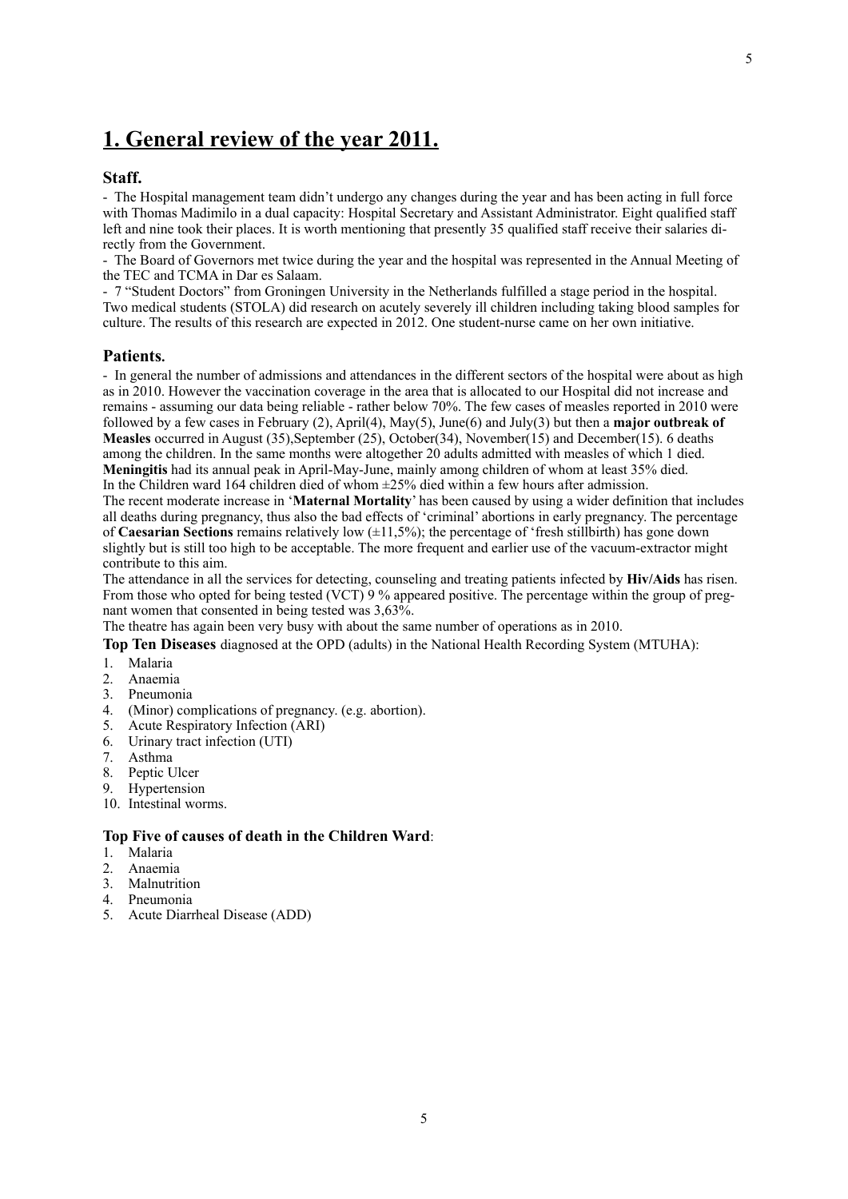# 1. General review of the year 2011.

## Staff.

- The Hospital management team didn't undergo any changes during the year and has been acting in full force with Thomas Madimilo in a dual capacity: Hospital Secretary and Assistant Administrator. Eight qualified staff left and nine took their places. It is worth mentioning that presently 35 qualified staff receive their salaries directly from the Government.
- The Board of Governors met twice during the year and the hospital was represented in the Annual Meeting of the TEC and TCMA in Dar es Salaam.
- 7 "Student Doctors" from Groningen University in the Netherlands fulfilled a stage period in the hospital. Two medical students (STOLA) did research on acutely severely ill children including taking blood samples for culture. The results of this research are expected in 2012. One student-nurse came on her own initiative.

## Patients.

- In general the number of admissions and attendances in the different sectors of the hospital were about as high as in 2010. However the vaccination coverage in the area that is allocated to our Hospital did not increase and remains - assuming our data being reliable - rather below 70%. The few cases of measles reported in 2010 were followed by a few cases in February (2), April(4), May(5), June(6) and July(3) but then a **major outbreak of Measles** occurred in August (35),September (25), October(34), November(15) and December(15). 6 deaths among the children. In the same months were altogether 20 adults admitted with measles of which 1 died. **Meningitis** had its annual peak in April-May-June, mainly among children of whom at least 35% died. In the Children ward 164 children died of whom ±25% died within a few hours after admission.

The recent moderate increase in '**Maternal Mortality**' has been caused by using a wider definition that includes all deaths during pregnancy, thus also the bad effects of 'criminal' abortions in early pregnancy. The percentage of **Caesarian Sections** remains relatively low (±11,5%); the percentage of 'fresh stillbirth) has gone down slightly but is still too high to be acceptable. The more frequent and earlier use of the vacuum-extractor might contribute to this aim.

The attendance in all the services for detecting, counseling and treating patients infected by **Hiv/Aids** has risen. From those who opted for being tested (VCT) 9 % appeared positive. The percentage within the group of pregnant women that consented in being tested was 3,63%.

The theatre has again been very busy with about the same number of operations as in 2010.

**Top Ten Diseases** diagnosed at the OPD (adults) in the National Health Recording System (MTUHA):

1. Malaria
2. Anaemia
3. Pneumonia
4. (Minor) complications of pregnancy. (e.g. abortion).
5. Acute Respiratory Infection (ARI)
6. Urinary tract infection (UTI)
7. Asthma
8. Peptic Ulcer
9. Hypertension
10. Intestinal worms.

**Top Five of causes of death in the Children Ward**:

1. Malaria
2. Anaemia
3. Malnutrition
4. Pneumonia
5. Acute Diarrheal Disease (ADD)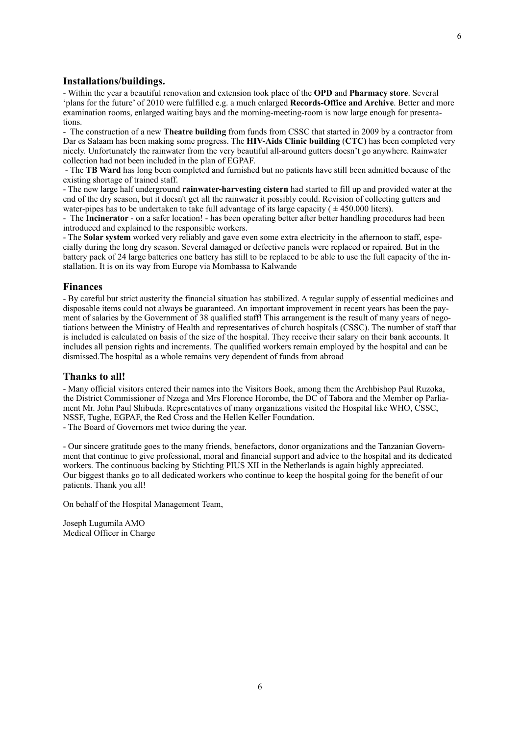## Installations/buildings.

- Within the year a beautiful renovation and extension took place of the **OPD** and **Pharmacy store**. Several 'plans for the future' of 2010 were fulfilled e.g. a much enlarged **Records-Office and Archive**. Better and more examination rooms, enlarged waiting bays and the morning-meeting-room is now large enough for presentations.
- The construction of a new **Theatre building** from funds from CSSC that started in 2009 by a contractor from Dar es Salaam has been making some progress. The **HIV-Aids Clinic building (CTC)** has been completed very nicely. Unfortunately the rainwater from the very beautiful all-around gutters doesn't go anywhere. Rainwater collection had not been included in the plan of EGPAF.
- The **TB Ward** has long been completed and furnished but no patients have still been admitted because of the existing shortage of trained staff.
- The new large half underground **rainwater-harvesting cistern** had started to fill up and provided water at the end of the dry season, but it doesn't get all the rainwater it possibly could. Revision of collecting gutters and water-pipes has to be undertaken to take full advantage of its large capacity ( ± 450.000 liters).
- The **Incinerator** - on a safer location! - has been operating better after better handling procedures had been introduced and explained to the responsible workers.
- The **Solar system** worked very reliably and gave even some extra electricity in the afternoon to staff, especially during the long dry season. Several damaged or defective panels were replaced or repaired. But in the battery pack of 24 large batteries one battery has still to be replaced to be able to use the full capacity of the installation. It is on its way from Europe via Mombassa to Kalwande

## Finances

- By careful but strict austerity the financial situation has stabilized. A regular supply of essential medicines and disposable items could not always be guaranteed. An important improvement in recent years has been the payment of salaries by the Government of 38 qualified staff! This arrangement is the result of many years of negotiations between the Ministry of Health and representatives of church hospitals (CSSC). The number of staff that is included is calculated on basis of the size of the hospital. They receive their salary on their bank accounts. It includes all pension rights and increments. The qualified workers remain employed by the hospital and can be dismissed.The hospital as a whole remains very dependent of funds from abroad

## Thanks to all!

- Many official visitors entered their names into the Visitors Book, among them the Archbishop Paul Ruzoka, the District Commissioner of Nzega and Mrs Florence Horombe, the DC of Tabora and the Member op Parliament Mr. John Paul Shibuda. Representatives of many organizations visited the Hospital like WHO, CSSC, NSSF, Tughe, EGPAF, the Red Cross and the Hellen Keller Foundation.
- The Board of Governors met twice during the year.

- Our sincere gratitude goes to the many friends, benefactors, donor organizations and the Tanzanian Government that continue to give professional, moral and financial support and advice to the hospital and its dedicated workers. The continuous backing by Stichting PIUS XII in the Netherlands is again highly appreciated.
Our biggest thanks go to all dedicated workers who continue to keep the hospital going for the benefit of our patients. Thank you all!

On behalf of the Hospital Management Team,

Joseph Lugumila AMO
Medical Officer in Charge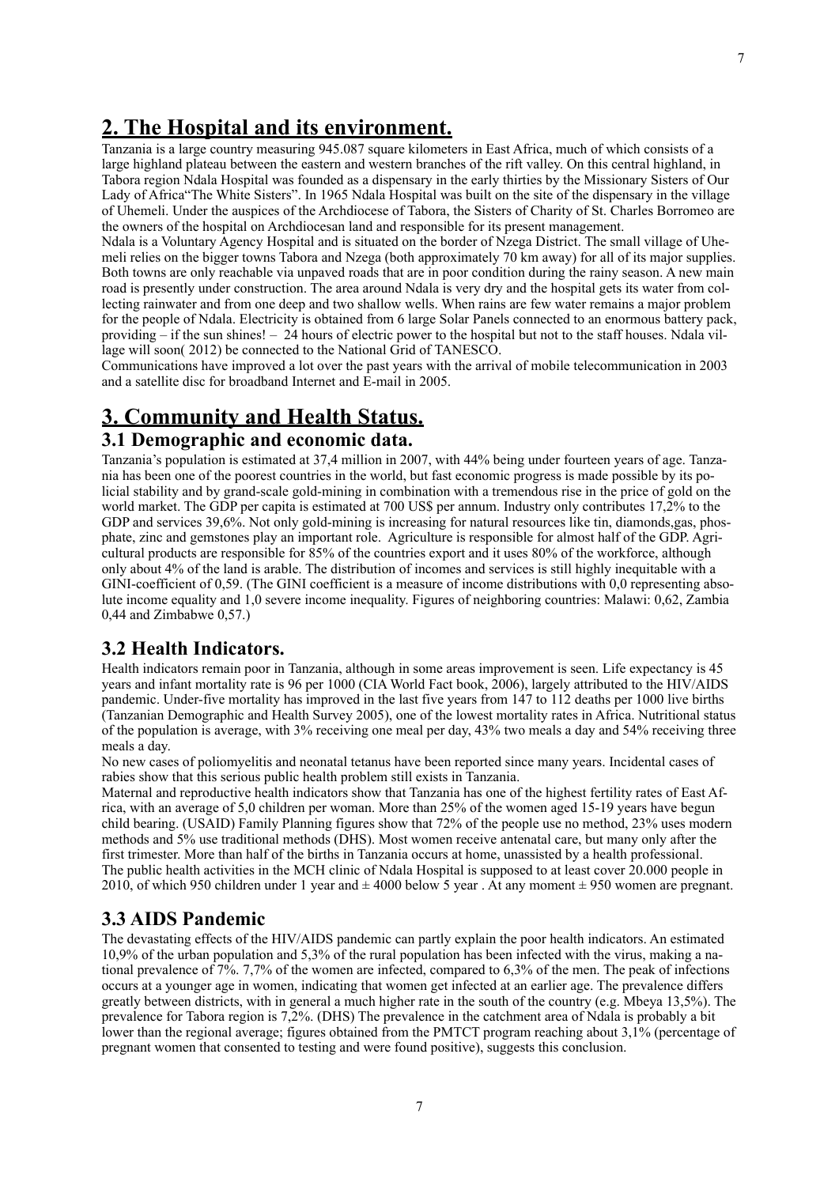# 2. The Hospital and its environment.

Tanzania is a large country measuring 945.087 square kilometers in East Africa, much of which consists of a large highland plateau between the eastern and western branches of the rift valley. On this central highland, in Tabora region Ndala Hospital was founded as a dispensary in the early thirties by the Missionary Sisters of Our Lady of Africa"The White Sisters". In 1965 Ndala Hospital was built on the site of the dispensary in the village of Uhemeli. Under the auspices of the Archdiocese of Tabora, the Sisters of Charity of St. Charles Borromeo are the owners of the hospital on Archdiocesan land and responsible for its present management.

Ndala is a Voluntary Agency Hospital and is situated on the border of Nzega District. The small village of Uhemeli relies on the bigger towns Tabora and Nzega (both approximately 70 km away) for all of its major supplies. Both towns are only reachable via unpaved roads that are in poor condition during the rainy season. A new main road is presently under construction. The area around Ndala is very dry and the hospital gets its water from collecting rainwater and from one deep and two shallow wells. When rains are few water remains a major problem for the people of Ndala. Electricity is obtained from 6 large Solar Panels connected to an enormous battery pack, providing – if the sun shines! – 24 hours of electric power to the hospital but not to the staff houses. Ndala village will soon( 2012) be connected to the National Grid of TANESCO.

Communications have improved a lot over the past years with the arrival of mobile telecommunication in 2003 and a satellite disc for broadband Internet and E-mail in 2005.

# 3. Community and Health Status.

## 3.1 Demographic and economic data.

Tanzania's population is estimated at 37,4 million in 2007, with 44% being under fourteen years of age. Tanzania has been one of the poorest countries in the world, but fast economic progress is made possible by its policial stability and by grand-scale gold-mining in combination with a tremendous rise in the price of gold on the world market. The GDP per capita is estimated at 700 US$ per annum. Industry only contributes 17,2% to the GDP and services 39,6%. Not only gold-mining is increasing for natural resources like tin, diamonds,gas, phosphate, zinc and gemstones play an important role. Agriculture is responsible for almost half of the GDP. Agricultural products are responsible for 85% of the countries export and it uses 80% of the workforce, although only about 4% of the land is arable. The distribution of incomes and services is still highly inequitable with a GINI-coefficient of 0,59. (The GINI coefficient is a measure of income distributions with 0,0 representing absolute income equality and 1,0 severe income inequality. Figures of neighboring countries: Malawi: 0,62, Zambia 0,44 and Zimbabwe 0,57.)

## 3.2 Health Indicators.

Health indicators remain poor in Tanzania, although in some areas improvement is seen. Life expectancy is 45 years and infant mortality rate is 96 per 1000 (CIA World Fact book, 2006), largely attributed to the HIV/AIDS pandemic. Under-five mortality has improved in the last five years from 147 to 112 deaths per 1000 live births (Tanzanian Demographic and Health Survey 2005), one of the lowest mortality rates in Africa. Nutritional status of the population is average, with 3% receiving one meal per day, 43% two meals a day and 54% receiving three meals a day.

No new cases of poliomyelitis and neonatal tetanus have been reported since many years. Incidental cases of rabies show that this serious public health problem still exists in Tanzania.

Maternal and reproductive health indicators show that Tanzania has one of the highest fertility rates of East Africa, with an average of 5,0 children per woman. More than 25% of the women aged 15-19 years have begun child bearing. (USAID) Family Planning figures show that 72% of the people use no method, 23% uses modern methods and 5% use traditional methods (DHS). Most women receive antenatal care, but many only after the first trimester. More than half of the births in Tanzania occurs at home, unassisted by a health professional.

The public health activities in the MCH clinic of Ndala Hospital is supposed to at least cover 20.000 people in 2010, of which 950 children under 1 year and ± 4000 below 5 year . At any moment ± 950 women are pregnant.

## 3.3 AIDS Pandemic

The devastating effects of the HIV/AIDS pandemic can partly explain the poor health indicators. An estimated 10,9% of the urban population and 5,3% of the rural population has been infected with the virus, making a national prevalence of 7%. 7,7% of the women are infected, compared to 6,3% of the men. The peak of infections occurs at a younger age in women, indicating that women get infected at an earlier age. The prevalence differs greatly between districts, with in general a much higher rate in the south of the country (e.g. Mbeya 13,5%). The prevalence for Tabora region is 7,2%. (DHS) The prevalence in the catchment area of Ndala is probably a bit lower than the regional average; figures obtained from the PMTCT program reaching about 3,1% (percentage of pregnant women that consented to testing and were found positive), suggests this conclusion.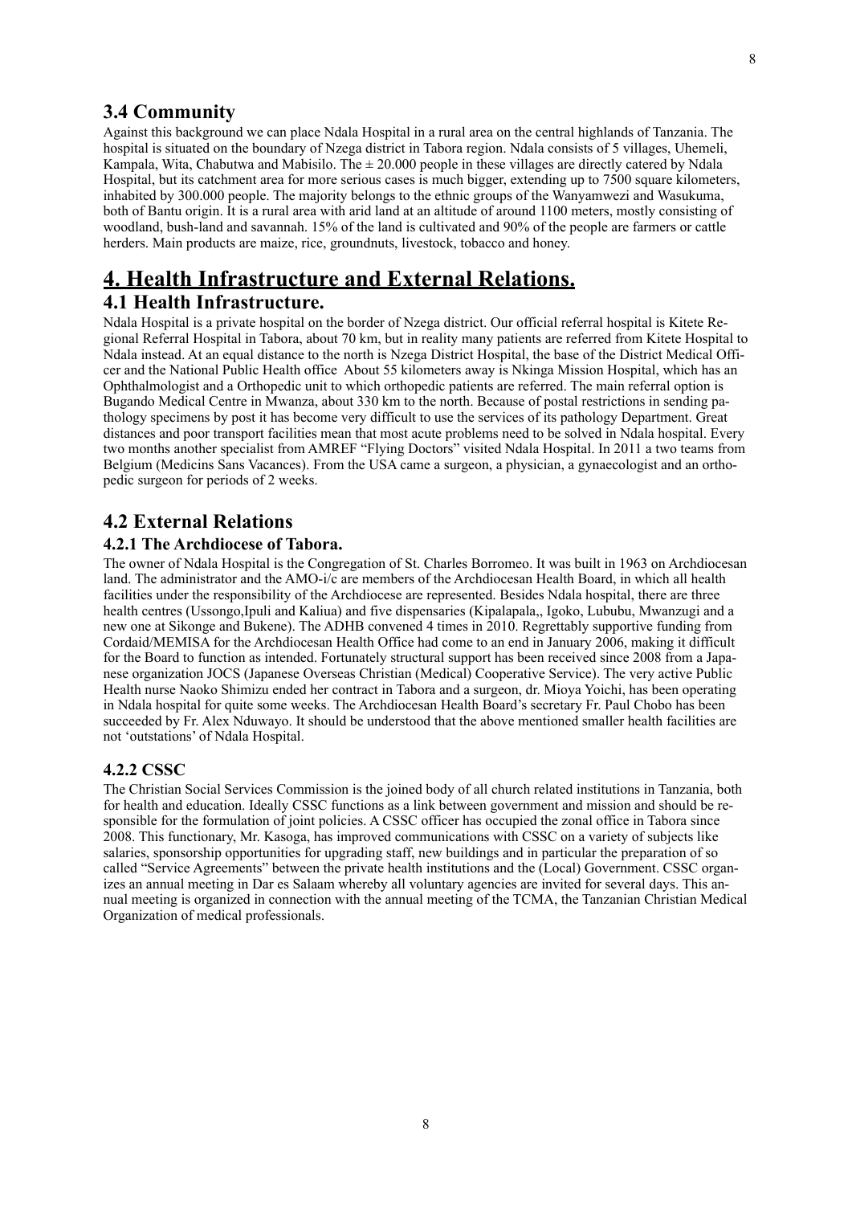## 3.4 Community

Against this background we can place Ndala Hospital in a rural area on the central highlands of Tanzania. The hospital is situated on the boundary of Nzega district in Tabora region. Ndala consists of 5 villages, Uhemeli, Kampala, Wita, Chabutwa and Mabisilo. The ± 20.000 people in these villages are directly catered by Ndala Hospital, but its catchment area for more serious cases is much bigger, extending up to 7500 square kilometers, inhabited by 300.000 people. The majority belongs to the ethnic groups of the Wanyamwezi and Wasukuma, both of Bantu origin. It is a rural area with arid land at an altitude of around 1100 meters, mostly consisting of woodland, bush-land and savannah. 15% of the land is cultivated and 90% of the people are farmers or cattle herders. Main products are maize, rice, groundnuts, livestock, tobacco and honey.

# 4. Health Infrastructure and External Relations.

## 4.1 Health Infrastructure.

Ndala Hospital is a private hospital on the border of Nzega district. Our official referral hospital is Kitete Regional Referral Hospital in Tabora, about 70 km, but in reality many patients are referred from Kitete Hospital to Ndala instead. At an equal distance to the north is Nzega District Hospital, the base of the District Medical Officer and the National Public Health office About 55 kilometers away is Nkinga Mission Hospital, which has an Ophthalmologist and a Orthopedic unit to which orthopedic patients are referred. The main referral option is Bugando Medical Centre in Mwanza, about 330 km to the north. Because of postal restrictions in sending pathology specimens by post it has become very difficult to use the services of its pathology Department. Great distances and poor transport facilities mean that most acute problems need to be solved in Ndala hospital. Every two months another specialist from AMREF "Flying Doctors" visited Ndala Hospital. In 2011 a two teams from Belgium (Medicins Sans Vacances). From the USA came a surgeon, a physician, a gynaecologist and an orthopedic surgeon for periods of 2 weeks.

## 4.2 External Relations

### 4.2.1 The Archdiocese of Tabora.

The owner of Ndala Hospital is the Congregation of St. Charles Borromeo. It was built in 1963 on Archdiocesan land. The administrator and the AMO-i/c are members of the Archdiocesan Health Board, in which all health facilities under the responsibility of the Archdiocese are represented. Besides Ndala hospital, there are three health centres (Ussongo,Ipuli and Kaliua) and five dispensaries (Kipalapala,, Igoko, Lububu, Mwanzugi and a new one at Sikonge and Bukene). The ADHB convened 4 times in 2010. Regrettably supportive funding from Cordaid/MEMISA for the Archdiocesan Health Office had come to an end in January 2006, making it difficult for the Board to function as intended. Fortunately structural support has been received since 2008 from a Japanese organization JOCS (Japanese Overseas Christian (Medical) Cooperative Service). The very active Public Health nurse Naoko Shimizu ended her contract in Tabora and a surgeon, dr. Mioya Yoichi, has been operating in Ndala hospital for quite some weeks. The Archdiocesan Health Board's secretary Fr. Paul Chobo has been succeeded by Fr. Alex Nduwayo. It should be understood that the above mentioned smaller health facilities are not 'outstations' of Ndala Hospital.

### 4.2.2 CSSC

The Christian Social Services Commission is the joined body of all church related institutions in Tanzania, both for health and education. Ideally CSSC functions as a link between government and mission and should be responsible for the formulation of joint policies. A CSSC officer has occupied the zonal office in Tabora since 2008. This functionary, Mr. Kasoga, has improved communications with CSSC on a variety of subjects like salaries, sponsorship opportunities for upgrading staff, new buildings and in particular the preparation of so called "Service Agreements" between the private health institutions and the (Local) Government. CSSC organizes an annual meeting in Dar es Salaam whereby all voluntary agencies are invited for several days. This annual meeting is organized in connection with the annual meeting of the TCMA, the Tanzanian Christian Medical Organization of medical professionals.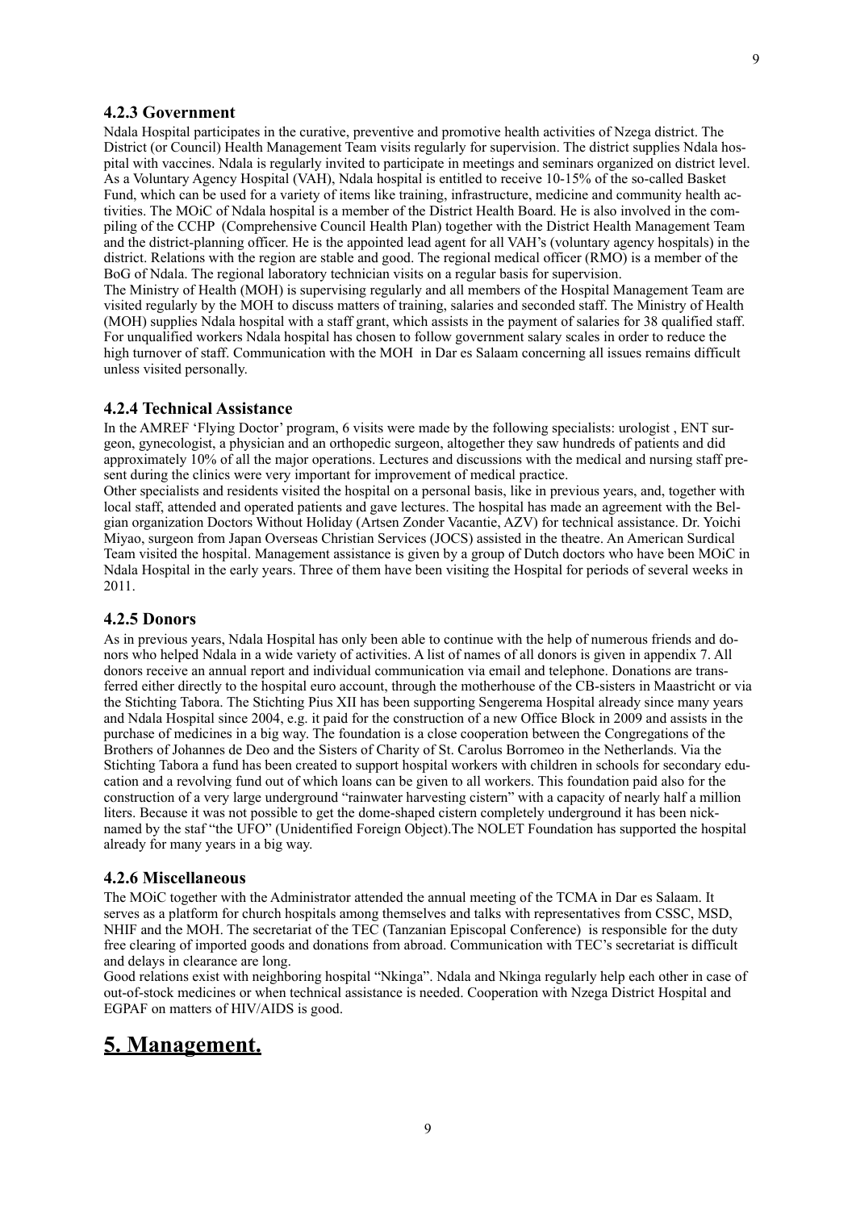### 4.2.3 Government

Ndala Hospital participates in the curative, preventive and promotive health activities of Nzega district. The District (or Council) Health Management Team visits regularly for supervision. The district supplies Ndala hospital with vaccines. Ndala is regularly invited to participate in meetings and seminars organized on district level. As a Voluntary Agency Hospital (VAH), Ndala hospital is entitled to receive 10-15% of the so-called Basket Fund, which can be used for a variety of items like training, infrastructure, medicine and community health activities. The MOiC of Ndala hospital is a member of the District Health Board. He is also involved in the compiling of the CCHP (Comprehensive Council Health Plan) together with the District Health Management Team and the district-planning officer. He is the appointed lead agent for all VAH's (voluntary agency hospitals) in the district. Relations with the region are stable and good. The regional medical officer (RMO) is a member of the BoG of Ndala. The regional laboratory technician visits on a regular basis for supervision.

The Ministry of Health (MOH) is supervising regularly and all members of the Hospital Management Team are visited regularly by the MOH to discuss matters of training, salaries and seconded staff. The Ministry of Health (MOH) supplies Ndala hospital with a staff grant, which assists in the payment of salaries for 38 qualified staff. For unqualified workers Ndala hospital has chosen to follow government salary scales in order to reduce the high turnover of staff. Communication with the MOH in Dar es Salaam concerning all issues remains difficult unless visited personally.

### 4.2.4 Technical Assistance

In the AMREF 'Flying Doctor' program, 6 visits were made by the following specialists: urologist , ENT surgeon, gynecologist, a physician and an orthopedic surgeon, altogether they saw hundreds of patients and did approximately 10% of all the major operations. Lectures and discussions with the medical and nursing staff present during the clinics were very important for improvement of medical practice.

Other specialists and residents visited the hospital on a personal basis, like in previous years, and, together with local staff, attended and operated patients and gave lectures. The hospital has made an agreement with the Belgian organization Doctors Without Holiday (Artsen Zonder Vacantie, AZV) for technical assistance. Dr. Yoichi Miyao, surgeon from Japan Overseas Christian Services (JOCS) assisted in the theatre. An American Surdical Team visited the hospital. Management assistance is given by a group of Dutch doctors who have been MOiC in Ndala Hospital in the early years. Three of them have been visiting the Hospital for periods of several weeks in 2011.

### 4.2.5 Donors

As in previous years, Ndala Hospital has only been able to continue with the help of numerous friends and donors who helped Ndala in a wide variety of activities. A list of names of all donors is given in appendix 7. All donors receive an annual report and individual communication via email and telephone. Donations are transferred either directly to the hospital euro account, through the motherhouse of the CB-sisters in Maastricht or via the Stichting Tabora. The Stichting Pius XII has been supporting Sengerema Hospital already since many years and Ndala Hospital since 2004, e.g. it paid for the construction of a new Office Block in 2009 and assists in the purchase of medicines in a big way. The foundation is a close cooperation between the Congregations of the Brothers of Johannes de Deo and the Sisters of Charity of St. Carolus Borromeo in the Netherlands. Via the Stichting Tabora a fund has been created to support hospital workers with children in schools for secondary education and a revolving fund out of which loans can be given to all workers. This foundation paid also for the construction of a very large underground "rainwater harvesting cistern" with a capacity of nearly half a million liters. Because it was not possible to get the dome-shaped cistern completely underground it has been nicknamed by the staf "the UFO" (Unidentified Foreign Object).The NOLET Foundation has supported the hospital already for many years in a big way.

### 4.2.6 Miscellaneous

The MOiC together with the Administrator attended the annual meeting of the TCMA in Dar es Salaam. It serves as a platform for church hospitals among themselves and talks with representatives from CSSC, MSD, NHIF and the MOH. The secretariat of the TEC (Tanzanian Episcopal Conference) is responsible for the duty free clearing of imported goods and donations from abroad. Communication with TEC's secretariat is difficult and delays in clearance are long.

Good relations exist with neighboring hospital "Nkinga". Ndala and Nkinga regularly help each other in case of out-of-stock medicines or when technical assistance is needed. Cooperation with Nzega District Hospital and EGPAF on matters of HIV/AIDS is good.

# 5. Management.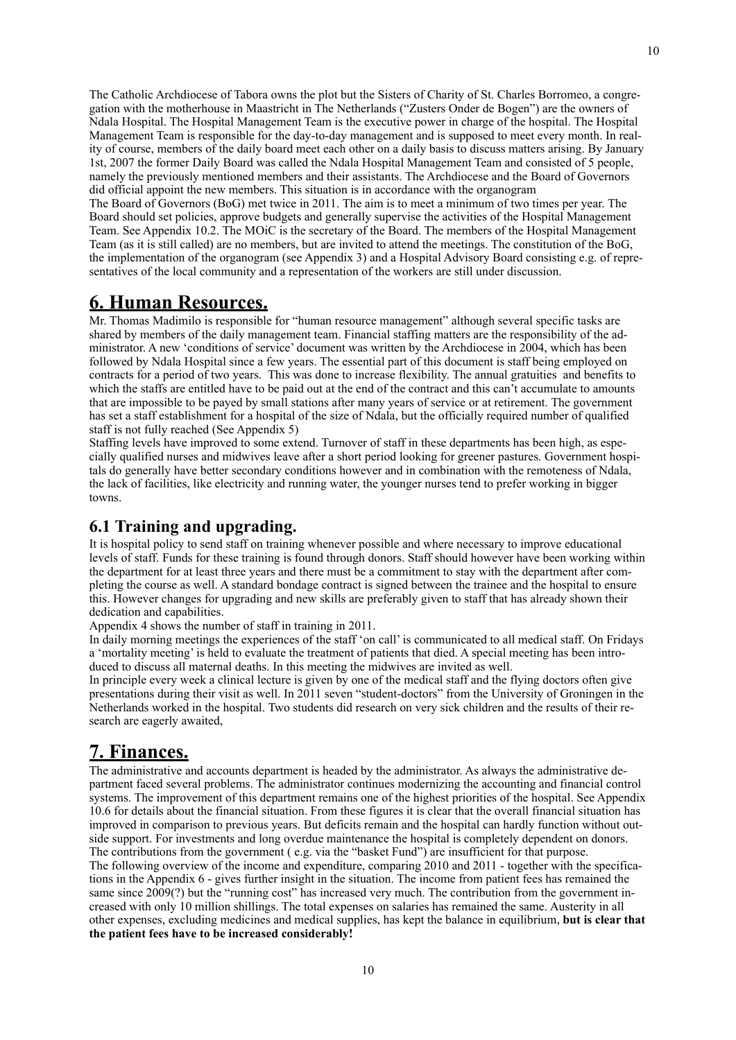The Catholic Archdiocese of Tabora owns the plot but the Sisters of Charity of St. Charles Borromeo, a congregation with the motherhouse in Maastricht in The Netherlands ("Zusters Onder de Bogen") are the owners of Ndala Hospital. The Hospital Management Team is the executive power in charge of the hospital. The Hospital Management Team is responsible for the day-to-day management and is supposed to meet every month. In reality of course, members of the daily board meet each other on a daily basis to discuss matters arising. By January 1st, 2007 the former Daily Board was called the Ndala Hospital Management Team and consisted of 5 people, namely the previously mentioned members and their assistants. The Archdiocese and the Board of Governors did official appoint the new members. This situation is in accordance with the organogram

The Board of Governors (BoG) met twice in 2011. The aim is to meet a minimum of two times per year. The Board should set policies, approve budgets and generally supervise the activities of the Hospital Management Team. See Appendix 10.2. The MOiC is the secretary of the Board. The members of the Hospital Management Team (as it is still called) are no members, but are invited to attend the meetings. The constitution of the BoG, the implementation of the organogram (see Appendix 3) and a Hospital Advisory Board consisting e.g. of representatives of the local community and a representation of the workers are still under discussion.

# 6. Human Resources.

Mr. Thomas Madimilo is responsible for "human resource management" although several specific tasks are shared by members of the daily management team. Financial staffing matters are the responsibility of the administrator. A new 'conditions of service' document was written by the Archdiocese in 2004, which has been followed by Ndala Hospital since a few years. The essential part of this document is staff being employed on contracts for a period of two years. This was done to increase flexibility. The annual gratuities and benefits to which the staffs are entitled have to be paid out at the end of the contract and this can't accumulate to amounts that are impossible to be payed by small stations after many years of service or at retirement. The government has set a staff establishment for a hospital of the size of Ndala, but the officially required number of qualified staff is not fully reached (See Appendix 5)

Staffing levels have improved to some extend. Turnover of staff in these departments has been high, as especially qualified nurses and midwives leave after a short period looking for greener pastures. Government hospitals do generally have better secondary conditions however and in combination with the remoteness of Ndala, the lack of facilities, like electricity and running water, the younger nurses tend to prefer working in bigger towns.

## 6.1 Training and upgrading.

It is hospital policy to send staff on training whenever possible and where necessary to improve educational levels of staff. Funds for these training is found through donors. Staff should however have been working within the department for at least three years and there must be a commitment to stay with the department after completing the course as well. A standard bondage contract is signed between the trainee and the hospital to ensure this. However changes for upgrading and new skills are preferably given to staff that has already shown their dedication and capabilities.

Appendix 4 shows the number of staff in training in 2011.

In daily morning meetings the experiences of the staff 'on call' is communicated to all medical staff. On Fridays a 'mortality meeting' is held to evaluate the treatment of patients that died. A special meeting has been introduced to discuss all maternal deaths. In this meeting the midwives are invited as well.

In principle every week a clinical lecture is given by one of the medical staff and the flying doctors often give presentations during their visit as well. In 2011 seven "student-doctors" from the University of Groningen in the Netherlands worked in the hospital. Two students did research on very sick children and the results of their research are eagerly awaited,

# 7. Finances.

The administrative and accounts department is headed by the administrator. As always the administrative department faced several problems. The administrator continues modernizing the accounting and financial control systems. The improvement of this department remains one of the highest priorities of the hospital. See Appendix 10.6 for details about the financial situation. From these figures it is clear that the overall financial situation has improved in comparison to previous years. But deficits remain and the hospital can hardly function without outside support. For investments and long overdue maintenance the hospital is completely dependent on donors. The contributions from the government ( e.g. via the "basket Fund") are insufficient for that purpose.

The following overview of the income and expenditure, comparing 2010 and 2011 - together with the specifications in the Appendix 6 - gives further insight in the situation. The income from patient fees has remained the same since 2009(?) but the "running cost" has increased very much. The contribution from the government increased with only 10 million shillings. The total expenses on salaries has remained the same. Austerity in all other expenses, excluding medicines and medical supplies, has kept the balance in equilibrium, **but is clear that the patient fees have to be increased considerably!**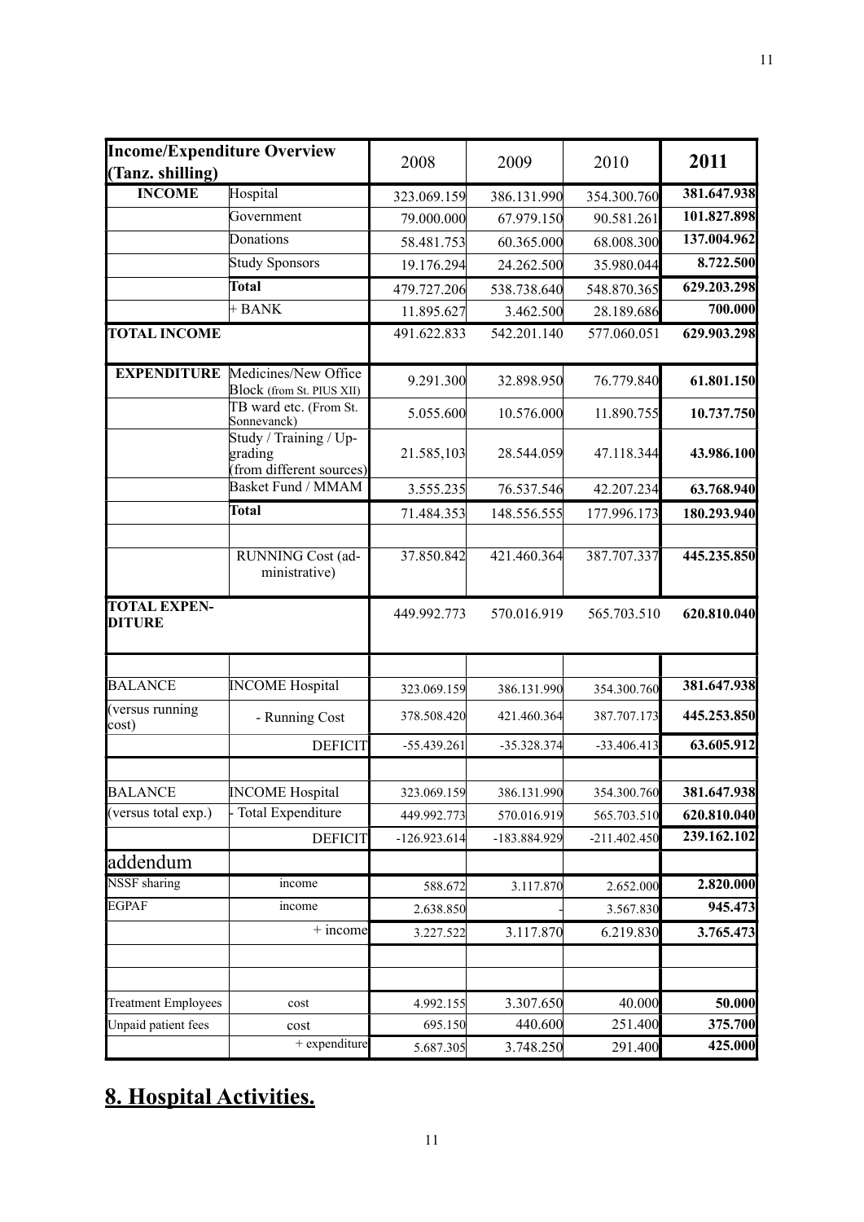| **Income/Expenditure Overview (Tanz. shilling)** | | 2008 | 2009 | 2010 | **2011** |
|---|---|---|---|---|---|
| **INCOME** | Hospital | 323.069.159 | 386.131.990 | 354.300.760 | **381.647.938** |
| | Government | 79.000.000 | 67.979.150 | 90.581.261 | **101.827.898** |
| | Donations | 58.481.753 | 60.365.000 | 68.008.300 | **137.004.962** |
| | Study Sponsors | 19.176.294 | 24.262.500 | 35.980.044 | **8.722.500** |
| | **Total** | 479.727.206 | 538.738.640 | 548.870.365 | **629.203.298** |
| | + BANK | 11.895.627 | 3.462.500 | 28.189.686 | **700.000** |
| **TOTAL INCOME** | | 491.622.833 | 542.201.140 | 577.060.051 | **629.903.298** |
| **EXPENDITURE** | Medicines/New Office Block (from St. PIUS XII) | 9.291.300 | 32.898.950 | 76.779.840 | **61.801.150** |
| | TB ward etc. (From St. Sonnevanck) | 5.055.600 | 10.576.000 | 11.890.755 | **10.737.750** |
| | Study / Training / Upgrading (from different sources) | 21.585,103 | 28.544.059 | 47.118.344 | **43.986.100** |
| | Basket Fund / MMAM | 3.555.235 | 76.537.546 | 42.207.234 | **63.768.940** |
| | **Total** | 71.484.353 | 148.556.555 | 177.996.173 | **180.293.940** |
| | | | | | |
| | RUNNING Cost (administrative) | 37.850.842 | 421.460.364 | 387.707.337 | **445.235.850** |
| **TOTAL EXPENDITURE** | | 449.992.773 | 570.016.919 | 565.703.510 | **620.810.040** |
| | | | | | |
| BALANCE | INCOME Hospital | 323.069.159 | 386.131.990 | 354.300.760 | **381.647.938** |
| (versus running cost) | - Running Cost | 378.508.420 | 421.460.364 | 387.707.173 | **445.253.850** |
| | DEFICIT | -55.439.261 | -35.328.374 | -33.406.413 | **63.605.912** |
| | | | | | |
| BALANCE | INCOME Hospital | 323.069.159 | 386.131.990 | 354.300.760 | **381.647.938** |
| (versus total exp.) | - Total Expenditure | 449.992.773 | 570.016.919 | 565.703.510 | **620.810.040** |
| | DEFICIT | -126.923.614 | -183.884.929 | -211.402.450 | **239.162.102** |
| addendum | | | | | |
| NSSF sharing | income | 588.672 | 3.117.870 | 2.652.000 | **2.820.000** |
| EGPAF | income | 2.638.850 | - | 3.567.830 | **945.473** |
| | + income | 3.227.522 | 3.117.870 | 6.219.830 | **3.765.473** |
| | | | | | |
| | | | | | |
| Treatment Employees | cost | 4.992.155 | 3.307.650 | 40.000 | **50.000** |
| Unpaid patient fees | cost | 695.150 | 440.600 | 251.400 | **375.700** |
| | + expenditure | 5.687.305 | 3.748.250 | 291.400 | **425.000** |

## 8. Hospital Activities.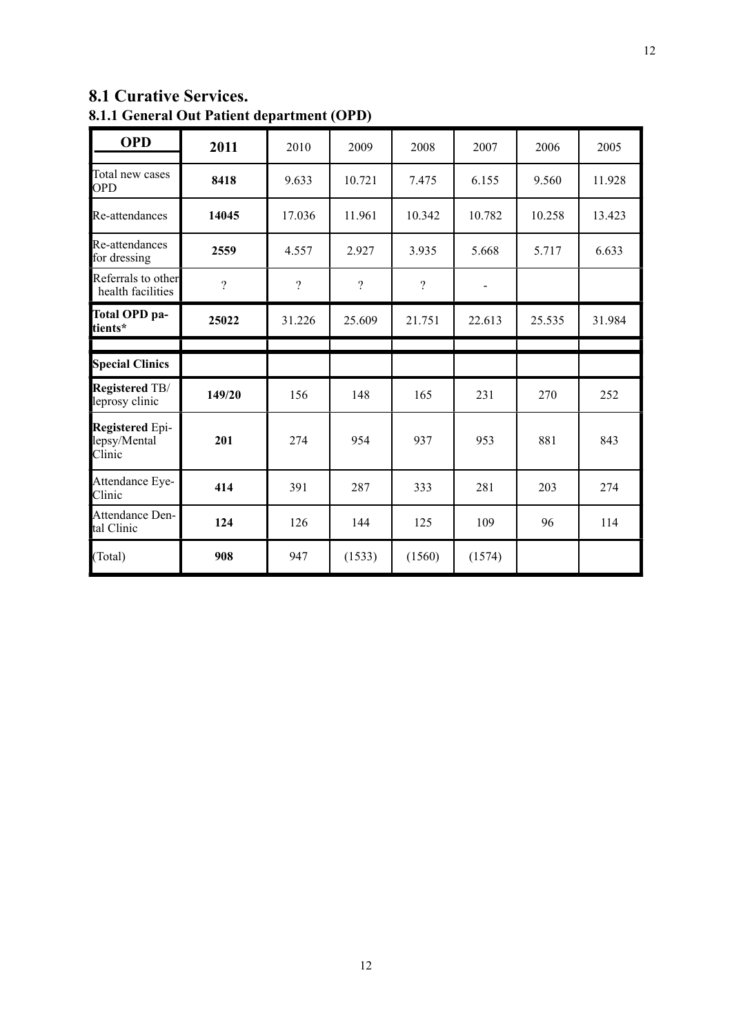## 8.1 Curative Services.

### 8.1.1 General Out Patient department (OPD)

| OPD | 2011 | 2010 | 2009 | 2008 | 2007 | 2006 | 2005 |
|---|---|---|---|---|---|---|---|
| Total new cases OPD | **8418** | 9.633 | 10.721 | 7.475 | 6.155 | 9.560 | 11.928 |
| Re-attendances | **14045** | 17.036 | 11.961 | 10.342 | 10.782 | 10.258 | 13.423 |
| Re-attendances for dressing | **2559** | 4.557 | 2.927 | 3.935 | 5.668 | 5.717 | 6.633 |
| Referrals to other health facilities | ? | ? | ? | ? | - | | |
| **Total OPD patients*** | **25022** | 31.226 | 25.609 | 21.751 | 22.613 | 25.535 | 31.984 |
| | | | | | | | |
| **Special Clinics** | | | | | | | |
| **Registered** TB/ leprosy clinic | **149/20** | 156 | 148 | 165 | 231 | 270 | 252 |
| **Registered** Epilepsy/Mental Clinic | **201** | 274 | 954 | 937 | 953 | 881 | 843 |
| Attendance Eye-Clinic | **414** | 391 | 287 | 333 | 281 | 203 | 274 |
| Attendance Dental Clinic | **124** | 126 | 144 | 125 | 109 | 96 | 114 |
| (Total) | **908** | 947 | (1533) | (1560) | (1574) | | |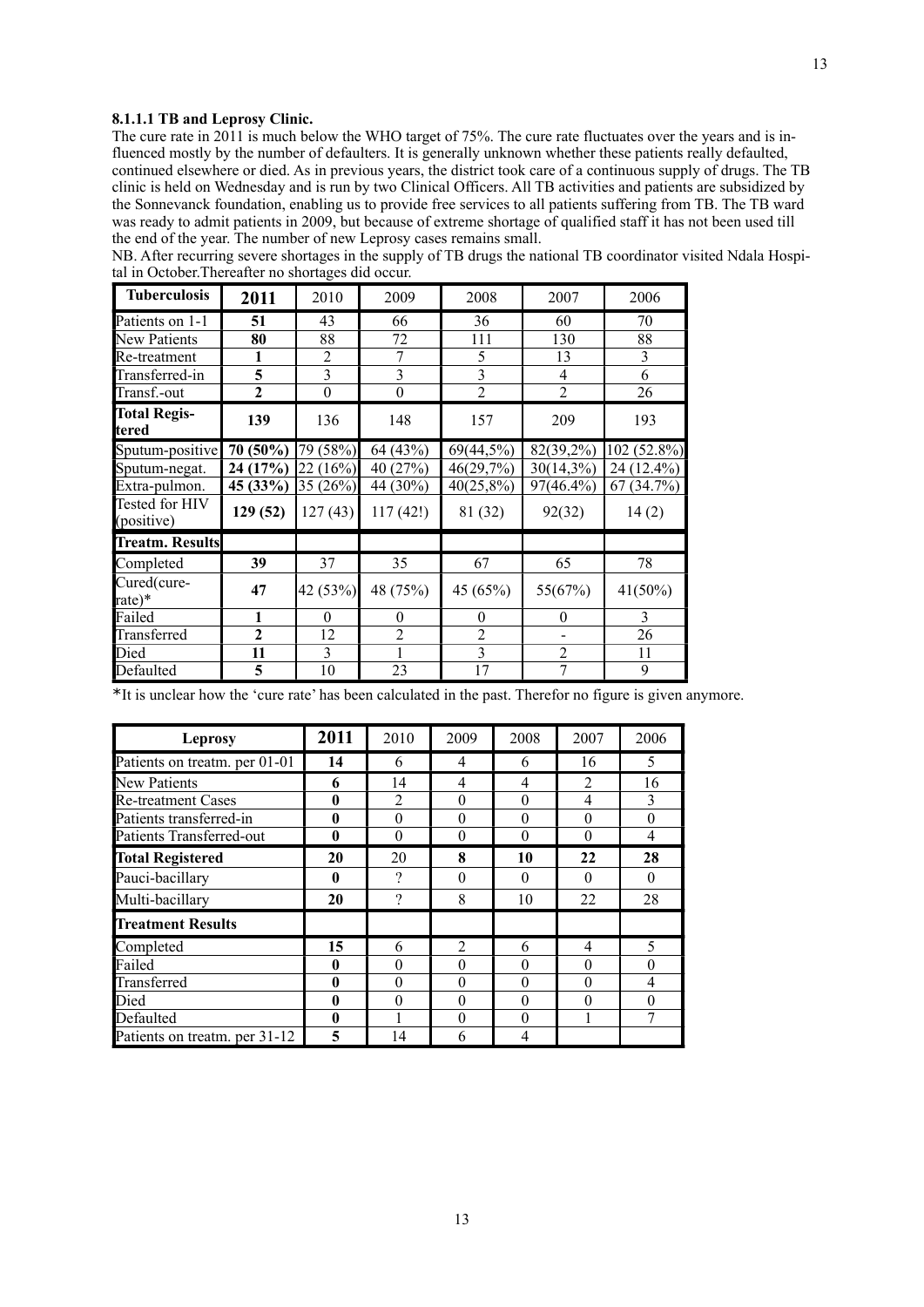#### 8.1.1.1 TB and Leprosy Clinic.

The cure rate in 2011 is much below the WHO target of 75%. The cure rate fluctuates over the years and is influenced mostly by the number of defaulters. It is generally unknown whether these patients really defaulted, continued elsewhere or died. As in previous years, the district took care of a continuous supply of drugs. The TB clinic is held on Wednesday and is run by two Clinical Officers. All TB activities and patients are subsidized by the Sonnevanck foundation, enabling us to provide free services to all patients suffering from TB. The TB ward was ready to admit patients in 2009, but because of extreme shortage of qualified staff it has not been used till the end of the year. The number of new Leprosy cases remains small.

NB. After recurring severe shortages in the supply of TB drugs the national TB coordinator visited Ndala Hospital in October.Thereafter no shortages did occur.

| Tuberculosis | 2011 | 2010 | 2009 | 2008 | 2007 | 2006 |
|---|---|---|---|---|---|---|
| Patients on 1-1 | **51** | 43 | 66 | 36 | 60 | 70 |
| New Patients | **80** | 88 | 72 | 111 | 130 | 88 |
| Re-treatment | **1** | 2 | 7 | 5 | 13 | 3 |
| Transferred-in | **5** | 3 | 3 | 3 | 4 | 6 |
| Transf.-out | **2** | 0 | 0 | 2 | 2 | 26 |
| **Total Registered** | **139** | 136 | 148 | 157 | 209 | 193 |
| Sputum-positive | **70 (50%)** | 79 (58%) | 64 (43%) | 69(44,5%) | 82(39,2%) | 102 (52.8%) |
| Sputum-negat. | **24 (17%)** | 22 (16%) | 40 (27%) | 46(29,7%) | 30(14,3%) | 24 (12.4%) |
| Extra-pulmon. | **45 (33%)** | 35 (26%) | 44 (30%) | 40(25,8%) | 97(46.4%) | 67 (34.7%) |
| Tested for HIV (positive) | **129 (52)** | 127 (43) | 117 (42!) | 81 (32) | 92(32) | 14 (2) |
| **Treatm. Results** | | | | | | |
| Completed | **39** | 37 | 35 | 67 | 65 | 78 |
| Cured(cure-rate)* | **47** | 42 (53%) | 48 (75%) | 45 (65%) | 55(67%) | 41(50%) |
| Failed | **1** | 0 | 0 | 0 | 0 | 3 |
| Transferred | **2** | 12 | 2 | 2 | - | 26 |
| Died | **11** | 3 | 1 | 3 | 2 | 11 |
| Defaulted | **5** | 10 | 23 | 17 | 7 | 9 |

*It is unclear how the 'cure rate' has been calculated in the past. Therefor no figure is given anymore.

| Leprosy | 2011 | 2010 | 2009 | 2008 | 2007 | 2006 |
|---|---|---|---|---|---|---|
| Patients on treatm. per 01-01 | **14** | 6 | 4 | 6 | 16 | 5 |
| New Patients | **6** | 14 | 4 | 4 | 2 | 16 |
| Re-treatment Cases | **0** | 2 | 0 | 0 | 4 | 3 |
| Patients transferred-in | **0** | 0 | 0 | 0 | 0 | 0 |
| Patients Transferred-out | **0** | 0 | 0 | 0 | 0 | 4 |
| **Total Registered** | **20** | 20 | **8** | **10** | **22** | **28** |
| Pauci-bacillary | **0** | ? | 0 | 0 | 0 | 0 |
| Multi-bacillary | **20** | ? | 8 | 10 | 22 | 28 |
| **Treatment Results** | | | | | | |
| Completed | **15** | 6 | 2 | 6 | 4 | 5 |
| Failed | **0** | 0 | 0 | 0 | 0 | 0 |
| Transferred | **0** | 0 | 0 | 0 | 0 | 4 |
| Died | **0** | 0 | 0 | 0 | 0 | 0 |
| Defaulted | **0** | 1 | 0 | 0 | 1 | 7 |
| Patients on treatm. per 31-12 | **5** | 14 | 6 | 4 | | |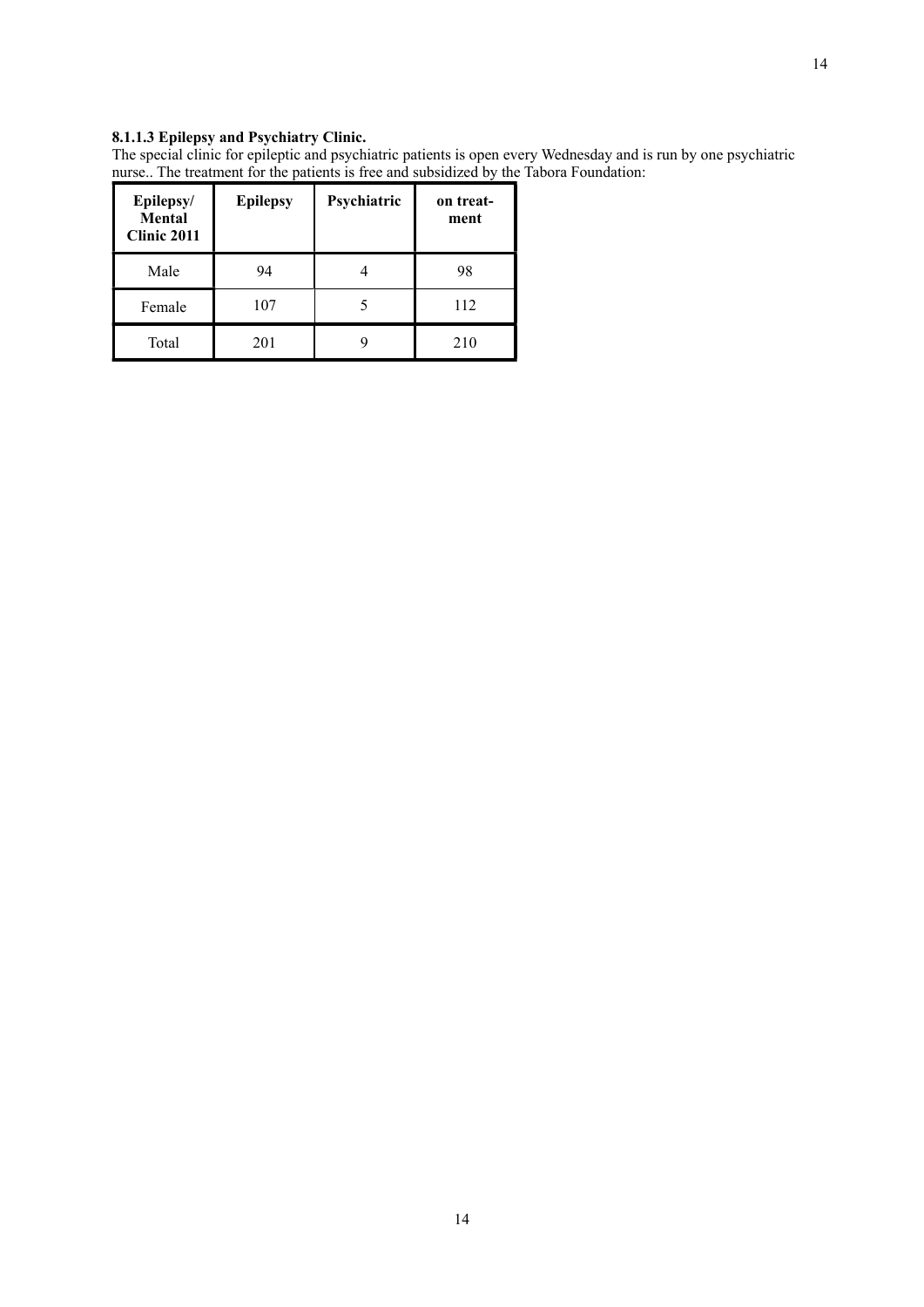#### 8.1.1.3 Epilepsy and Psychiatry Clinic.

The special clinic for epileptic and psychiatric patients is open every Wednesday and is run by one psychiatric nurse.. The treatment for the patients is free and subsidized by the Tabora Foundation:

| Epilepsy/ Mental Clinic 2011 | Epilepsy | Psychiatric | on treat-ment |
|---|---|---|---|
| Male | 94 | 4 | 98 |
| Female | 107 | 5 | 112 |
| Total | 201 | 9 | 210 |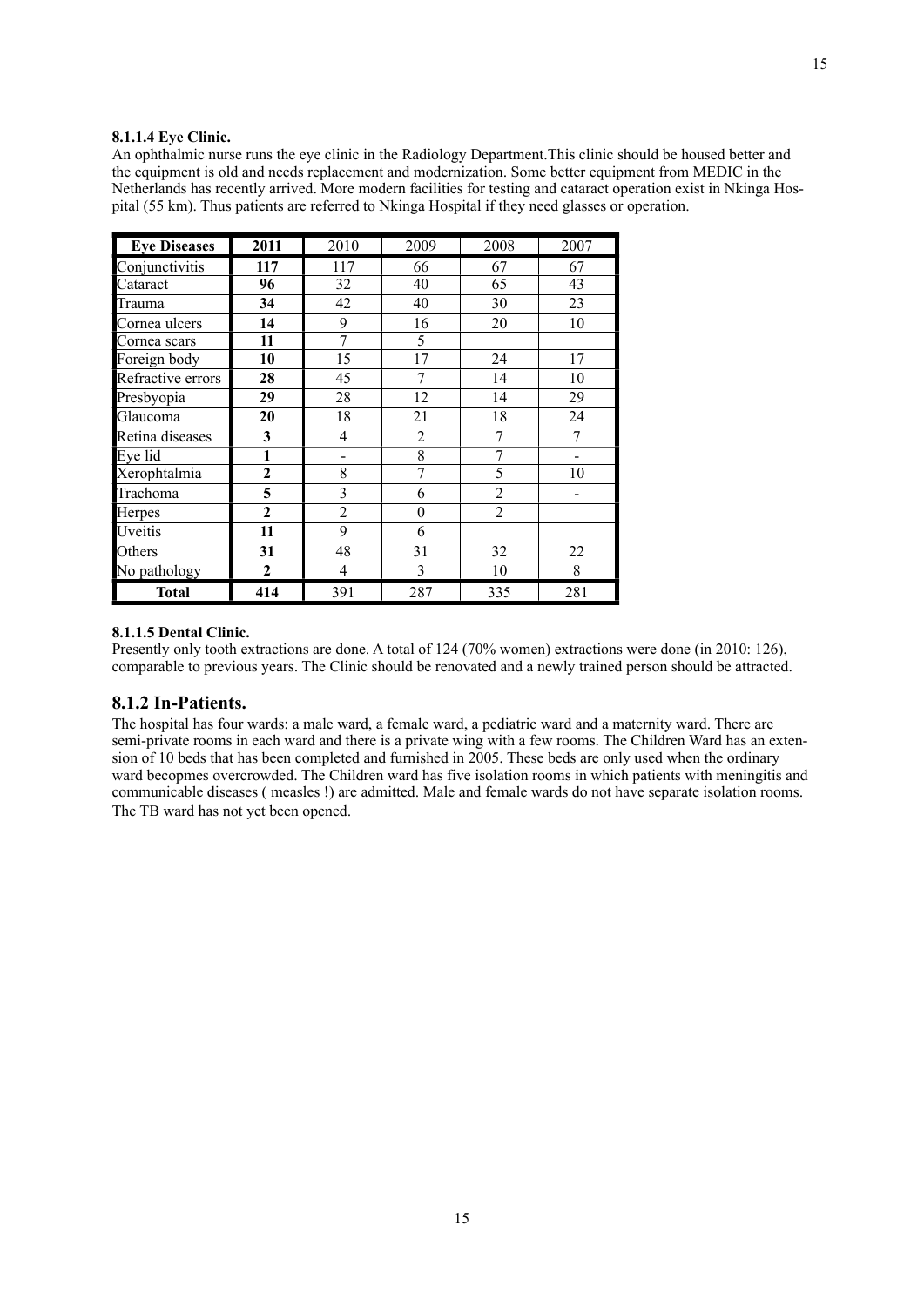**8.1.1.4 Eye Clinic.**

An ophthalmic nurse runs the eye clinic in the Radiology Department.This clinic should be housed better and the equipment is old and needs replacement and modernization. Some better equipment from MEDIC in the Netherlands has recently arrived. More modern facilities for testing and cataract operation exist in Nkinga Hospital (55 km). Thus patients are referred to Nkinga Hospital if they need glasses or operation.

| **Eye Diseases** | **2011** | 2010 | 2009 | 2008 | 2007 |
|---|---|---|---|---|---|
| Conjunctivitis | **117** | 117 | 66 | 67 | 67 |
| Cataract | **96** | 32 | 40 | 65 | 43 |
| Trauma | **34** | 42 | 40 | 30 | 23 |
| Cornea ulcers | **14** | 9 | 16 | 20 | 10 |
| Cornea scars | **11** | 7 | 5 | | |
| Foreign body | **10** | 15 | 17 | 24 | 17 |
| Refractive errors | **28** | 45 | 7 | 14 | 10 |
| Presbyopia | **29** | 28 | 12 | 14 | 29 |
| Glaucoma | **20** | 18 | 21 | 18 | 24 |
| Retina diseases | **3** | 4 | 2 | 7 | 7 |
| Eye lid | **1** | - | 8 | 7 | - |
| Xerophtalmia | **2** | 8 | 7 | 5 | 10 |
| Trachoma | **5** | 3 | 6 | 2 | - |
| Herpes | **2** | 2 | 0 | 2 | |
| Uveitis | **11** | 9 | 6 | | |
| Others | **31** | 48 | 31 | 32 | 22 |
| No pathology | **2** | 4 | 3 | 10 | 8 |
| **Total** | **414** | 391 | 287 | 335 | 281 |

**8.1.1.5 Dental Clinic.**

Presently only tooth extractions are done. A total of 124 (70% women) extractions were done (in 2010: 126), comparable to previous years. The Clinic should be renovated and a newly trained person should be attracted.

## 8.1.2 In-Patients.

The hospital has four wards: a male ward, a female ward, a pediatric ward and a maternity ward. There are semi-private rooms in each ward and there is a private wing with a few rooms. The Children Ward has an extension of 10 beds that has been completed and furnished in 2005. These beds are only used when the ordinary ward becopmes overcrowded. The Children ward has five isolation rooms in which patients with meningitis and communicable diseases ( measles !) are admitted. Male and female wards do not have separate isolation rooms. The TB ward has not yet been opened.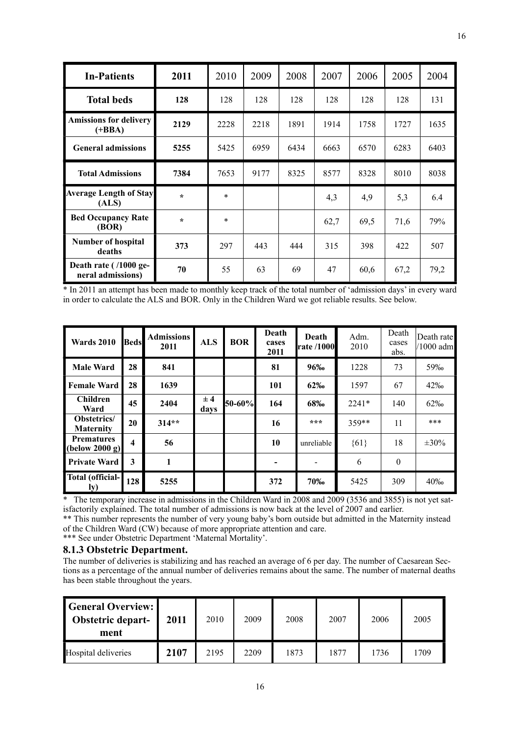| In-Patients | 2011 | 2010 | 2009 | 2008 | 2007 | 2006 | 2005 | 2004 |
|---|---|---|---|---|---|---|---|---|
| **Total beds** | **128** | 128 | 128 | 128 | 128 | 128 | 128 | 131 |
| **Amissions for delivery (+BBA)** | **2129** | 2228 | 2218 | 1891 | 1914 | 1758 | 1727 | 1635 |
| **General admissions** | **5255** | 5425 | 6959 | 6434 | 6663 | 6570 | 6283 | 6403 |
| **Total Admissions** | **7384** | 7653 | 9177 | 8325 | 8577 | 8328 | 8010 | 8038 |
| **Average Length of Stay (ALS)** | * | * | | | 4,3 | 4,9 | 5,3 | 6.4 |
| **Bed Occupancy Rate (BOR)** | * | * | | | 62,7 | 69,5 | 71,6 | 79% |
| **Number of hospital deaths** | **373** | 297 | 443 | 444 | 315 | 398 | 422 | 507 |
| **Death rate ( /1000 general admissions)** | **70** | 55 | 63 | 69 | 47 | 60,6 | 67,2 | 79,2 |

* In 2011 an attempt has been made to monthly keep track of the total number of 'admission days' in every ward in order to calculate the ALS and BOR. Only in the Children Ward we got reliable results. See below.

| Wards 2010 | Beds | Admissions 2011 | ALS | BOR | Death cases 2011 | Death rate /1000 | Adm. 2010 | Death cases abs. | Death rate /1000 adm |
|---|---|---|---|---|---|---|---|---|---|
| **Male Ward** | **28** | **841** | | | **81** | **96‰** | 1228 | 73 | 59‰ |
| **Female Ward** | **28** | **1639** | | | **101** | **62‰** | 1597 | 67 | 42‰ |
| **Children Ward** | **45** | **2404** | **± 4 days** | **50-60%** | **164** | **68‰** | 2241* | 140 | 62‰ |
| **Obstetrics/ Maternity** | **20** | **314**** | | | **16** | ***** | 359** | 11 | *** |
| **Prematures (below 2000 g)** | **4** | **56** | | | **10** | unreliable | {61} | 18 | ±30% |
| **Private Ward** | **3** | **1** | | | **-** | - | 6 | 0 | |
| **Total (officially)** | **128** | **5255** | | | **372** | **70‰** | 5425 | 309 | 40‰ |

* The temporary increase in admissions in the Children Ward in 2008 and 2009 (3536 and 3855) is not yet satisfactorily explained. The total number of admissions is now back at the level of 2007 and earlier.

** This number represents the number of very young baby's born outside but admitted in the Maternity instead of the Children Ward (CW) because of more appropriate attention and care.

*** See under Obstetric Department 'Maternal Mortality'.

### 8.1.3 Obstetric Department.

The number of deliveries is stabilizing and has reached an average of 6 per day. The number of Caesarean Sections as a percentage of the annual number of deliveries remains about the same. The number of maternal deaths has been stable throughout the years.

| General Overview: Obstetric department | 2011 | 2010 | 2009 | 2008 | 2007 | 2006 | 2005 |
|---|---|---|---|---|---|---|---|
| Hospital deliveries | **2107** | 2195 | 2209 | 1873 | 1877 | 1736 | 1709 |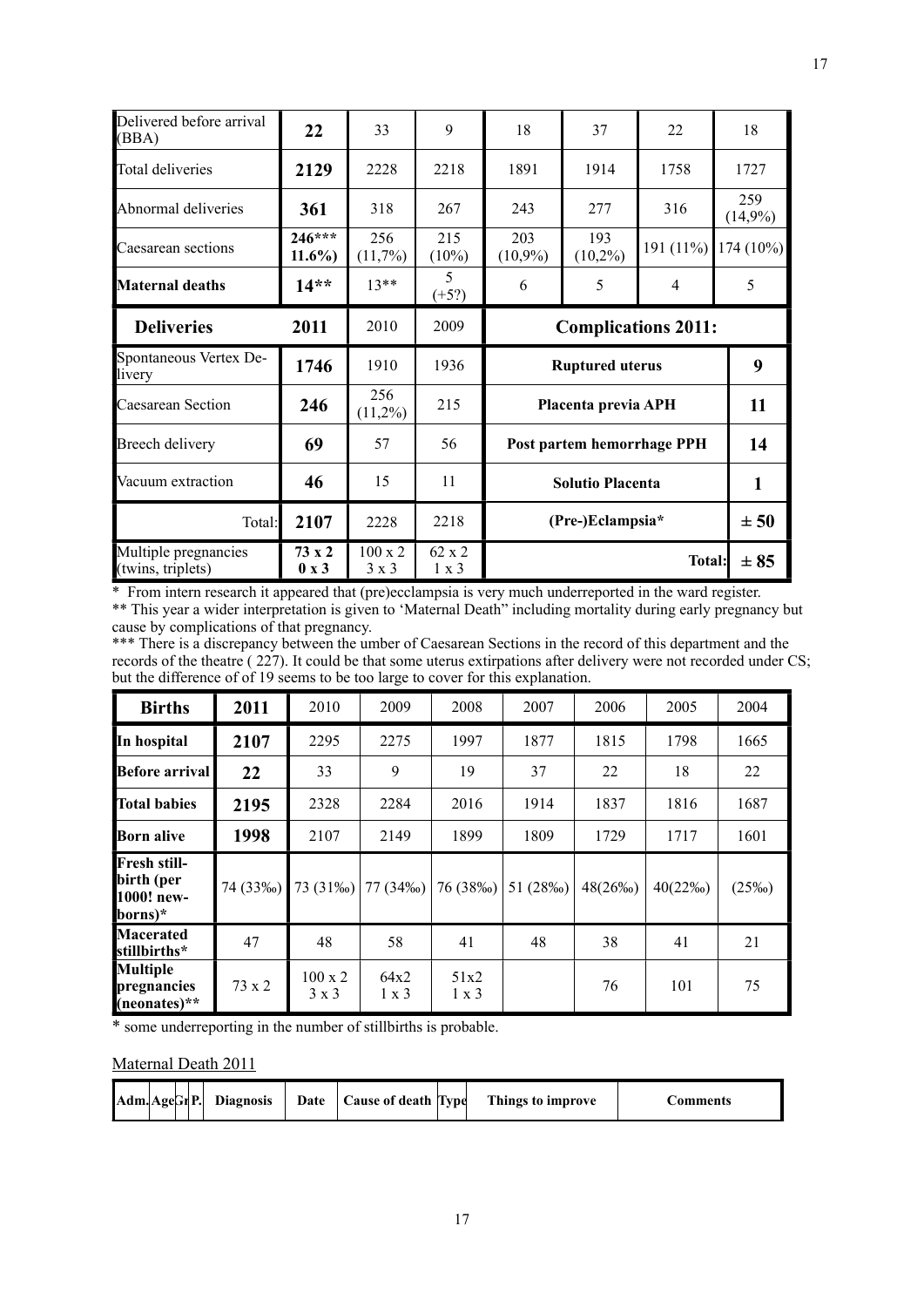| Delivered before arrival (BBA) | **22** | 33 | 9 | 18 | 37 | 22 | 18 |
|---|---|---|---|---|---|---|---|
| Total deliveries | **2129** | 2228 | 2218 | 1891 | 1914 | 1758 | 1727 |
| Abnormal deliveries | **361** | 318 | 267 | 243 | 277 | 316 | 259 (14,9%) |
| Caesarean sections | **246*** 11.6%)** | 256 (11,7%) | 215 (10%) | 203 (10,9%) | 193 (10,2%) | 191 (11%) | 174 (10%) |
| **Maternal deaths** | **14**** | 13** | 5 (+5?) | 6 | 5 | 4 | 5 |

| **Deliveries** | **2011** | 2010 | 2009 | **Complications 2011:** | |
|---|---|---|---|---|---|
| Spontaneous Vertex Delivery | **1746** | 1910 | 1936 | **Ruptured uterus** | **9** |
| Caesarean Section | **246** | 256 (11,2%) | 215 | **Placenta previa APH** | **11** |
| Breech delivery | **69** | 57 | 56 | **Post partem hemorrhage PPH** | **14** |
| Vacuum extraction | **46** | 15 | 11 | **Solutio Placenta** | **1** |
| Total: | **2107** | 2228 | 2218 | **(Pre-)Eclampsia*** | **± 50** |
| Multiple pregnancies (twins, triplets) | **73 x 2 0 x 3** | 100 x 2 3 x 3 | 62 x 2 1 x 3 | **Total:** | **± 85** |

* From intern research it appeared that (pre)ecclampsia is very much underreported in the ward register.
** This year a wider interpretation is given to 'Maternal Death" including mortality during early pregnancy but cause by complications of that pregnancy.
*** There is a discrepancy between the umber of Caesarean Sections in the record of this department and the records of the theatre ( 227). It could be that some uterus extirpations after delivery were not recorded under CS; but the difference of of 19 seems to be too large to cover for this explanation.

| **Births** | **2011** | 2010 | 2009 | 2008 | 2007 | 2006 | 2005 | 2004 |
|---|---|---|---|---|---|---|---|---|
| **In hospital** | **2107** | 2295 | 2275 | 1997 | 1877 | 1815 | 1798 | 1665 |
| **Before arrival** | **22** | 33 | 9 | 19 | 37 | 22 | 18 | 22 |
| **Total babies** | **2195** | 2328 | 2284 | 2016 | 1914 | 1837 | 1816 | 1687 |
| **Born alive** | **1998** | 2107 | 2149 | 1899 | 1809 | 1729 | 1717 | 1601 |
| **Fresh still-birth (per 1000! new-borns)*** | 74 (33‰) | 73 (31‰) | 77 (34‰) | 76 (38‰) | 51 (28‰) | 48(26‰) | 40(22‰) | (25‰) |
| **Macerated stillbirths*** | 47 | 48 | 58 | 41 | 48 | 38 | 41 | 21 |
| **Multiple pregnancies (neonates)**** | 73 x 2 | 100 x 2 3 x 3 | 64x2 1 x 3 | 51x2 1 x 3 | | 76 | 101 | 75 |

* some underreporting in the number of stillbirths is probable.

Maternal Death 2011

| Adm. | Age | Gr | P. | Diagnosis | Date | Cause of death | Type | Things to improve | Comments |
|---|---|---|---|---|---|---|---|---|---|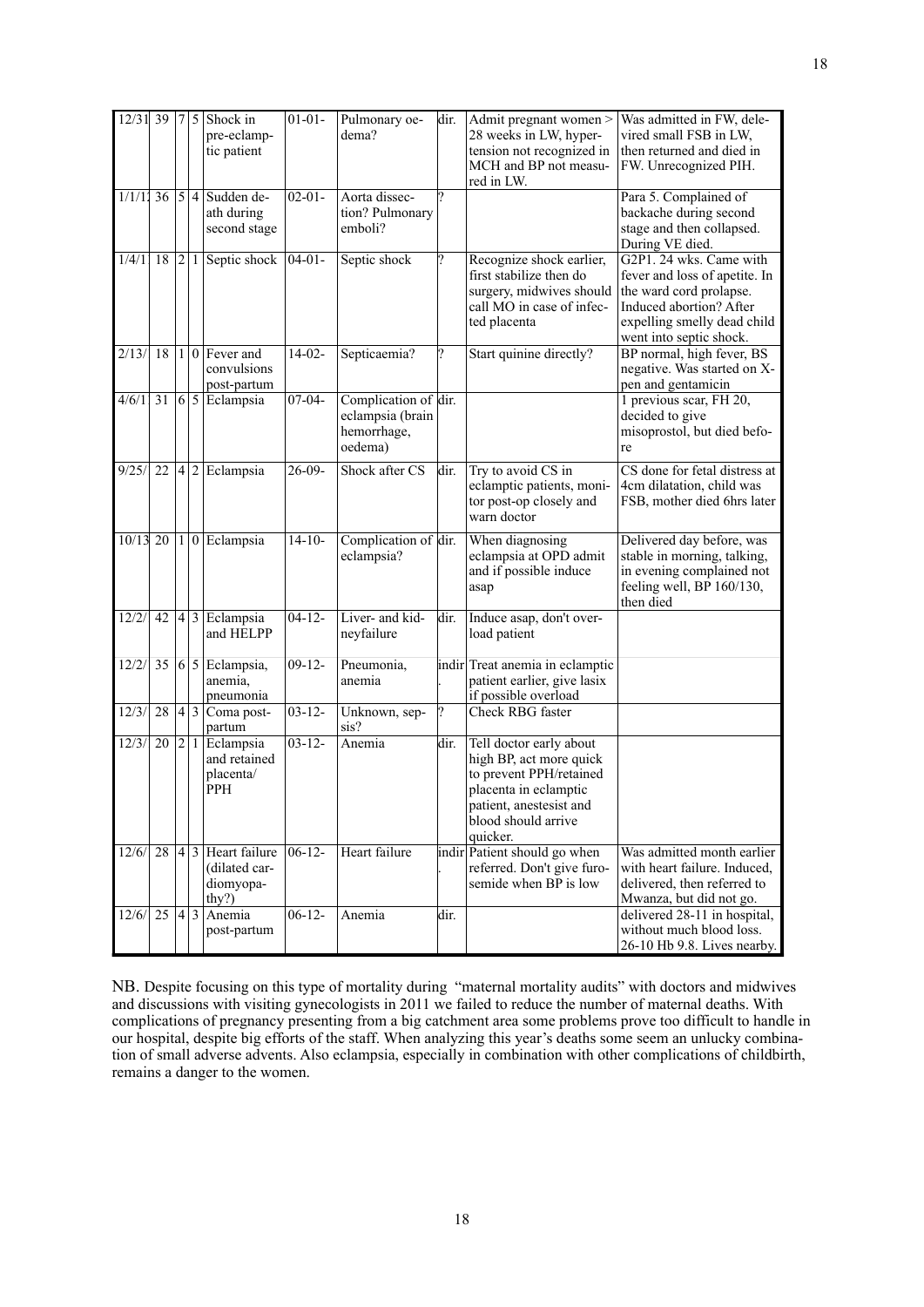| | | | | | | | | | |
|---|---|---|---|---|---|---|---|---|---|
| 12/31 | 39 | 7 | 5 | Shock in pre-eclamptic patient | 01-01- | Pulmonary oedema? | dir. | Admit pregnant women > 28 weeks in LW, hypertension not recognized in MCH and BP not measured in LW. | Was admitted in FW, delevired small FSB in LW, then returned and died in FW. Unrecognized PIH. |
| 1/1/1 | 36 | 5 | 4 | Sudden death during second stage | 02-01- | Aorta dissection? Pulmonary emboli? | ? | | Para 5. Complained of backache during second stage and then collapsed. During VE died. |
| 1/4/1 | 18 | 2 | 1 | Septic shock | 04-01- | Septic shock | ? | Recognize shock earlier, first stabilize then do surgery, midwives should call MO in case of infected placenta | G2P1. 24 wks. Came with fever and loss of apetite. In the ward cord prolapse. Induced abortion? After expelling smelly dead child went into septic shock. |
| 2/13/ | 18 | 1 | 0 | Fever and convulsions post-partum | 14-02- | Septicaemia? | ? | Start quinine directly? | BP normal, high fever, BS negative. Was started on X-pen and gentamicin |
| 4/6/1 | 31 | 6 | 5 | Eclampsia | 07-04- | Complication of eclampsia (brain hemorrhage, oedema) | dir. | | 1 previous scar, FH 20, decided to give misoprostol, but died before |
| 9/25/ | 22 | 4 | 2 | Eclampsia | 26-09- | Shock after CS | dir. | Try to avoid CS in eclamptic patients, monitor post-op closely and warn doctor | CS done for fetal distress at 4cm dilatation, child was FSB, mother died 6hrs later |
| 10/13 | 20 | 1 | 0 | Eclampsia | 14-10- | Complication of eclampsia? | dir. | When diagnosing eclampsia at OPD admit and if possible induce asap | Delivered day before, was stable in morning, talking, in evening complained not feeling well, BP 160/130, then died |
| 12/2/ | 42 | 4 | 3 | Eclampsia and HELPP | 04-12- | Liver- and kidneyfailure | dir. | Induce asap, don't overload patient | |
| 12/2/ | 35 | 6 | 5 | Eclampsia, anemia, pneumonia | 09-12- | Pneumonia, anemia | indir. | Treat anemia in eclamptic patient earlier, give lasix if possible overload | |
| 12/3/ | 28 | 4 | 3 | Coma post-partum | 03-12- | Unknown, sepsis? | ? | Check RBG faster | |
| 12/3/ | 20 | 2 | 1 | Eclampsia and retained placenta/ PPH | 03-12- | Anemia | dir. | Tell doctor early about high BP, act more quick to prevent PPH/retained placenta in eclamptic patient, anestesist and blood should arrive quicker. | |
| 12/6/ | 28 | 4 | 3 | Heart failure (dilated cardiomyopathy?) | 06-12- | Heart failure | indir. | Patient should go when referred. Don't give furosemide when BP is low | Was admitted month earlier with heart failure. Induced, delivered, then referred to Mwanza, but did not go. |
| 12/6/ | 25 | 4 | 3 | Anemia post-partum | 06-12- | Anemia | dir. | | delivered 28-11 in hospital, without much blood loss. 26-10 Hb 9.8. Lives nearby. |

NB. Despite focusing on this type of mortality during "maternal mortality audits" with doctors and midwives and discussions with visiting gynecologists in 2011 we failed to reduce the number of maternal deaths. With complications of pregnancy presenting from a big catchment area some problems prove too difficult to handle in our hospital, despite big efforts of the staff. When analyzing this year's deaths some seem an unlucky combination of small adverse advents. Also eclampsia, especially in combination with other complications of childbirth, remains a danger to the women.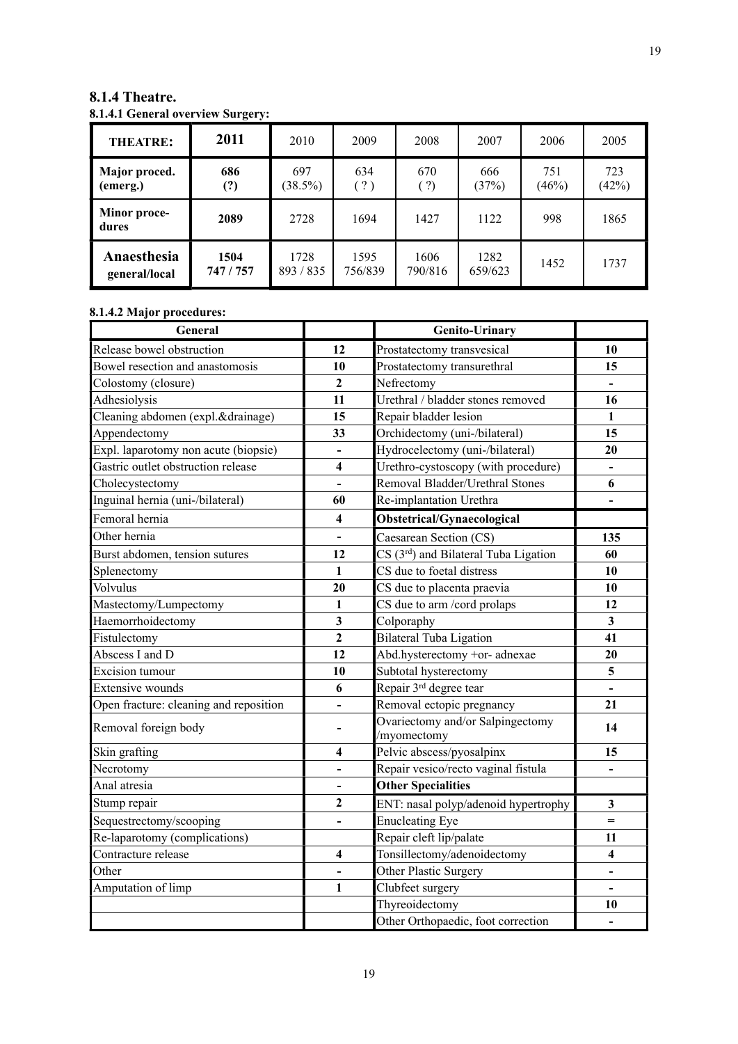## 8.1.4 Theatre.

### 8.1.4.1 General overview Surgery:

| **THEATRE:** | **2011** | 2010 | 2009 | 2008 | 2007 | 2006 | 2005 |
|---|---|---|---|---|---|---|---|
| **Major proced. (emerg.)** | **686 (?)** | 697 (38.5%) | 634 ( ? ) | 670 ( ?) | 666 (37%) | 751 (46%) | 723 (42%) |
| **Minor proce-dures** | **2089** | 2728 | 1694 | 1427 | 1122 | 998 | 1865 |
| **Anaesthesia general/local** | **1504 747 / 757** | 1728 893 / 835 | 1595 756/839 | 1606 790/816 | 1282 659/623 | 1452 | 1737 |

### 8.1.4.2 Major procedures:

| **General** | | **Genito-Urinary** | |
|---|---|---|---|
| Release bowel obstruction | **12** | Prostatectomy transvesical | **10** |
| Bowel resection and anastomosis | **10** | Prostatectomy transurethral | **15** |
| Colostomy (closure) | **2** | Nefrectomy | **-** |
| Adhesiolysis | **11** | Urethral / bladder stones removed | **16** |
| Cleaning abdomen (expl.&drainage) | **15** | Repair bladder lesion | **1** |
| Appendectomy | **33** | Orchidectomy (uni-/bilateral) | **15** |
| Expl. laparotomy non acute (biopsie) | **-** | Hydrocelectomy (uni-/bilateral) | **20** |
| Gastric outlet obstruction release | **4** | Urethro-cystoscopy (with procedure) | **-** |
| Cholecystectomy | **-** | Removal Bladder/Urethral Stones | **6** |
| Inguinal hernia (uni-/bilateral) | **60** | Re-implantation Urethra | **-** |
| Femoral hernia | **4** | **Obstetrical/Gynaecological** | |
| Other hernia | **-** | Caesarean Section (CS) | **135** |
| Burst abdomen, tension sutures | **12** | CS (3rd) and Bilateral Tuba Ligation | **60** |
| Splenectomy | **1** | CS due to foetal distress | **10** |
| Volvulus | **20** | CS due to placenta praevia | **10** |
| Mastectomy/Lumpectomy | **1** | CS due to arm /cord prolaps | **12** |
| Haemorrhoidectomy | **3** | Colporaphy | **3** |
| Fistulectomy | **2** | Bilateral Tuba Ligation | **41** |
| Abscess I and D | **12** | Abd.hysterectomy +or- adnexae | **20** |
| Excision tumour | **10** | Subtotal hysterectomy | **5** |
| Extensive wounds | **6** | Repair 3rd degree tear | **-** |
| Open fracture: cleaning and reposition | **-** | Removal ectopic pregnancy | **21** |
| Removal foreign body | **-** | Ovariectomy and/or Salpingectomy /myomectomy | **14** |
| Skin grafting | **4** | Pelvic abscess/pyosalpinx | **15** |
| Necrotomy | **-** | Repair vesico/recto vaginal fistula | **-** |
| Anal atresia | **-** | **Other Specialities** | |
| Stump repair | **2** | ENT: nasal polyp/adenoid hypertrophy | **3** |
| Sequestrectomy/scooping | **-** | Enucleating Eye | **=** |
| Re-laparotomy (complications) | | Repair cleft lip/palate | **11** |
| Contracture release | **4** | Tonsillectomy/adenoidectomy | **4** |
| Other | **-** | Other Plastic Surgery | **-** |
| Amputation of limp | **1** | Clubfeet surgery | **-** |
| | | Thyreoidectomy | **10** |
| | | Other Orthopaedic, foot correction | **-** |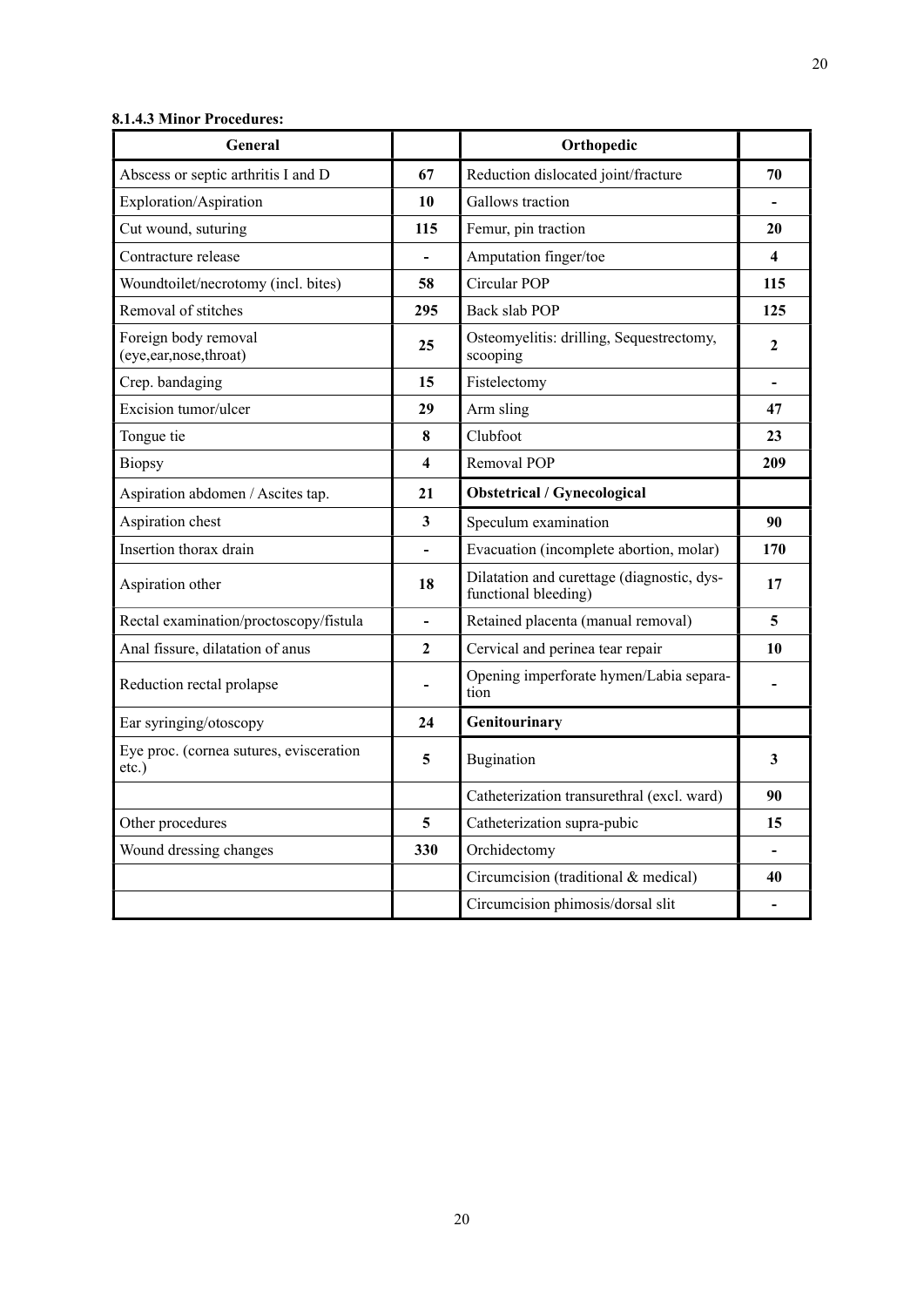**8.1.4.3 Minor Procedures:**

| General | | Orthopedic | |
|---|---|---|---|
| Abscess or septic arthritis I and D | **67** | Reduction dislocated joint/fracture | **70** |
| Exploration/Aspiration | **10** | Gallows traction | **-** |
| Cut wound, suturing | **115** | Femur, pin traction | **20** |
| Contracture release | **-** | Amputation finger/toe | **4** |
| Woundtoilet/necrotomy (incl. bites) | **58** | Circular POP | **115** |
| Removal of stitches | **295** | Back slab POP | **125** |
| Foreign body removal (eye,ear,nose,throat) | **25** | Osteomyelitis: drilling, Sequestrectomy, scooping | **2** |
| Crep. bandaging | **15** | Fistelectomy | **-** |
| Excision tumor/ulcer | **29** | Arm sling | **47** |
| Tongue tie | **8** | Clubfoot | **23** |
| Biopsy | **4** | Removal POP | **209** |
| Aspiration abdomen / Ascites tap. | **21** | **Obstetrical / Gynecological** | |
| Aspiration chest | **3** | Speculum examination | **90** |
| Insertion thorax drain | **-** | Evacuation (incomplete abortion, molar) | **170** |
| Aspiration other | **18** | Dilatation and curettage (diagnostic, dysfunctional bleeding) | **17** |
| Rectal examination/proctoscopy/fistula | **-** | Retained placenta (manual removal) | **5** |
| Anal fissure, dilatation of anus | **2** | Cervical and perinea tear repair | **10** |
| Reduction rectal prolapse | **-** | Opening imperforate hymen/Labia separation | **-** |
| Ear syringing/otoscopy | **24** | **Genitourinary** | |
| Eye proc. (cornea sutures, evisceration etc.) | **5** | Bugination | **3** |
| | | Catheterization transurethral (excl. ward) | **90** |
| Other procedures | **5** | Catheterization supra-pubic | **15** |
| Wound dressing changes | **330** | Orchidectomy | **-** |
| | | Circumcision (traditional & medical) | **40** |
| | | Circumcision phimosis/dorsal slit | **-** |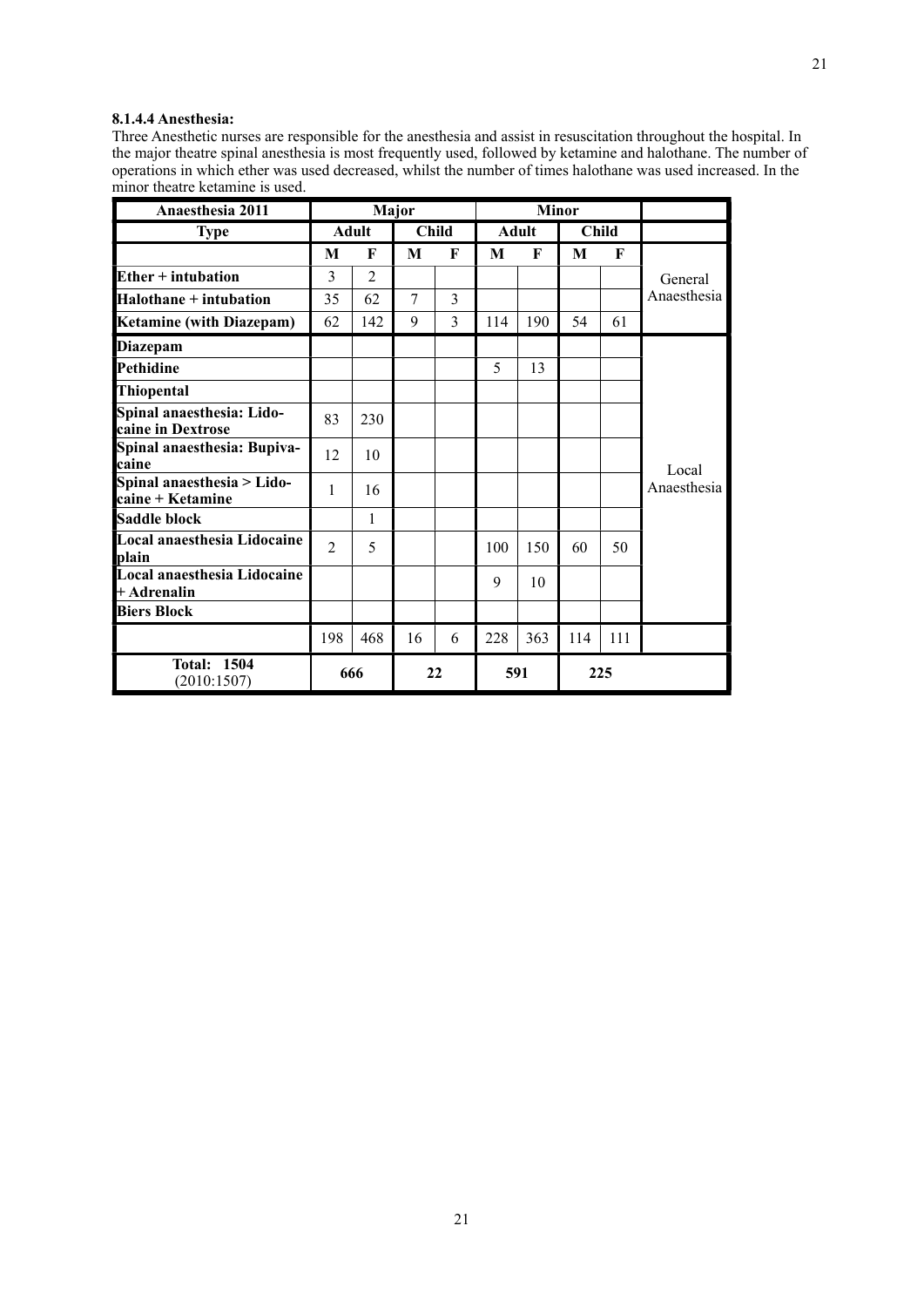#### 8.1.4.4 Anesthesia:

Three Anesthetic nurses are responsible for the anesthesia and assist in resuscitation throughout the hospital. In the major theatre spinal anesthesia is most frequently used, followed by ketamine and halothane. The number of operations in which ether was used decreased, whilst the number of times halothane was used increased. In the minor theatre ketamine is used.

| Anaesthesia 2011 | Major | | | | Minor | | | | |
|---|---|---|---|---|---|---|---|---|---|
| Type | Adult | | Child | | Adult | | Child | | |
| | M | F | M | F | M | F | M | F | |
| Ether + intubation | 3 | 2 | | | | | | | General Anaesthesia |
| Halothane + intubation | 35 | 62 | 7 | 3 | | | | | |
| Ketamine (with Diazepam) | 62 | 142 | 9 | 3 | 114 | 190 | 54 | 61 | |
| Diazepam | | | | | | | | | Local Anaesthesia |
| Pethidine | | | | | 5 | 13 | | | |
| Thiopental | | | | | | | | | |
| Spinal anaesthesia: Lidocaine in Dextrose | 83 | 230 | | | | | | | |
| Spinal anaesthesia: Bupivacaine | 12 | 10 | | | | | | | |
| Spinal anaesthesia > Lidocaine + Ketamine | 1 | 16 | | | | | | | |
| Saddle block | | 1 | | | | | | | |
| Local anaesthesia Lidocaine plain | 2 | 5 | | | 100 | 150 | 60 | 50 | |
| Local anaesthesia Lidocaine + Adrenalin | | | | | 9 | 10 | | | |
| Biers Block | | | | | | | | | |
| | 198 | 468 | 16 | 6 | 228 | 363 | 114 | 111 | |
| **Total: 1504** (2010:1507) | 666 | | 22 | | 591 | | 225 | | |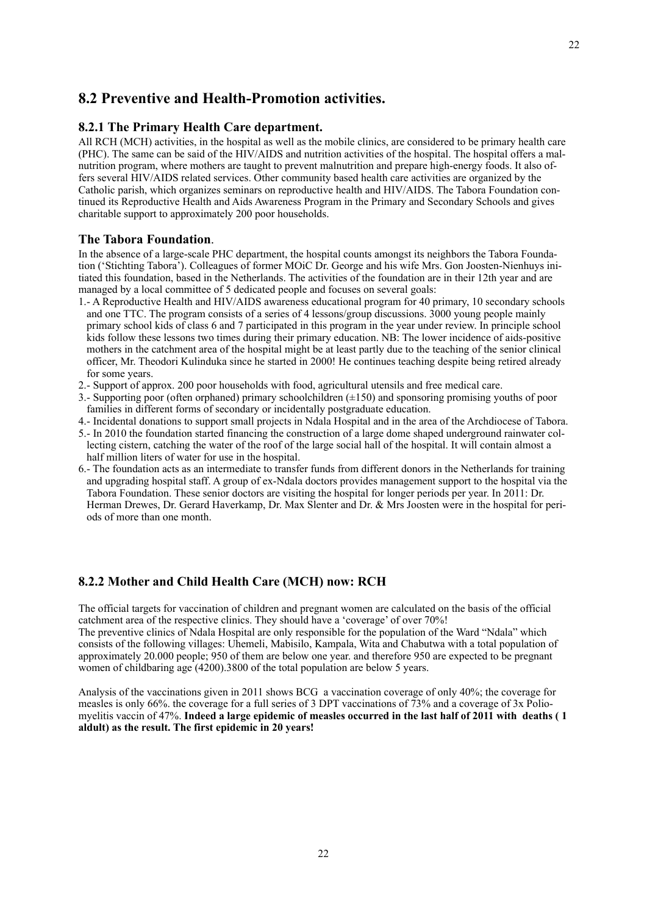## 8.2 Preventive and Health-Promotion activities.

### 8.2.1 The Primary Health Care department.

All RCH (MCH) activities, in the hospital as well as the mobile clinics, are considered to be primary health care (PHC). The same can be said of the HIV/AIDS and nutrition activities of the hospital. The hospital offers a malnutrition program, where mothers are taught to prevent malnutrition and prepare high-energy foods. It also offers several HIV/AIDS related services. Other community based health care activities are organized by the Catholic parish, which organizes seminars on reproductive health and HIV/AIDS. The Tabora Foundation continued its Reproductive Health and Aids Awareness Program in the Primary and Secondary Schools and gives charitable support to approximately 200 poor households.

### The Tabora Foundation.

In the absence of a large-scale PHC department, the hospital counts amongst its neighbors the Tabora Foundation ('Stichting Tabora'). Colleagues of former MOiC Dr. George and his wife Mrs. Gon Joosten-Nienhuys initiated this foundation, based in the Netherlands. The activities of the foundation are in their 12th year and are managed by a local committee of 5 dedicated people and focuses on several goals:

1.- A Reproductive Health and HIV/AIDS awareness educational program for 40 primary, 10 secondary schools and one TTC. The program consists of a series of 4 lessons/group discussions. 3000 young people mainly primary school kids of class 6 and 7 participated in this program in the year under review. In principle school kids follow these lessons two times during their primary education. NB: The lower incidence of aids-positive mothers in the catchment area of the hospital might be at least partly due to the teaching of the senior clinical officer, Mr. Theodori Kulinduka since he started in 2000! He continues teaching despite being retired already for some years.
2.- Support of approx. 200 poor households with food, agricultural utensils and free medical care.
3.- Supporting poor (often orphaned) primary schoolchildren (±150) and sponsoring promising youths of poor families in different forms of secondary or incidentally postgraduate education.
4.- Incidental donations to support small projects in Ndala Hospital and in the area of the Archdiocese of Tabora.
5.- In 2010 the foundation started financing the construction of a large dome shaped underground rainwater collecting cistern, catching the water of the roof of the large social hall of the hospital. It will contain almost a half million liters of water for use in the hospital.
6.- The foundation acts as an intermediate to transfer funds from different donors in the Netherlands for training and upgrading hospital staff. A group of ex-Ndala doctors provides management support to the hospital via the Tabora Foundation. These senior doctors are visiting the hospital for longer periods per year. In 2011: Dr. Herman Drewes, Dr. Gerard Haverkamp, Dr. Max Slenter and Dr. & Mrs Joosten were in the hospital for periods of more than one month.

### 8.2.2 Mother and Child Health Care (MCH) now: RCH

The official targets for vaccination of children and pregnant women are calculated on the basis of the official catchment area of the respective clinics. They should have a 'coverage' of over 70%!
The preventive clinics of Ndala Hospital are only responsible for the population of the Ward "Ndala" which consists of the following villages: Uhemeli, Mabisilo, Kampala, Wita and Chabutwa with a total population of approximately 20.000 people; 950 of them are below one year. and therefore 950 are expected to be pregnant women of childbaring age (4200).3800 of the total population are below 5 years.

Analysis of the vaccinations given in 2011 shows BCG a vaccination coverage of only 40%; the coverage for measles is only 66%. the coverage for a full series of 3 DPT vaccinations of 73% and a coverage of 3x Poliomyelitis vaccin of 47%. **Indeed a large epidemic of measles occurred in the last half of 2011 with deaths ( 1 aldult) as the result. The first epidemic in 20 years!**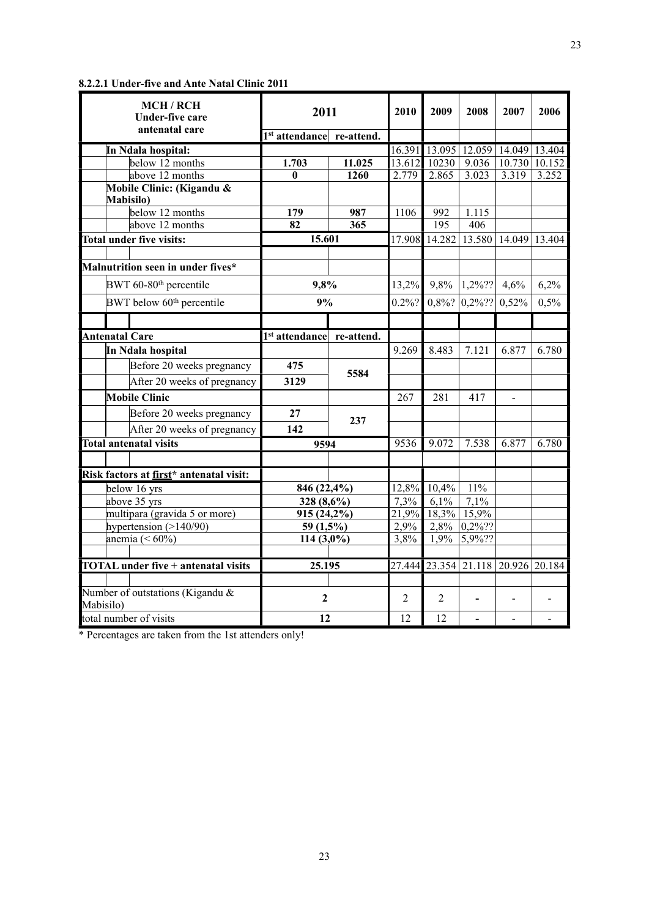### 8.2.2.1 Under-five and Ante Natal Clinic 2011

| MCH / RCH Under-five care antenatal care | 2011 | | 2010 | 2009 | 2008 | 2007 | 2006 |
|---|---|---|---|---|---|---|---|
| | 1st attendance | re-attend. | | | | | |
| **In Ndala hospital:** | | | 16.391 | 13.095 | 12.059 | 14.049 | 13.404 |
| below 12 months | **1.703** | **11.025** | 13.612 | 10230 | 9.036 | 10.730 | 10.152 |
| above 12 months | **0** | **1260** | 2.779 | 2.865 | 3.023 | 3.319 | 3.252 |
| **Mobile Clinic: (Kigandu & Mabisilo)** | | | | | | | |
| below 12 months | **179** | **987** | 1106 | 992 | 1.115 | | |
| above 12 months | **82** | **365** | | 195 | 406 | | |
| **Total under five visits:** | **15.601** | | 17.908 | 14.282 | 13.580 | 14.049 | 13.404 |
| | | | | | | | |
| **Malnutrition seen in under fives*** | | | | | | | |
| BWT 60-80th percentile | **9,8%** | | 13,2% | 9,8% | 1,2%?? | 4,6% | 6,2% |
| BWT below 60th percentile | **9%** | | 0.2%? | 0,8%? | 0,2%?? | 0,52% | 0,5% |
| | | | | | | | |
| **Antenatal Care** | **1st attendance** | **re-attend.** | | | | | |
| **In Ndala hospital** | | | 9.269 | 8.483 | 7.121 | 6.877 | 6.780 |
| Before 20 weeks pregnancy | **475** | **5584** | | | | | |
| After 20 weeks of pregnancy | **3129** | | | | | | |
| **Mobile Clinic** | | | 267 | 281 | 417 | - | |
| Before 20 weeks pregnancy | **27** | **237** | | | | | |
| After 20 weeks of pregnancy | **142** | | | | | | |
| **Total antenatal visits** | **9594** | | 9536 | 9.072 | 7.538 | 6.877 | 6.780 |
| | | | | | | | |
| **Risk factors at first* antenatal visit:** | | | | | | | |
| below 16 yrs | **846 (22,4%)** | | 12,8% | 10,4% | 11% | | |
| above 35 yrs | **328 (8,6%)** | | 7,3% | 6,1% | 7,1% | | |
| multipara (gravida 5 or more) | **915 (24,2%)** | | 21,9% | 18,3% | 15,9% | | |
| hypertension (>140/90) | **59 (1,5%)** | | 2,9% | 2,8% | 0,2%?? | | |
| anemia (< 60%) | **114 (3,0%)** | | 3,8% | 1,9% | 5,9%?? | | |
| | | | | | | | |
| **TOTAL under five + antenatal visits** | **25.195** | | 27.444 | 23.354 | 21.118 | 20.926 | 20.184 |
| | | | | | | | |
| Number of outstations (Kigandu & Mabisilo) | **2** | | 2 | 2 | - | - | - |
| total number of visits | **12** | | 12 | 12 | - | - | - |

\* Percentages are taken from the 1st attenders only!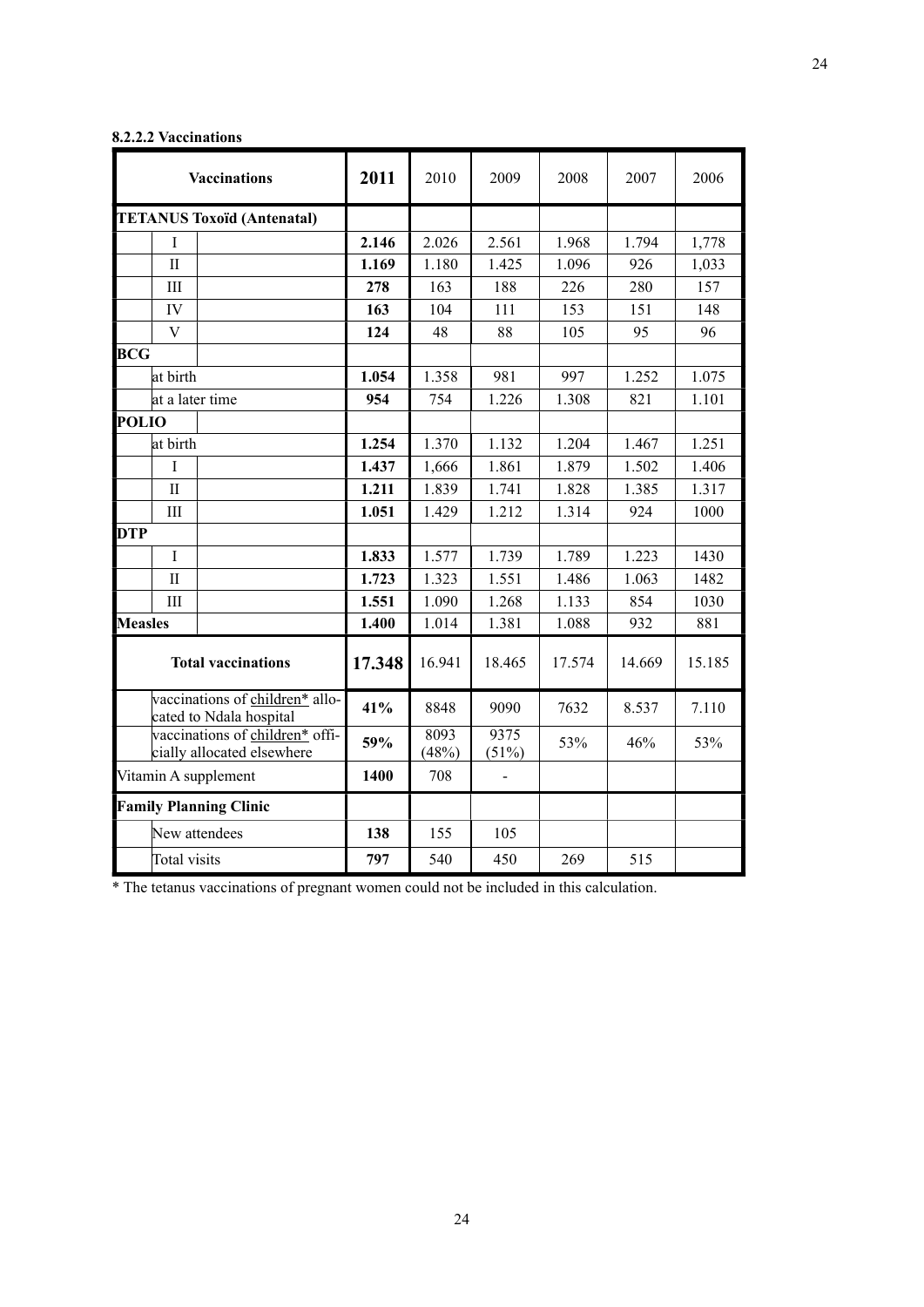#### 8.2.2.2 Vaccinations

| Vaccinations | | 2011 | 2010 | 2009 | 2008 | 2007 | 2006 |
|---|---|---|---|---|---|---|---|
| **TETANUS Toxoïd (Antenatal)** | | | | | | | |
| | I | **2.146** | 2.026 | 2.561 | 1.968 | 1.794 | 1,778 |
| | II | **1.169** | 1.180 | 1.425 | 1.096 | 926 | 1,033 |
| | III | **278** | 163 | 188 | 226 | 280 | 157 |
| | IV | **163** | 104 | 111 | 153 | 151 | 148 |
| | V | **124** | 48 | 88 | 105 | 95 | 96 |
| **BCG** | | | | | | | |
| | at birth | **1.054** | 1.358 | 981 | 997 | 1.252 | 1.075 |
| | at a later time | **954** | 754 | 1.226 | 1.308 | 821 | 1.101 |
| **POLIO** | | | | | | | |
| | at birth | **1.254** | 1.370 | 1.132 | 1.204 | 1.467 | 1.251 |
| | I | **1.437** | 1,666 | 1.861 | 1.879 | 1.502 | 1.406 |
| | II | **1.211** | 1.839 | 1.741 | 1.828 | 1.385 | 1.317 |
| | III | **1.051** | 1.429 | 1.212 | 1.314 | 924 | 1000 |
| **DTP** | | | | | | | |
| | I | **1.833** | 1.577 | 1.739 | 1.789 | 1.223 | 1430 |
| | II | **1.723** | 1.323 | 1.551 | 1.486 | 1.063 | 1482 |
| | III | **1.551** | 1.090 | 1.268 | 1.133 | 854 | 1030 |
| **Measles** | | **1.400** | 1.014 | 1.381 | 1.088 | 932 | 881 |
| **Total vaccinations** | | **17.348** | 16.941 | 18.465 | 17.574 | 14.669 | 15.185 |
| | vaccinations of children* allocated to Ndala hospital | **41%** | 8848 | 9090 | 7632 | 8.537 | 7.110 |
| | vaccinations of children* officially allocated elsewhere | **59%** | 8093 (48%) | 9375 (51%) | 53% | 46% | 53% |
| Vitamin A supplement | | **1400** | 708 | - | | | |
| **Family Planning Clinic** | | | | | | | |
| | New attendees | **138** | 155 | 105 | | | |
| | Total visits | **797** | 540 | 450 | 269 | 515 | |

* The tetanus vaccinations of pregnant women could not be included in this calculation.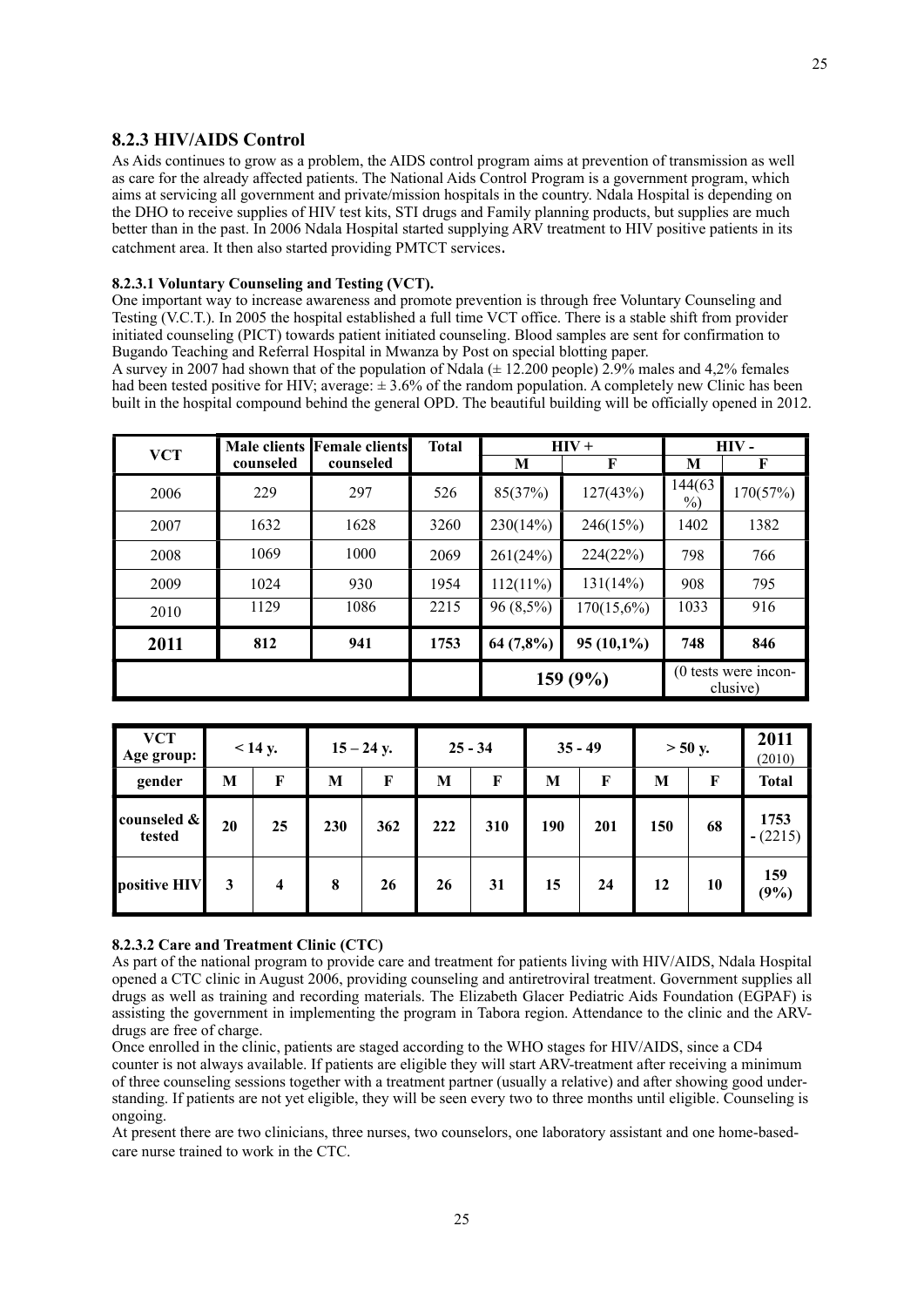### 8.2.3 HIV/AIDS Control

As Aids continues to grow as a problem, the AIDS control program aims at prevention of transmission as well as care for the already affected patients. The National Aids Control Program is a government program, which aims at servicing all government and private/mission hospitals in the country. Ndala Hospital is depending on the DHO to receive supplies of HIV test kits, STI drugs and Family planning products, but supplies are much better than in the past. In 2006 Ndala Hospital started supplying ARV treatment to HIV positive patients in its catchment area. It then also started providing PMTCT services.

#### 8.2.3.1 Voluntary Counseling and Testing (VCT).

One important way to increase awareness and promote prevention is through free Voluntary Counseling and Testing (V.C.T.). In 2005 the hospital established a full time VCT office. There is a stable shift from provider initiated counseling (PICT) towards patient initiated counseling. Blood samples are sent for confirmation to Bugando Teaching and Referral Hospital in Mwanza by Post on special blotting paper.

A survey in 2007 had shown that of the population of Ndala (± 12.200 people) 2.9% males and 4,2% females had been tested positive for HIV; average: ± 3.6% of the random population. A completely new Clinic has been built in the hospital compound behind the general OPD. The beautiful building will be officially opened in 2012.

| VCT | Male clients counseled | Female clients counseled | Total | HIV + | | HIV - | |
|---|---|---|---|---|---|---|---|
| | | | | M | F | M | F |
| 2006 | 229 | 297 | 526 | 85(37%) | 127(43%) | 144(63%) | 170(57%) |
| 2007 | 1632 | 1628 | 3260 | 230(14%) | 246(15%) | 1402 | 1382 |
| 2008 | 1069 | 1000 | 2069 | 261(24%) | 224(22%) | 798 | 766 |
| 2009 | 1024 | 930 | 1954 | 112(11%) | 131(14%) | 908 | 795 |
| 2010 | 1129 | 1086 | 2215 | 96 (8,5%) | 170(15,6%) | 1033 | 916 |
| **2011** | **812** | **941** | **1753** | **64 (7,8%)** | **95 (10,1%)** | **748** | **846** |
| | | | | **159 (9%)** | | (0 tests were inconclusive) | |

| VCT Age group: | < 14 y. | | 15 – 24 y. | | 25 - 34 | | 35 - 49 | | > 50 y. | | 2011 (2010) |
|---|---|---|---|---|---|---|---|---|---|---|---|
| **gender** | **M** | **F** | **M** | **F** | **M** | **F** | **M** | **F** | **M** | **F** | **Total** |
| **counseled & tested** | **20** | **25** | **230** | **362** | **222** | **310** | **190** | **201** | **150** | **68** | **1753** - (2215) |
| **positive HIV** | **3** | **4** | **8** | **26** | **26** | **31** | **15** | **24** | **12** | **10** | **159 (9%)** |

#### 8.2.3.2 Care and Treatment Clinic (CTC)

As part of the national program to provide care and treatment for patients living with HIV/AIDS, Ndala Hospital opened a CTC clinic in August 2006, providing counseling and antiretroviral treatment. Government supplies all drugs as well as training and recording materials. The Elizabeth Glacer Pediatric Aids Foundation (EGPAF) is assisting the government in implementing the program in Tabora region. Attendance to the clinic and the ARV-drugs are free of charge.

Once enrolled in the clinic, patients are staged according to the WHO stages for HIV/AIDS, since a CD4 counter is not always available. If patients are eligible they will start ARV-treatment after receiving a minimum of three counseling sessions together with a treatment partner (usually a relative) and after showing good understanding. If patients are not yet eligible, they will be seen every two to three months until eligible. Counseling is ongoing.

At present there are two clinicians, three nurses, two counselors, one laboratory assistant and one home-based-care nurse trained to work in the CTC.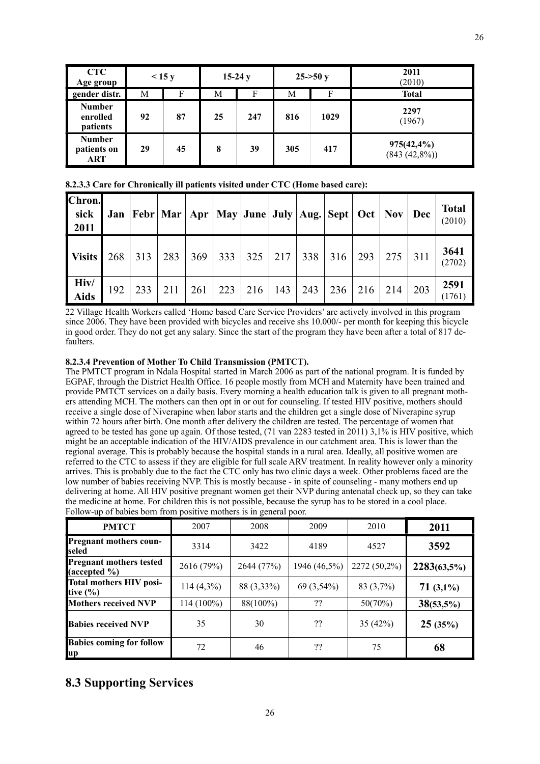| CTC Age group | < 15 y | | 15-24 y | | 25->50 y | | 2011 (2010) |
|---|---|---|---|---|---|---|---|
| gender distr. | M | F | M | F | M | F | Total |
| Number enrolled patients | 92 | 87 | 25 | 247 | 816 | 1029 | 2297 (1967) |
| Number patients on ART | 29 | 45 | 8 | 39 | 305 | 417 | 975(42,4%) (843 (42,8%)) |

**8.2.3.3 Care for Chronically ill patients visited under CTC (Home based care):**

| Chron. sick 2011 | Jan | Febr | Mar | Apr | May | June | July | Aug. | Sept | Oct | Nov | Dec | Total (2010) |
|---|---|---|---|---|---|---|---|---|---|---|---|---|---|
| Visits | 268 | 313 | 283 | 369 | 333 | 325 | 217 | 338 | 316 | 293 | 275 | 311 | 3641 (2702) |
| Hiv/ Aids | 192 | 233 | 211 | 261 | 223 | 216 | 143 | 243 | 236 | 216 | 214 | 203 | 2591 (1761) |

22 Village Health Workers called 'Home based Care Service Providers' are actively involved in this program since 2006. They have been provided with bicycles and receive shs 10.000/- per month for keeping this bicycle in good order. They do not get any salary. Since the start of the program they have been after a total of 817 defaulters.

**8.2.3.4 Prevention of Mother To Child Transmission (PMTCT).**

The PMTCT program in Ndala Hospital started in March 2006 as part of the national program. It is funded by EGPAF, through the District Health Office. 16 people mostly from MCH and Maternity have been trained and provide PMTCT services on a daily basis. Every morning a health education talk is given to all pregnant mothers attending MCH. The mothers can then opt in or out for counseling. If tested HIV positive, mothers should receive a single dose of Niverapine when labor starts and the children get a single dose of Niverapine syrup within 72 hours after birth. One month after delivery the children are tested. The percentage of women that agreed to be tested has gone up again. Of those tested, (71 van 2283 tested in 2011) 3,1% is HIV positive, which might be an acceptable indication of the HIV/AIDS prevalence in our catchment area. This is lower than the regional average. This is probably because the hospital stands in a rural area. Ideally, all positive women are referred to the CTC to assess if they are eligible for full scale ARV treatment. In reality however only a minority arrives. This is probably due to the fact the CTC only has two clinic days a week. Other problems faced are the low number of babies receiving NVP. This is mostly because - in spite of counseling - many mothers end up delivering at home. All HIV positive pregnant women get their NVP during antenatal check up, so they can take the medicine at home. For children this is not possible, because the syrup has to be stored in a cool place. Follow-up of babies born from positive mothers is in general poor.

| PMTCT | 2007 | 2008 | 2009 | 2010 | 2011 |
|---|---|---|---|---|---|
| Pregnant mothers counseled | 3314 | 3422 | 4189 | 4527 | 3592 |
| Pregnant mothers tested (accepted %) | 2616 (79%) | 2644 (77%) | 1946 (46,5%) | 2272 (50,2%) | 2283(63,5%) |
| Total mothers HIV positive (%) | 114 (4,3%) | 88 (3,33%) | 69 (3,54%) | 83 (3,7%) | 71 (3,1%) |
| Mothers received NVP | 114 (100%) | 88(100%) | ?? | 50(70%) | 38(53,5%) |
| Babies received NVP | 35 | 30 | ?? | 35 (42%) | 25 (35%) |
| Babies coming for follow up | 72 | 46 | ?? | 75 | 68 |

## 8.3 Supporting Services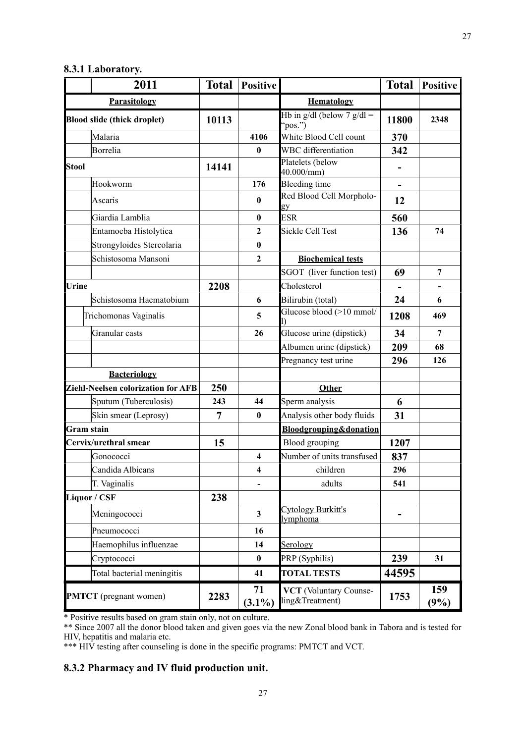### 8.3.1 Laboratory.

| | 2011 | Total | Positive | | Total | Positive |
|---|---|---|---|---|---|---|
| | **Parasitology** | | | **Hematology** | | |
| **Blood slide (thick droplet)** | | **10113** | | Hb in g/dl (below 7 g/dl = "pos.") | **11800** | **2348** |
| | Malaria | | **4106** | White Blood Cell count | **370** | |
| | Borrelia | | **0** | WBC differentiation | **342** | |
| **Stool** | | **14141** | | Platelets (below 40.000/mm) | **-** | |
| | Hookworm | | **176** | Bleeding time | **-** | |
| | Ascaris | | **0** | Red Blood Cell Morphology | **12** | |
| | Giardia Lamblia | | **0** | ESR | **560** | |
| | Entamoeba Histolytica | | **2** | Sickle Cell Test | **136** | **74** |
| | Strongyloides Stercolaria | | **0** | | | |
| | Schistosoma Mansoni | | **2** | **Biochemical tests** | | |
| | | | | SGOT (liver function test) | **69** | **7** |
| **Urine** | | **2208** | | Cholesterol | **-** | **-** |
| | Schistosoma Haematobium | | **6** | Bilirubin (total) | **24** | **6** |
| | Trichomonas Vaginalis | | **5** | Glucose blood (>10 mmol/l) | **1208** | **469** |
| | Granular casts | | **26** | Glucose urine (dipstick) | **34** | **7** |
| | | | | Albumen urine (dipstick) | **209** | **68** |
| | | | | Pregnancy test urine | **296** | **126** |
| | **Bacteriology** | | | | | |
| **Ziehl-Neelsen colorization for AFB** | | **250** | | **Other** | | |
| | Sputum (Tuberculosis) | **243** | **44** | Sperm analysis | **6** | |
| | Skin smear (Leprosy) | **7** | **0** | Analysis other body fluids | **31** | |
| **Gram stain** | | | | **Bloodgrouping&donation** | | |
| **Cervix/urethral smear** | | **15** | | Blood grouping | **1207** | |
| | Gonococci | | **4** | Number of units transfused | **837** | |
| | Candida Albicans | | **4** | children | **296** | |
| | T. Vaginalis | | **-** | adults | **541** | |
| **Liquor / CSF** | | **238** | | | | |
| | Meningococci | | **3** | Cytology Burkitt's lymphoma | **-** | |
| | Pneumococci | | **16** | | | |
| | Haemophilus influenzae | | **14** | Serology | | |
| | Cryptococci | | **0** | PRP (Syphilis) | **239** | **31** |
| | Total bacterial meningitis | | **41** | **TOTAL TESTS** | **44595** | |
| **PMTCT** (pregnant women) | | **2283** | **71 (3.1%)** | **VCT** (Voluntary Counselling&Treatment) | **1753** | **159 (9%)** |

* Positive results based on gram stain only, not on culture.

** Since 2007 all the donor blood taken and given goes via the new Zonal blood bank in Tabora and is tested for HIV, hepatitis and malaria etc.

*** HIV testing after counseling is done in the specific programs: PMTCT and VCT.

### 8.3.2 Pharmacy and IV fluid production unit.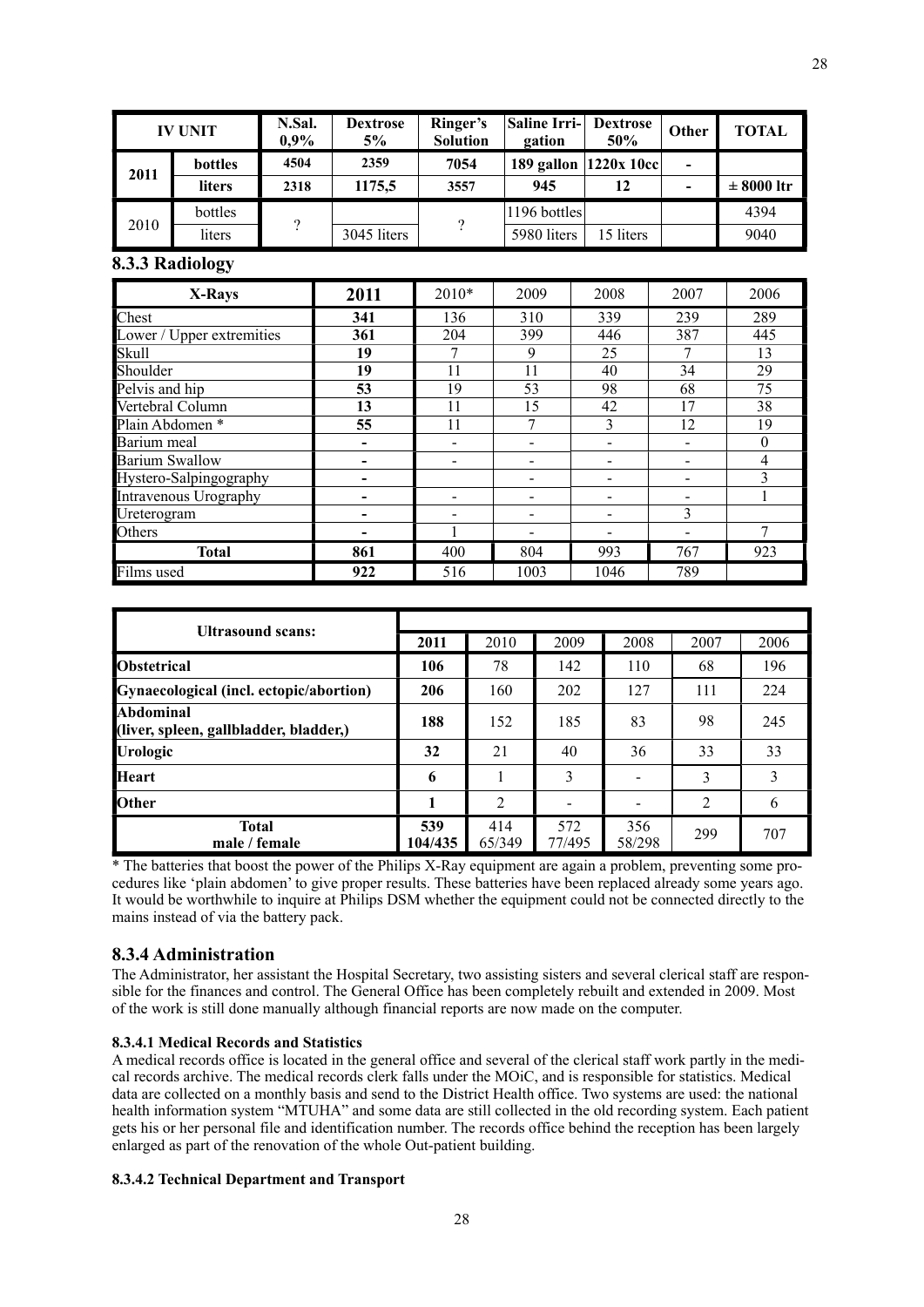| IV UNIT | | N.Sal. 0,9% | Dextrose 5% | Ringer's Solution | Saline Irri-gation | Dextrose 50% | Other | TOTAL |
|---|---|---|---|---|---|---|---|---|
| **2011** | **bottles** | **4504** | **2359** | **7054** | **189 gallon** | **1220x 10cc** | **-** | |
| | **liters** | **2318** | **1175,5** | **3557** | **945** | **12** | **-** | **± 8000 ltr** |
| 2010 | bottles | ? | | ? | 1196 bottles | | | 4394 |
| | liters | | 3045 liters | | 5980 liters | 15 liters | | 9040 |

### 8.3.3 Radiology

| X-Rays | 2011 | 2010* | 2009 | 2008 | 2007 | 2006 |
|---|---|---|---|---|---|---|
| Chest | **341** | 136 | 310 | 339 | 239 | 289 |
| Lower / Upper extremities | **361** | 204 | 399 | 446 | 387 | 445 |
| Skull | **19** | 7 | 9 | 25 | 7 | 13 |
| Shoulder | **19** | 11 | 11 | 40 | 34 | 29 |
| Pelvis and hip | **53** | 19 | 53 | 98 | 68 | 75 |
| Vertebral Column | **13** | 11 | 15 | 42 | 17 | 38 |
| Plain Abdomen * | **55** | 11 | 7 | 3 | 12 | 19 |
| Barium meal | **-** | - | - | - | - | 0 |
| Barium Swallow | **-** | - | - | - | - | 4 |
| Hystero-Salpingography | **-** | | - | - | - | 3 |
| Intravenous Urography | **-** | - | - | - | - | 1 |
| Ureterogram | **-** | - | - | - | 3 | |
| Others | **-** | 1 | - | - | - | 7 |
| **Total** | **861** | 400 | 804 | 993 | 767 | 923 |
| Films used | **922** | 516 | 1003 | 1046 | 789 | |

| Ultrasound scans: | 2011 | 2010 | 2009 | 2008 | 2007 | 2006 |
|---|---|---|---|---|---|---|
| **Obstetrical** | **106** | 78 | 142 | 110 | 68 | 196 |
| **Gynaecological (incl. ectopic/abortion)** | **206** | 160 | 202 | 127 | 111 | 224 |
| **Abdominal (liver, spleen, gallbladder, bladder,)** | **188** | 152 | 185 | 83 | 98 | 245 |
| **Urologic** | **32** | 21 | 40 | 36 | 33 | 33 |
| **Heart** | **6** | 1 | 3 | - | 3 | 3 |
| **Other** | **1** | 2 | - | - | 2 | 6 |
| **Total male / female** | **539 104/435** | 414 65/349 | 572 77/495 | 356 58/298 | 299 | 707 |

* The batteries that boost the power of the Philips X-Ray equipment are again a problem, preventing some procedures like 'plain abdomen' to give proper results. These batteries have been replaced already some years ago. It would be worthwhile to inquire at Philips DSM whether the equipment could not be connected directly to the mains instead of via the battery pack.

### 8.3.4 Administration

The Administrator, her assistant the Hospital Secretary, two assisting sisters and several clerical staff are responsible for the finances and control. The General Office has been completely rebuilt and extended in 2009. Most of the work is still done manually although financial reports are now made on the computer.

#### 8.3.4.1 Medical Records and Statistics

A medical records office is located in the general office and several of the clerical staff work partly in the medical records archive. The medical records clerk falls under the MOiC, and is responsible for statistics. Medical data are collected on a monthly basis and send to the District Health office. Two systems are used: the national health information system "MTUHA" and some data are still collected in the old recording system. Each patient gets his or her personal file and identification number. The records office behind the reception has been largely enlarged as part of the renovation of the whole Out-patient building.

#### 8.3.4.2 Technical Department and Transport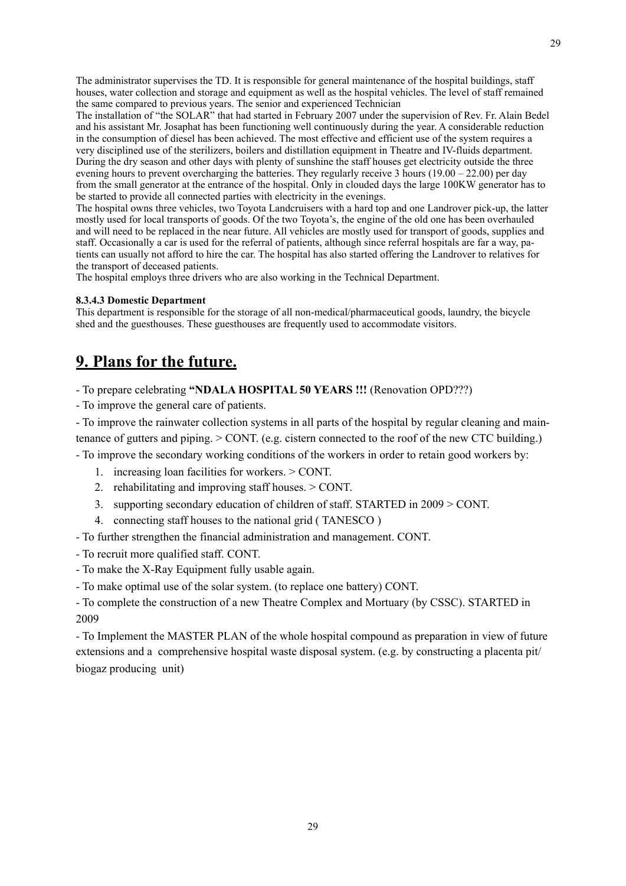The administrator supervises the TD. It is responsible for general maintenance of the hospital buildings, staff houses, water collection and storage and equipment as well as the hospital vehicles. The level of staff remained the same compared to previous years. The senior and experienced Technician

The installation of "the SOLAR" that had started in February 2007 under the supervision of Rev. Fr. Alain Bedel and his assistant Mr. Josaphat has been functioning well continuously during the year. A considerable reduction in the consumption of diesel has been achieved. The most effective and efficient use of the system requires a very disciplined use of the sterilizers, boilers and distillation equipment in Theatre and IV-fluids department. During the dry season and other days with plenty of sunshine the staff houses get electricity outside the three evening hours to prevent overcharging the batteries. They regularly receive 3 hours (19.00 – 22.00) per day from the small generator at the entrance of the hospital. Only in clouded days the large 100KW generator has to be started to provide all connected parties with electricity in the evenings.

The hospital owns three vehicles, two Toyota Landcruisers with a hard top and one Landrover pick-up, the latter mostly used for local transports of goods. Of the two Toyota's, the engine of the old one has been overhauled and will need to be replaced in the near future. All vehicles are mostly used for transport of goods, supplies and staff. Occasionally a car is used for the referral of patients, although since referral hospitals are far a way, patients can usually not afford to hire the car. The hospital has also started offering the Landrover to relatives for the transport of deceased patients.

The hospital employs three drivers who are also working in the Technical Department.

#### 8.3.4.3 Domestic Department

This department is responsible for the storage of all non-medical/pharmaceutical goods, laundry, the bicycle shed and the guesthouses. These guesthouses are frequently used to accommodate visitors.

# 9. Plans for the future.

- To prepare celebrating **"NDALA HOSPITAL 50 YEARS !!!** (Renovation OPD???)
- To improve the general care of patients.
- To improve the rainwater collection systems in all parts of the hospital by regular cleaning and maintenance of gutters and piping. > CONT. (e.g. cistern connected to the roof of the new CTC building.)
- To improve the secondary working conditions of the workers in order to retain good workers by:
    1. increasing loan facilities for workers. > CONT.
    2. rehabilitating and improving staff houses. > CONT.
    3. supporting secondary education of children of staff. STARTED in 2009 > CONT.
    4. connecting staff houses to the national grid ( TANESCO )
- To further strengthen the financial administration and management. CONT.
- To recruit more qualified staff. CONT.
- To make the X-Ray Equipment fully usable again.
- To make optimal use of the solar system. (to replace one battery) CONT.
- To complete the construction of a new Theatre Complex and Mortuary (by CSSC). STARTED in 2009
- To Implement the MASTER PLAN of the whole hospital compound as preparation in view of future extensions and a comprehensive hospital waste disposal system. (e.g. by constructing a placenta pit/ biogaz producing unit)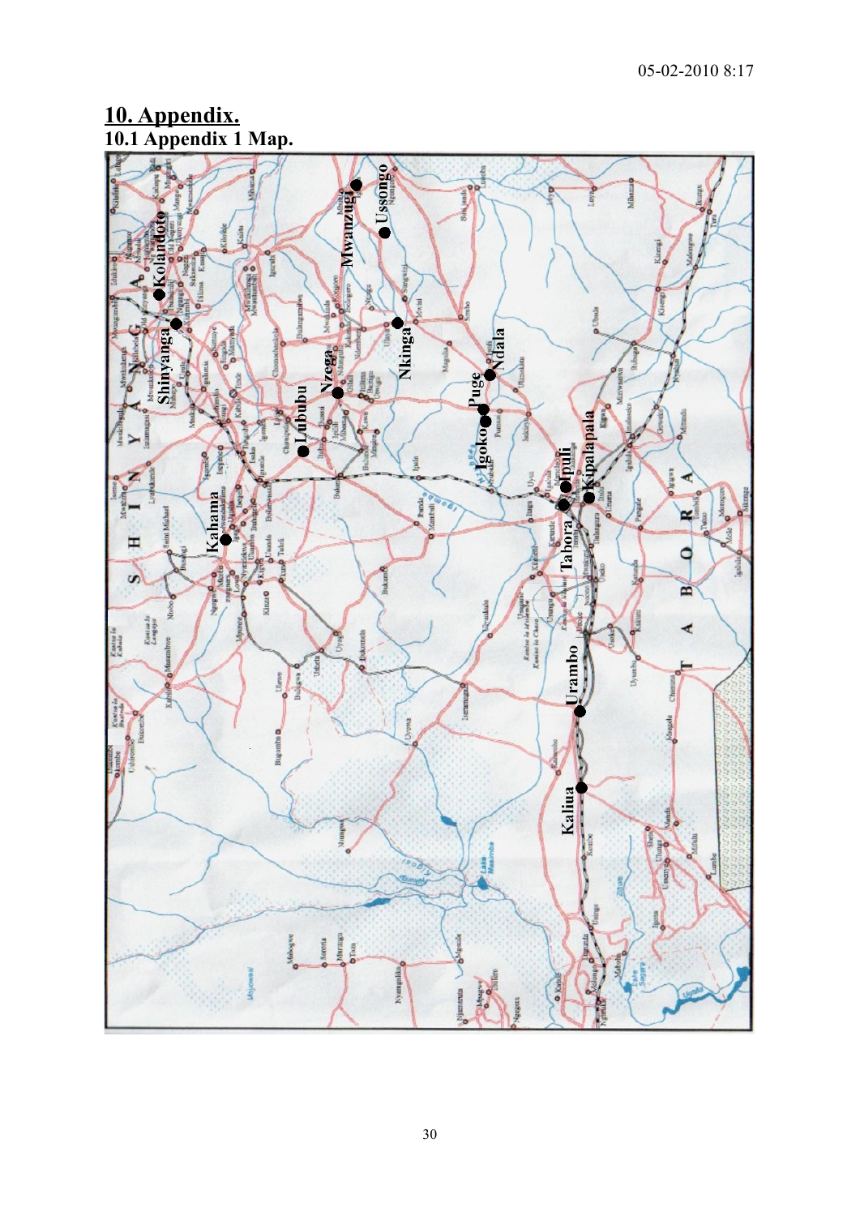## 10. Appendix.

### 10.1 Appendix 1 Map.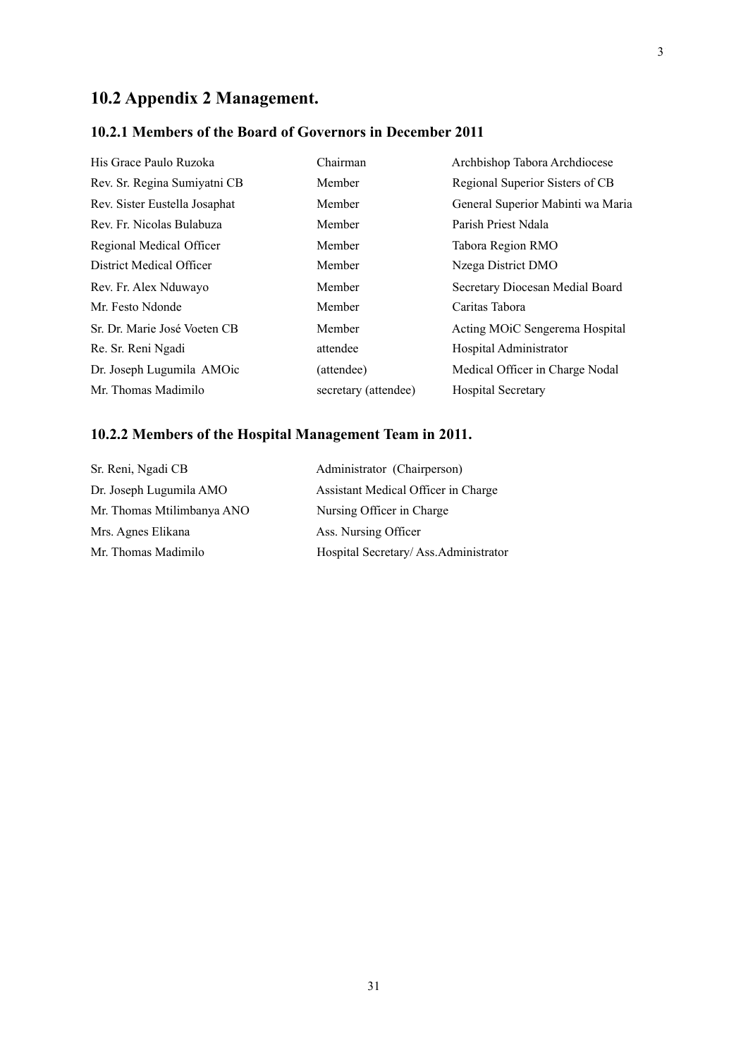## 10.2 Appendix 2 Management.

### 10.2.1 Members of the Board of Governors in December 2011

| | | |
|---|---|---|
| His Grace Paulo Ruzoka | Chairman | Archbishop Tabora Archdiocese |
| Rev. Sr. Regina Sumiyatni CB | Member | Regional Superior Sisters of CB |
| Rev. Sister Eustella Josaphat | Member | General Superior Mabinti wa Maria |
| Rev. Fr. Nicolas Bulabuza | Member | Parish Priest Ndala |
| Regional Medical Officer | Member | Tabora Region RMO |
| District Medical Officer | Member | Nzega District DMO |
| Rev. Fr. Alex Nduwayo | Member | Secretary Diocesan Medial Board |
| Mr. Festo Ndonde | Member | Caritas Tabora |
| Sr. Dr. Marie José Voeten CB | Member | Acting MOiC Sengerema Hospital |
| Re. Sr. Reni Ngadi | attendee | Hospital Administrator |
| Dr. Joseph Lugumila AMOic | (attendee) | Medical Officer in Charge Nodal |
| Mr. Thomas Madimilo | secretary (attendee) | Hospital Secretary |

### 10.2.2 Members of the Hospital Management Team in 2011.

| | |
|---|---|
| Sr. Reni, Ngadi CB | Administrator (Chairperson) |
| Dr. Joseph Lugumila AMO | Assistant Medical Officer in Charge |
| Mr. Thomas Mtilimbanya ANO | Nursing Officer in Charge |
| Mrs. Agnes Elikana | Ass. Nursing Officer |
| Mr. Thomas Madimilo | Hospital Secretary/ Ass.Administrator |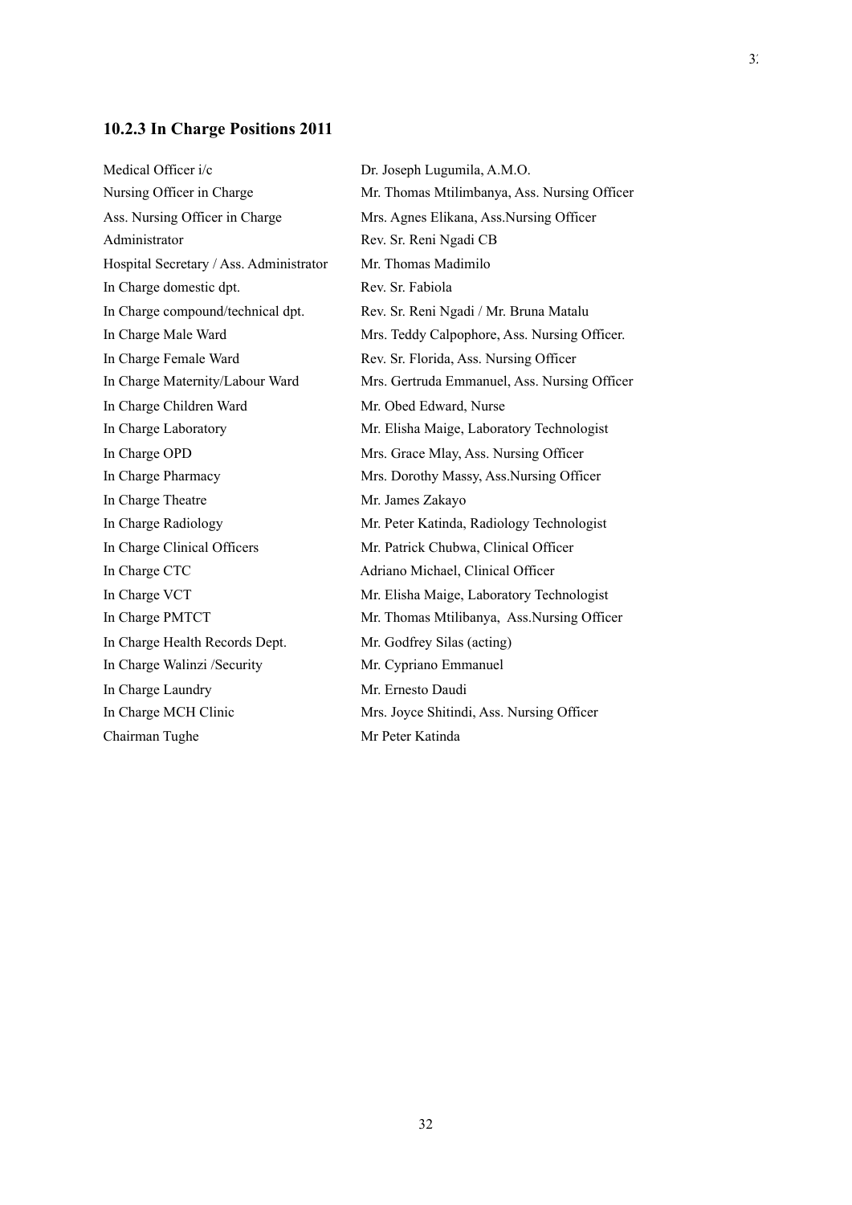### 10.2.3 In Charge Positions 2011

| | |
|---|---|
| Medical Officer i/c | Dr. Joseph Lugumila, A.M.O. |
| Nursing Officer in Charge | Mr. Thomas Mtilimbanya, Ass. Nursing Officer |
| Ass. Nursing Officer in Charge | Mrs. Agnes Elikana, Ass.Nursing Officer |
| Administrator | Rev. Sr. Reni Ngadi CB |
| Hospital Secretary / Ass. Administrator | Mr. Thomas Madimilo |
| In Charge domestic dpt. | Rev. Sr. Fabiola |
| In Charge compound/technical dpt. | Rev. Sr. Reni Ngadi / Mr. Bruna Matalu |
| In Charge Male Ward | Mrs. Teddy Calpophore, Ass. Nursing Officer. |
| In Charge Female Ward | Rev. Sr. Florida, Ass. Nursing Officer |
| In Charge Maternity/Labour Ward | Mrs. Gertruda Emmanuel, Ass. Nursing Officer |
| In Charge Children Ward | Mr. Obed Edward, Nurse |
| In Charge Laboratory | Mr. Elisha Maige, Laboratory Technologist |
| In Charge OPD | Mrs. Grace Mlay, Ass. Nursing Officer |
| In Charge Pharmacy | Mrs. Dorothy Massy, Ass.Nursing Officer |
| In Charge Theatre | Mr. James Zakayo |
| In Charge Radiology | Mr. Peter Katinda, Radiology Technologist |
| In Charge Clinical Officers | Mr. Patrick Chubwa, Clinical Officer |
| In Charge CTC | Adriano Michael, Clinical Officer |
| In Charge VCT | Mr. Elisha Maige, Laboratory Technologist |
| In Charge PMTCT | Mr. Thomas Mtilibanya, Ass.Nursing Officer |
| In Charge Health Records Dept. | Mr. Godfrey Silas (acting) |
| In Charge Walinzi /Security | Mr. Cypriano Emmanuel |
| In Charge Laundry | Mr. Ernesto Daudi |
| In Charge MCH Clinic | Mrs. Joyce Shitindi, Ass. Nursing Officer |
| Chairman Tughe | Mr Peter Katinda |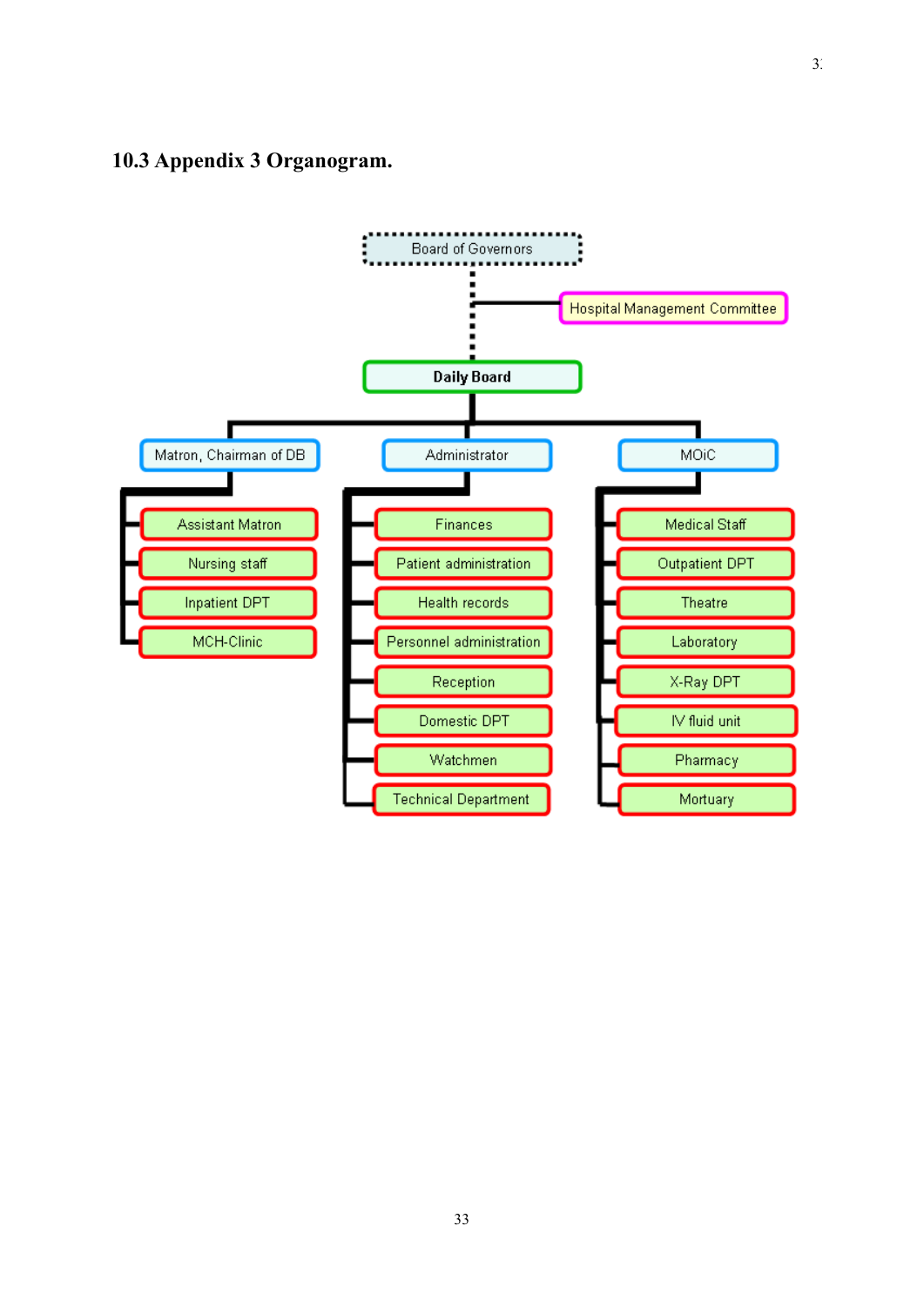## 10.3 Appendix 3 Organogram.

- Board of Governors
  - Hospital Management Committee
  - Daily Board
    - Matron, Chairman of DB
      - Assistant Matron
      - Nursing staff
      - Inpatient DPT
      - MCH-Clinic
    - Administrator
      - Finances
      - Patient administration
      - Health records
      - Personnel administration
      - Reception
      - Domestic DPT
      - Watchmen
      - Technical Department
    - MOiC
      - Medical Staff
      - Outpatient DPT
      - Theatre
      - Laboratory
      - X-Ray DPT
      - IV fluid unit
      - Pharmacy
      - Mortuary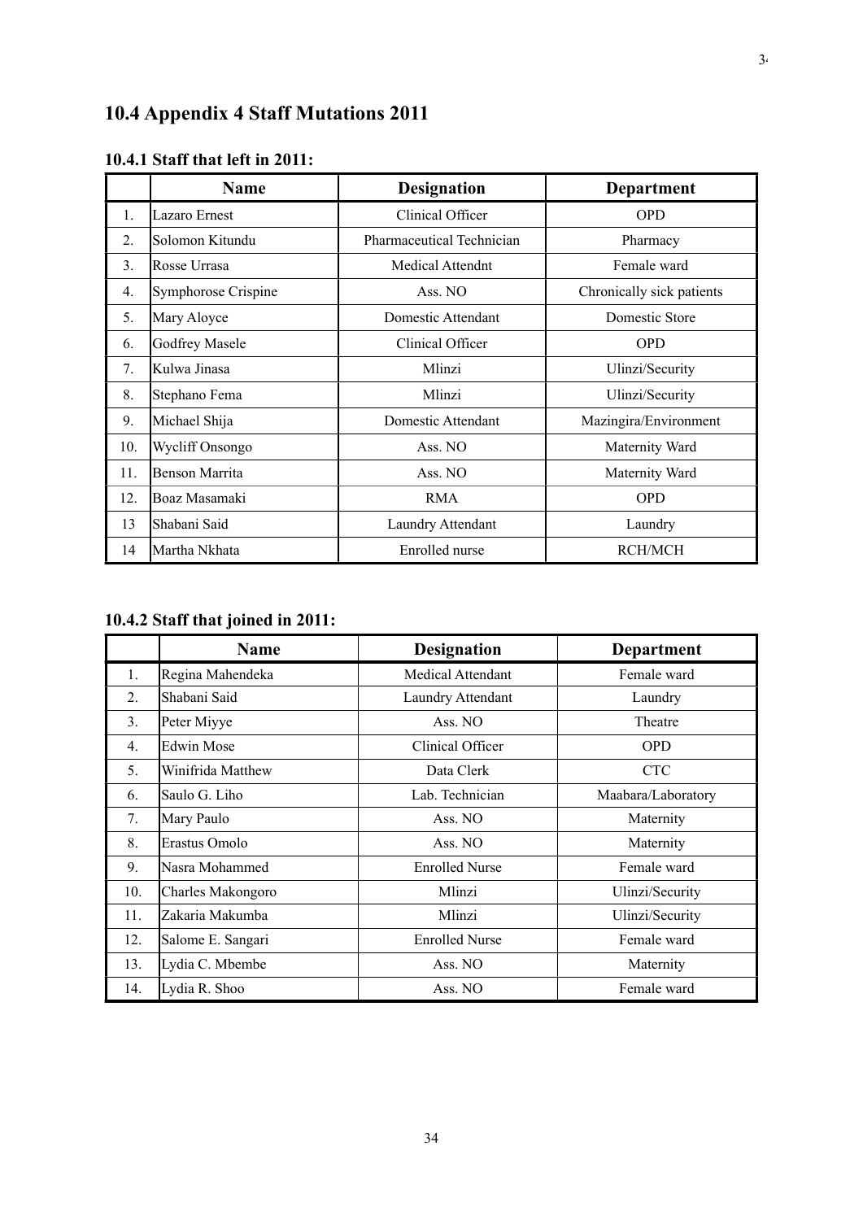## 10.4 Appendix 4 Staff Mutations 2011

### 10.4.1 Staff that left in 2011:

| | Name | Designation | Department |
|---|---|---|---|
| 1. | Lazaro Ernest | Clinical Officer | OPD |
| 2. | Solomon Kitundu | Pharmaceutical Technician | Pharmacy |
| 3. | Rosse Urrasa | Medical Attendnt | Female ward |
| 4. | Symphorose Crispine | Ass. NO | Chronically sick patients |
| 5. | Mary Aloyce | Domestic Attendant | Domestic Store |
| 6. | Godfrey Masele | Clinical Officer | OPD |
| 7. | Kulwa Jinasa | Mlinzi | Ulinzi/Security |
| 8. | Stephano Fema | Mlinzi | Ulinzi/Security |
| 9. | Michael Shija | Domestic Attendant | Mazingira/Environment |
| 10. | Wycliff Onsongo | Ass. NO | Maternity Ward |
| 11. | Benson Marrita | Ass. NO | Maternity Ward |
| 12. | Boaz Masamaki | RMA | OPD |
| 13 | Shabani Said | Laundry Attendant | Laundry |
| 14 | Martha Nkhata | Enrolled nurse | RCH/MCH |

### 10.4.2 Staff that joined in 2011:

| | Name | Designation | Department |
|---|---|---|---|
| 1. | Regina Mahendeka | Medical Attendant | Female ward |
| 2. | Shabani Said | Laundry Attendant | Laundry |
| 3. | Peter Miyye | Ass. NO | Theatre |
| 4. | Edwin Mose | Clinical Officer | OPD |
| 5. | Winifrida Matthew | Data Clerk | CTC |
| 6. | Saulo G. Liho | Lab. Technician | Maabara/Laboratory |
| 7. | Mary Paulo | Ass. NO | Maternity |
| 8. | Erastus Omolo | Ass. NO | Maternity |
| 9. | Nasra Mohammed | Enrolled Nurse | Female ward |
| 10. | Charles Makongoro | Mlinzi | Ulinzi/Security |
| 11. | Zakaria Makumba | Mlinzi | Ulinzi/Security |
| 12. | Salome E. Sangari | Enrolled Nurse | Female ward |
| 13. | Lydia C. Mbembe | Ass. NO | Maternity |
| 14. | Lydia R. Shoo | Ass. NO | Female ward |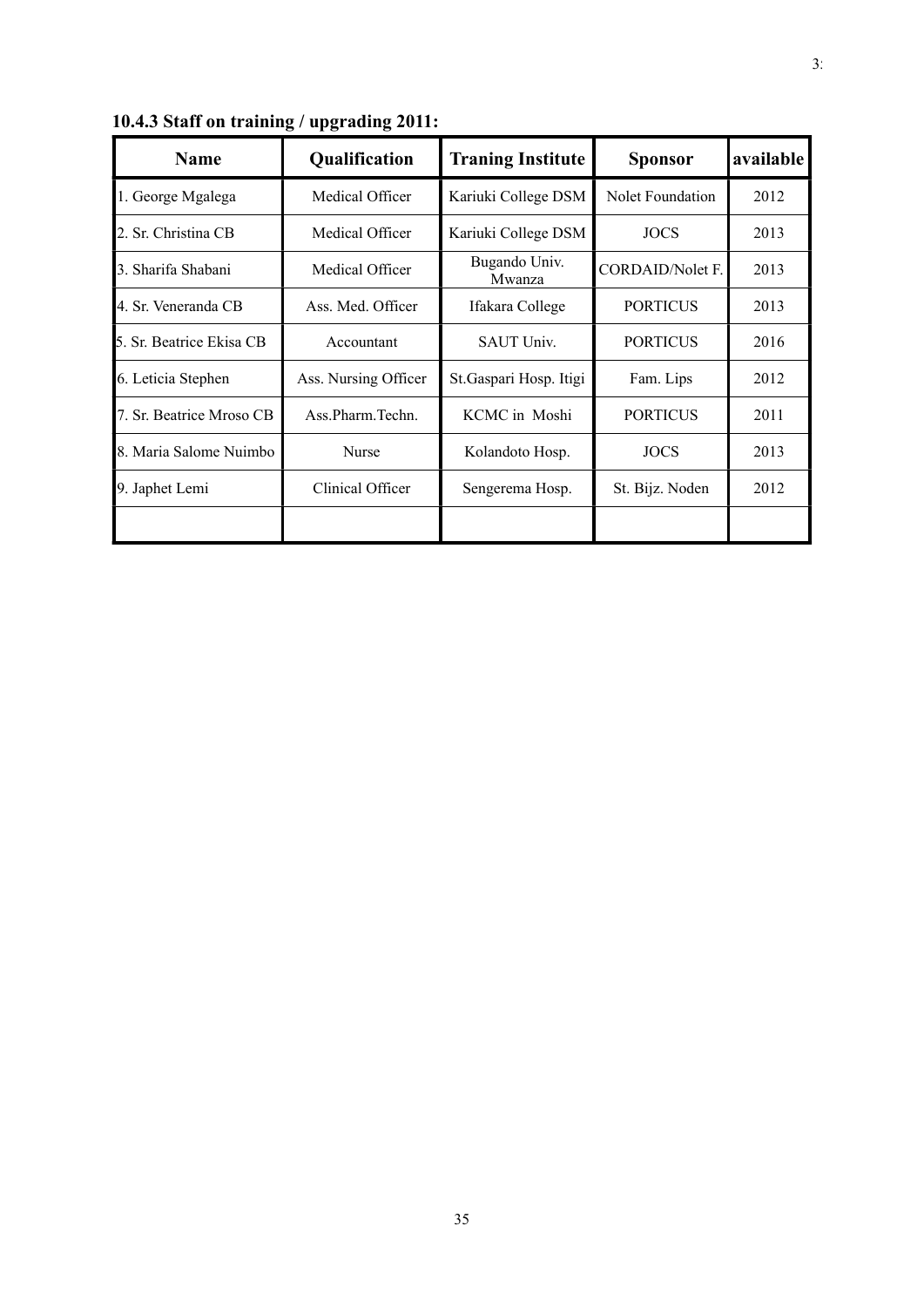### 10.4.3 Staff on training / upgrading 2011:

| Name | Qualification | Traning Institute | Sponsor | available |
|---|---|---|---|---|
| 1. George Mgalega | Medical Officer | Kariuki College DSM | Nolet Foundation | 2012 |
| 2. Sr. Christina CB | Medical Officer | Kariuki College DSM | JOCS | 2013 |
| 3. Sharifa Shabani | Medical Officer | Bugando Univ. Mwanza | CORDAID/Nolet F. | 2013 |
| 4. Sr. Veneranda CB | Ass. Med. Officer | Ifakara College | PORTICUS | 2013 |
| 5. Sr. Beatrice Ekisa CB | Accountant | SAUT Univ. | PORTICUS | 2016 |
| 6. Leticia Stephen | Ass. Nursing Officer | St.Gaspari Hosp. Itigi | Fam. Lips | 2012 |
| 7. Sr. Beatrice Mroso CB | Ass.Pharm.Techn. | KCMC in Moshi | PORTICUS | 2011 |
| 8. Maria Salome Nuimbo | Nurse | Kolandoto Hosp. | JOCS | 2013 |
| 9. Japhet Lemi | Clinical Officer | Sengerema Hosp. | St. Bijz. Noden | 2012 |
| | | | | |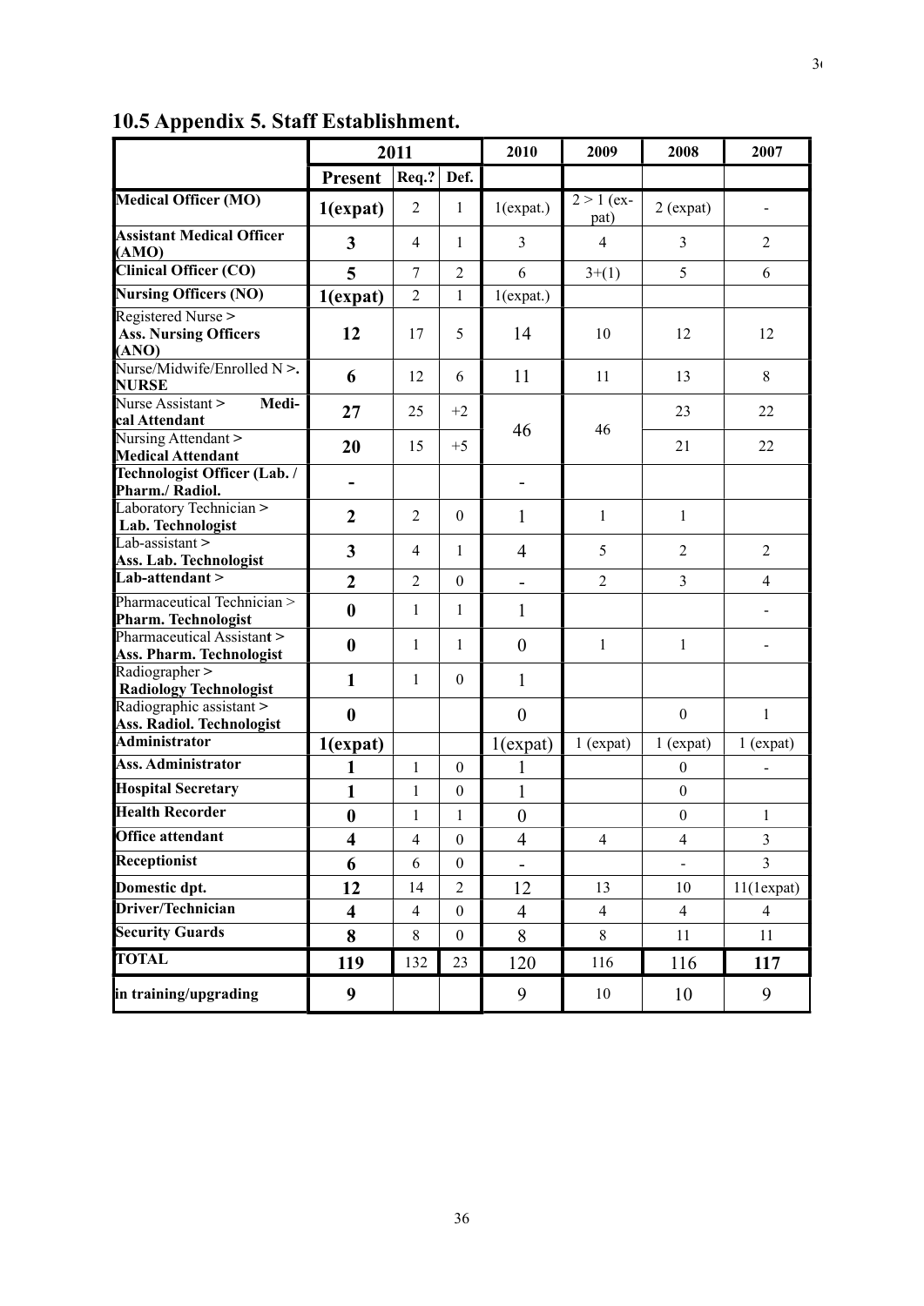## 10.5 Appendix 5. Staff Establishment.

| | 2011 | | | 2010 | 2009 | 2008 | 2007 |
|---|---|---|---|---|---|---|---|
| | **Present** | **Req.?** | **Def.** | | | | |
| **Medical Officer (MO)** | **1(expat)** | 2 | 1 | 1(expat.) | 2 > 1 (ex-pat) | 2 (expat) | - |
| **Assistant Medical Officer (AMO)** | **3** | 4 | 1 | 3 | 4 | 3 | 2 |
| **Clinical Officer (CO)** | **5** | 7 | 2 | 6 | 3+(1) | 5 | 6 |
| **Nursing Officers (NO)** | **1(expat)** | 2 | 1 | 1(expat.) | | | |
| Registered Nurse > **Ass. Nursing Officers (ANO)** | **12** | 17 | 5 | 14 | 10 | 12 | 12 |
| Nurse/Midwife/Enrolled N **>. NURSE** | **6** | 12 | 6 | 11 | 11 | 13 | 8 |
| Nurse Assistant > **Medical Attendant** | **27** | 25 | +2 | 46 | 46 | 23 | 22 |
| Nursing Attendant **> Medical Attendant** | **20** | 15 | +5 | | | 21 | 22 |
| **Technologist Officer (Lab. / Pharm./ Radiol.** | **-** | | | - | | | |
| Laboratory Technician **> Lab. Technologist** | **2** | 2 | 0 | 1 | 1 | 1 | |
| Lab-assistant **> Ass. Lab. Technologist** | **3** | 4 | 1 | 4 | 5 | 2 | 2 |
| **Lab-attendant >** | **2** | 2 | 0 | - | 2 | 3 | 4 |
| Pharmaceutical Technician > **Pharm. Technologist** | **0** | 1 | 1 | 1 | | | - |
| Pharmaceutical Assistan**t > Ass. Pharm. Technologist** | **0** | 1 | 1 | 0 | 1 | 1 | - |
| Radiographer **> Radiology Technologist** | **1** | 1 | 0 | 1 | | | |
| Radiographic assistant **> Ass. Radiol. Technologist** | **0** | | | 0 | | 0 | 1 |
| **Administrator** | **1(expat)** | | | 1(expat) | 1 (expat) | 1 (expat) | 1 (expat) |
| **Ass. Administrator** | **1** | 1 | 0 | 1 | | 0 | - |
| **Hospital Secretary** | **1** | 1 | 0 | 1 | | 0 | |
| **Health Recorder** | **0** | 1 | 1 | 0 | | 0 | 1 |
| **Office attendant** | **4** | 4 | 0 | 4 | 4 | 4 | 3 |
| **Receptionist** | **6** | 6 | 0 | - | | - | 3 |
| **Domestic dpt.** | **12** | 14 | 2 | 12 | 13 | 10 | 11(1expat) |
| **Driver/Technician** | **4** | 4 | 0 | 4 | 4 | 4 | 4 |
| **Security Guards** | **8** | 8 | 0 | 8 | 8 | 11 | 11 |
| **TOTAL** | **119** | 132 | 23 | 120 | 116 | 116 | **117** |
| **in training/upgrading** | **9** | | | 9 | 10 | 10 | 9 |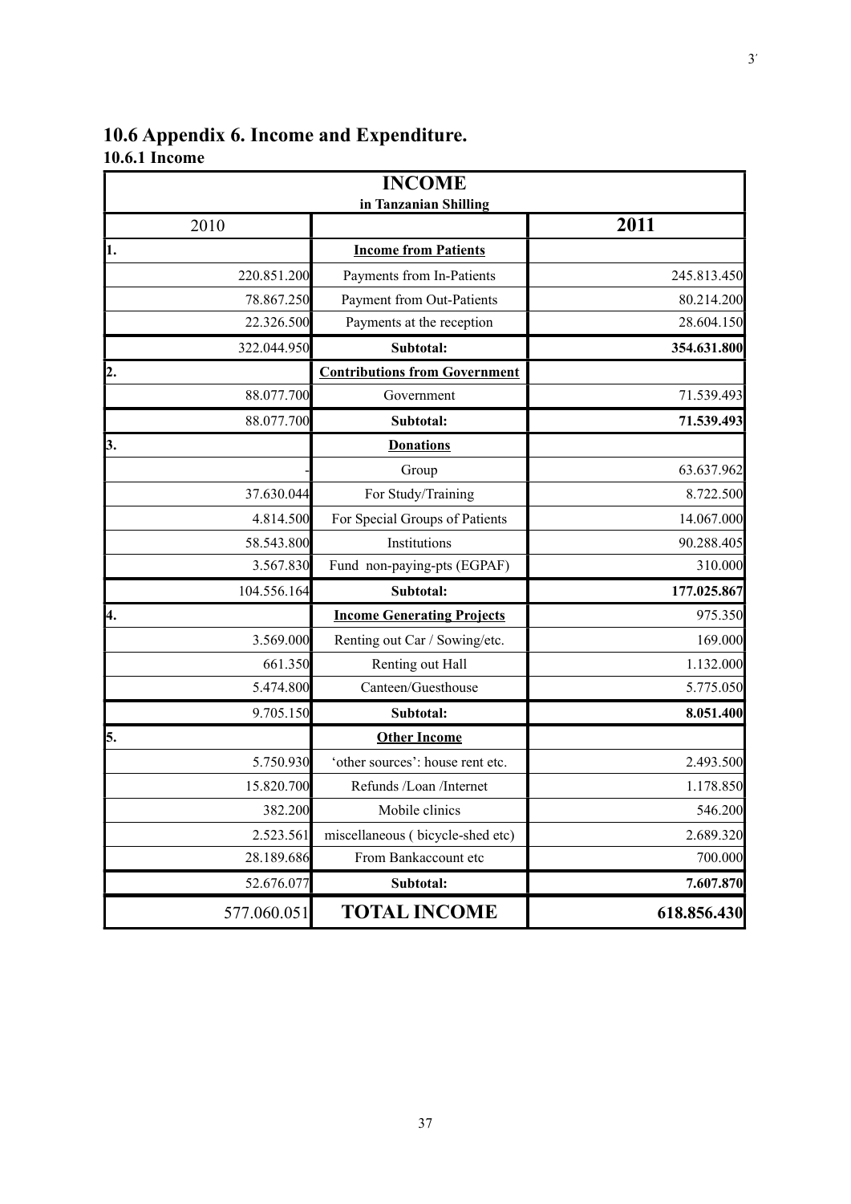## 10.6 Appendix 6. Income and Expenditure.

### 10.6.1 Income

| INCOME in Tanzanian Shilling | | |
|---|---|---|
| 2010 | | 2011 |
| 1. | **Income from Patients** | |
| 220.851.200 | Payments from In-Patients | 245.813.450 |
| 78.867.250 | Payment from Out-Patients | 80.214.200 |
| 22.326.500 | Payments at the reception | 28.604.150 |
| 322.044.950 | **Subtotal:** | **354.631.800** |
| 2. | **Contributions from Government** | |
| 88.077.700 | Government | 71.539.493 |
| 88.077.700 | **Subtotal:** | **71.539.493** |
| 3. | **Donations** | |
| - | Group | 63.637.962 |
| 37.630.044 | For Study/Training | 8.722.500 |
| 4.814.500 | For Special Groups of Patients | 14.067.000 |
| 58.543.800 | Institutions | 90.288.405 |
| 3.567.830 | Fund non-paying-pts (EGPAF) | 310.000 |
| 104.556.164 | **Subtotal:** | **177.025.867** |
| 4. | **Income Generating Projects** | 975.350 |
| 3.569.000 | Renting out Car / Sowing/etc. | 169.000 |
| 661.350 | Renting out Hall | 1.132.000 |
| 5.474.800 | Canteen/Guesthouse | 5.775.050 |
| 9.705.150 | **Subtotal:** | **8.051.400** |
| 5. | **Other Income** | |
| 5.750.930 | 'other sources': house rent etc. | 2.493.500 |
| 15.820.700 | Refunds /Loan /Internet | 1.178.850 |
| 382.200 | Mobile clinics | 546.200 |
| 2.523.561 | miscellaneous ( bicycle-shed etc) | 2.689.320 |
| 28.189.686 | From Bankaccount etc | 700.000 |
| 52.676.077 | **Subtotal:** | **7.607.870** |
| 577.060.051 | **TOTAL INCOME** | **618.856.430** |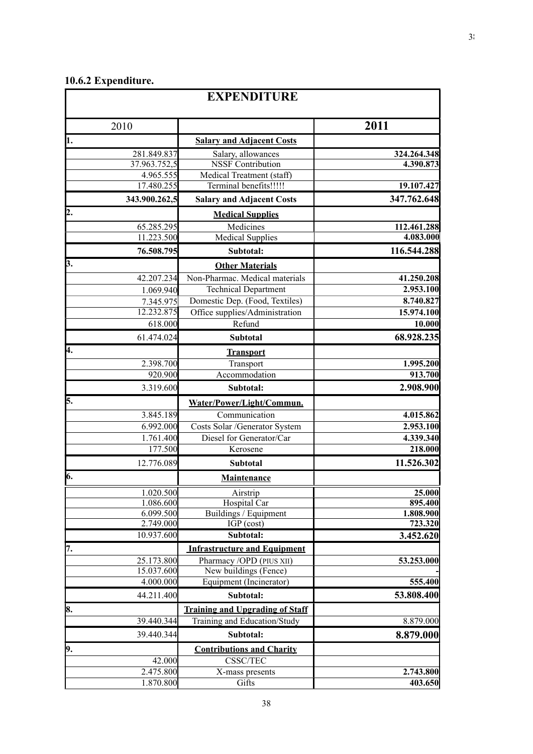### 10.6.2 Expenditure.

| EXPENDITURE | | |
|---|---|---|
| 2010 | | **2011** |
| **1.** | **Salary and Adjacent Costs** | |
| 281.849.837 | Salary, allowances | **324.264.348** |
| 37.963.752,5 | NSSF Contribution | **4.390.873** |
| 4.965.555 | Medical Treatment (staff) | |
| 17.480.255 | Terminal benefits!!!!! | **19.107.427** |
| **343.900.262,5** | **Salary and Adjacent Costs** | **347.762.648** |
| **2.** | **Medical Supplies** | |
| 65.285.295 | Medicines | **112.461.288** |
| 11.223.500 | Medical Supplies | **4.083.000** |
| **76.508.795** | **Subtotal:** | **116.544.288** |
| **3.** | **Other Materials** | |
| 42.207.234 | Non-Pharmac. Medical materials | **41.250.208** |
| 1.069.940 | Technical Department | **2.953.100** |
| 7.345.975 | Domestic Dep. (Food, Textiles) | **8.740.827** |
| 12.232.875 | Office supplies/Administration | **15.974.100** |
| 618.000 | Refund | **10.000** |
| 61.474.024 | **Subtotal** | **68.928.235** |
| **4.** | **Transport** | |
| 2.398.700 | Transport | **1.995.200** |
| 920.900 | Accommodation | **913.700** |
| 3.319.600 | **Subtotal:** | **2.908.900** |
| **5.** | **Water/Power/Light/Commun.** | |
| 3.845.189 | Communication | **4.015.862** |
| 6.992.000 | Costs Solar /Generator System | **2.953.100** |
| 1.761.400 | Diesel for Generator/Car | **4.339.340** |
| 177.500 | Kerosene | **218.000** |
| 12.776.089 | **Subtotal** | **11.526.302** |
| **6.** | **Maintenance** | |
| 1.020.500 | Airstrip | **25.000** |
| 1.086.600 | Hospital Car | **895.400** |
| 6.099.500 | Buildings / Equipment | **1.808.900** |
| 2.749.000 | IGP (cost) | **723.320** |
| 10.937.600 | **Subtotal:** | **3.452.620** |
| **7.** | **Infrastructure and Equipment** | |
| 25.173.800 | Pharmacy /OPD (PIUS XII) | **53.253.000** |
| 15.037.600 | New buildings (Fence) | **-** |
| 4.000.000 | Equipment (Incinerator) | **555.400** |
| 44.211.400 | **Subtotal:** | **53.808.400** |
| **8.** | **Training and Upgrading of Staff** | |
| 39.440.344 | Training and Education/Study | 8.879.000 |
| 39.440.344 | **Subtotal:** | **8.879.000** |
| **9.** | **Contributions and Charity** | |
| 42.000 | CSSC/TEC | |
| 2.475.800 | X-mass presents | **2.743.800** |
| 1.870.800 | Gifts | **403.650** |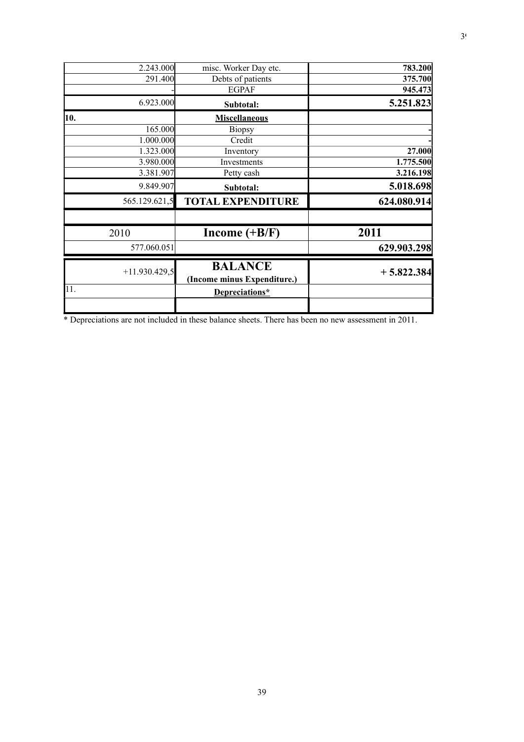| | | |
|---|---|---|
| 2.243.000 | misc. Worker Day etc. | **783.200** |
| 291.400 | Debts of patients | **375.700** |
| - | EGPAF | **945.473** |
| 6.923.000 | **Subtotal:** | **5.251.823** |
| **10.** | **Miscellaneous** | |
| 165.000 | Biopsy | - |
| 1.000.000 | Credit | - |
| 1.323.000 | Inventory | **27.000** |
| 3.980.000 | Investments | **1.775.500** |
| 3.381.907 | Petty cash | **3.216.198** |
| 9.849.907 | **Subtotal:** | **5.018.698** |
| 565.129.621,5 | **TOTAL EXPENDITURE** | **624.080.914** |
| | | |
| 2010 | **Income (+B/F)** | **2011** |
| 577.060.051 | | **629.903.298** |
| +11.930.429,5 | **BALANCE (Income minus Expenditure.)** | **+ 5.822.384** |
| 11. | **Depreciations*** | |
| | | |

* Depreciations are not included in these balance sheets. There has been no new assessment in 2011.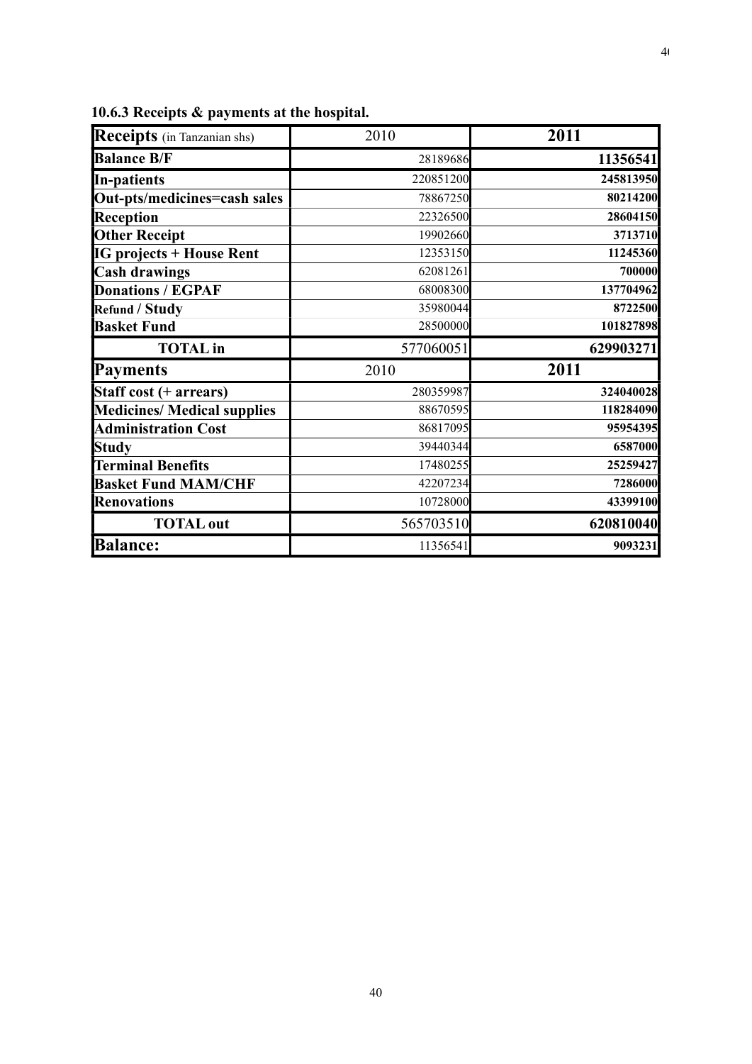### 10.6.3 Receipts & payments at the hospital.

| **Receipts** (in Tanzanian shs) | 2010 | **2011** |
|---|---|---|
| **Balance B/F** | 28189686 | **11356541** |
| **In-patients** | 220851200 | **245813950** |
| **Out-pts/medicines=cash sales** | 78867250 | **80214200** |
| **Reception** | 22326500 | **28604150** |
| **Other Receipt** | 19902660 | **3713710** |
| **IG projects + House Rent** | 12353150 | **11245360** |
| **Cash drawings** | 62081261 | **700000** |
| **Donations / EGPAF** | 68008300 | **137704962** |
| **Refund / Study** | 35980044 | **8722500** |
| **Basket Fund** | 28500000 | **101827898** |
| **TOTAL in** | 577060051 | **629903271** |
| **Payments** | 2010 | **2011** |
| **Staff cost (+ arrears)** | 280359987 | **324040028** |
| **Medicines/ Medical supplies** | 88670595 | **118284090** |
| **Administration Cost** | 86817095 | **95954395** |
| **Study** | 39440344 | **6587000** |
| **Terminal Benefits** | 17480255 | **25259427** |
| **Basket Fund MAM/CHF** | 42207234 | **7286000** |
| **Renovations** | 10728000 | **43399100** |
| **TOTAL out** | 565703510 | **620810040** |
| **Balance:** | 11356541 | **9093231** |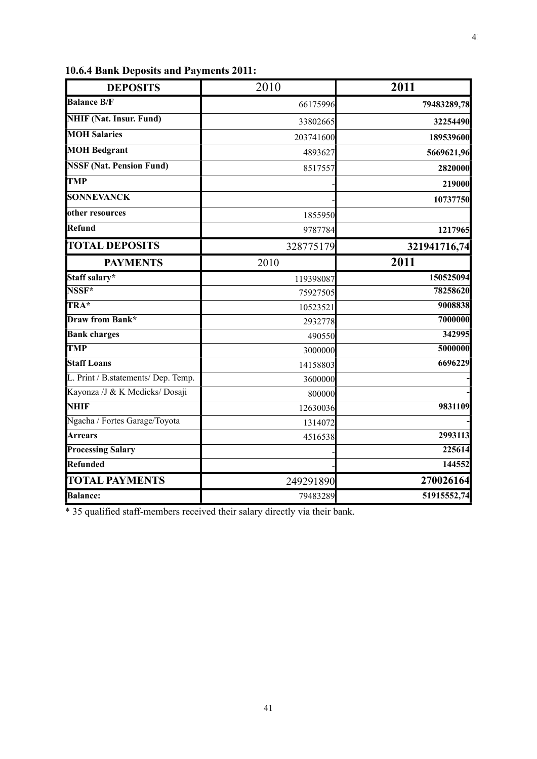### 10.6.4 Bank Deposits and Payments 2011:

| DEPOSITS | 2010 | 2011 |
|---|---|---|
| **Balance B/F** | 66175996 | **79483289,78** |
| **NHIF (Nat. Insur. Fund)** | 33802665 | **32254490** |
| **MOH Salaries** | 203741600 | **189539600** |
| **MOH Bedgrant** | 4893627 | **5669621,96** |
| **NSSF (Nat. Pension Fund)** | 8517557 | **2820000** |
| **TMP** | - | **219000** |
| **SONNEVANCK** | - | **10737750** |
| **other resources** | 1855950 | |
| **Refund** | 9787784 | **1217965** |
| **TOTAL DEPOSITS** | 328775179 | **321941716,74** |
| **PAYMENTS** | 2010 | **2011** |
| **Staff salary*** | 119398087 | **150525094** |
| **NSSF*** | 75927505 | **78258620** |
| **TRA*** | 10523521 | **9008838** |
| **Draw from Bank*** | 2932778 | **7000000** |
| **Bank charges** | 490550 | **342995** |
| **TMP** | 3000000 | **5000000** |
| **Staff Loans** | 14158803 | **6696229** |
| L. Print / B.statements/ Dep. Temp. | 3600000 | **-** |
| Kayonza /J & K Medicks/ Dosaji | 800000 | **-** |
| **NHIF** | 12630036 | **9831109** |
| Ngacha / Fortes Garage/Toyota | 1314072 | **-** |
| **Arrears** | 4516538 | **2993113** |
| **Processing Salary** | - | **225614** |
| **Refunded** | - | **144552** |
| **TOTAL PAYMENTS** | 249291890 | **270026164** |
| **Balance:** | 79483289 | **51915552,74** |

* 35 qualified staff-members received their salary directly via their bank.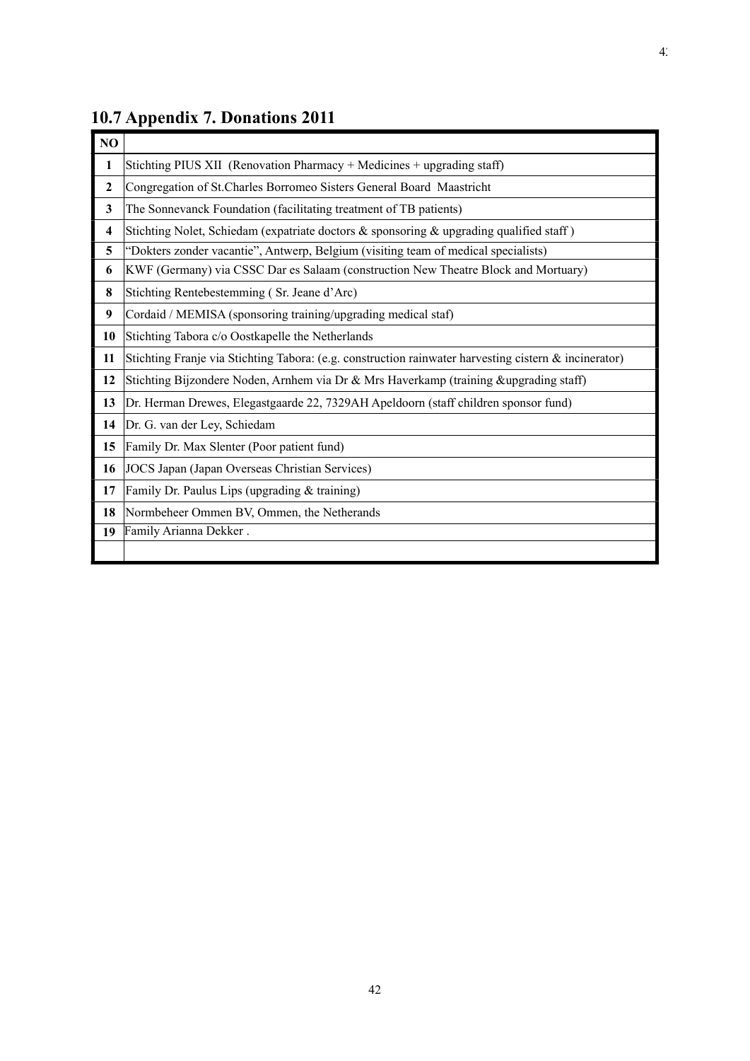## 10.7 Appendix 7. Donations 2011

| NO | |
|---|---|
| 1 | Stichting PIUS XII (Renovation Pharmacy + Medicines + upgrading staff) |
| 2 | Congregation of St.Charles Borromeo Sisters General Board Maastricht |
| 3 | The Sonnevanck Foundation (facilitating treatment of TB patients) |
| 4 | Stichting Nolet, Schiedam (expatriate doctors & sponsoring & upgrading qualified staff ) |
| 5 | "Dokters zonder vacantie", Antwerp, Belgium (visiting team of medical specialists) |
| 6 | KWF (Germany) via CSSC Dar es Salaam (construction New Theatre Block and Mortuary) |
| 8 | Stichting Rentebestemming ( Sr. Jeane d'Arc) |
| 9 | Cordaid / MEMISA (sponsoring training/upgrading medical staf) |
| 10 | Stichting Tabora c/o Oostkapelle the Netherlands |
| 11 | Stichting Franje via Stichting Tabora: (e.g. construction rainwater harvesting cistern & incinerator) |
| 12 | Stichting Bijzondere Noden, Arnhem via Dr & Mrs Haverkamp (training &upgrading staff) |
| 13 | Dr. Herman Drewes, Elegastgaarde 22, 7329AH Apeldoorn (staff children sponsor fund) |
| 14 | Dr. G. van der Ley, Schiedam |
| 15 | Family Dr. Max Slenter (Poor patient fund) |
| 16 | JOCS Japan (Japan Overseas Christian Services) |
| 17 | Family Dr. Paulus Lips (upgrading & training) |
| 18 | Normbeheer Ommen BV, Ommen, the Netherands |
| 19 | Family Arianna Dekker . |
| | |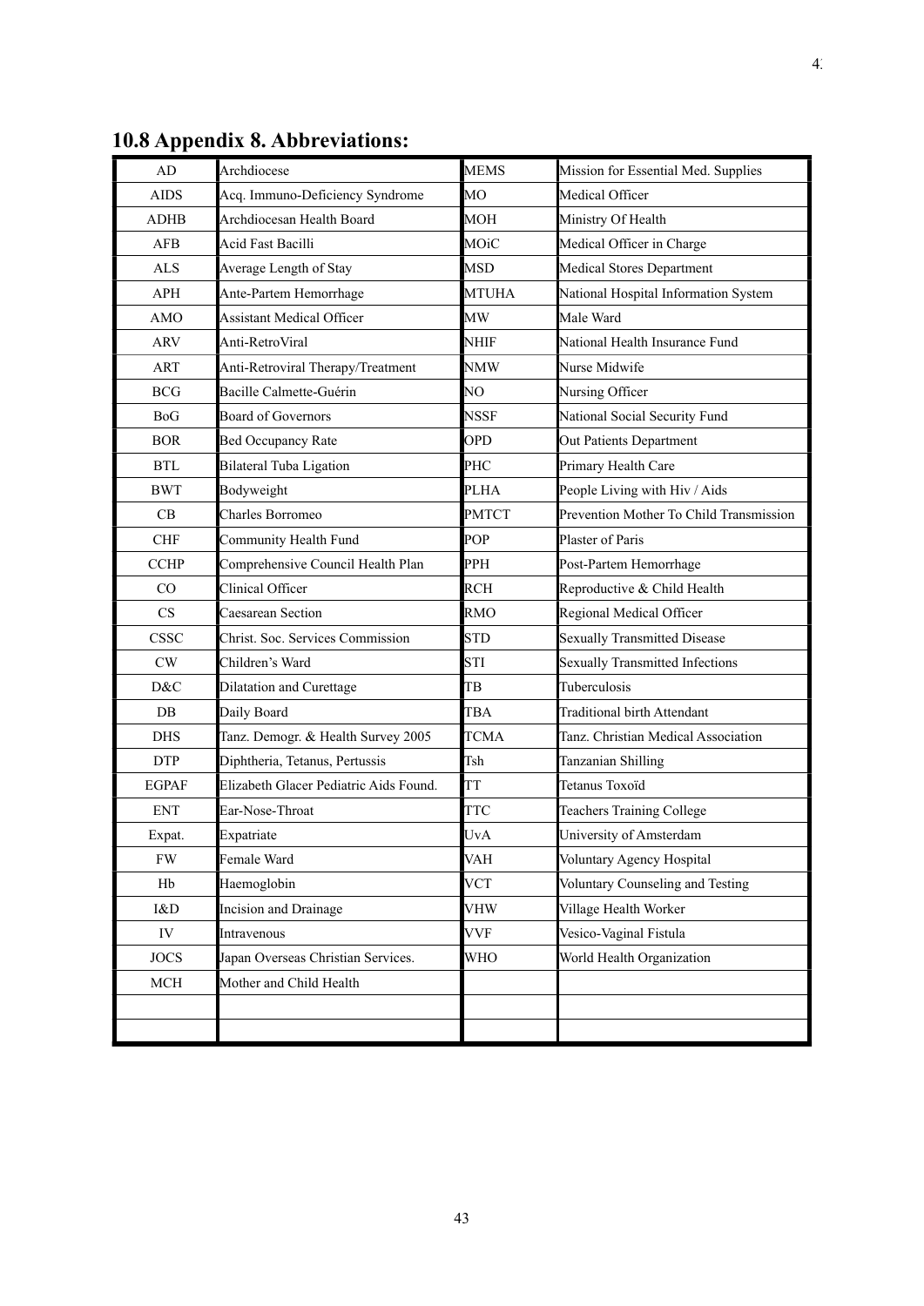## 10.8 Appendix 8. Abbreviations:

| | | | |
|---|---|---|---|
| AD | Archdiocese | MEMS | Mission for Essential Med. Supplies |
| AIDS | Acq. Immuno-Deficiency Syndrome | MO | Medical Officer |
| ADHB | Archdiocesan Health Board | MOH | Ministry Of Health |
| AFB | Acid Fast Bacilli | MOiC | Medical Officer in Charge |
| ALS | Average Length of Stay | MSD | Medical Stores Department |
| APH | Ante-Partem Hemorrhage | MTUHA | National Hospital Information System |
| AMO | Assistant Medical Officer | MW | Male Ward |
| ARV | Anti-RetroViral | NHIF | National Health Insurance Fund |
| ART | Anti-Retroviral Therapy/Treatment | NMW | Nurse Midwife |
| BCG | Bacille Calmette-Guérin | NO | Nursing Officer |
| BoG | Board of Governors | NSSF | National Social Security Fund |
| BOR | Bed Occupancy Rate | OPD | Out Patients Department |
| BTL | Bilateral Tuba Ligation | PHC | Primary Health Care |
| BWT | Bodyweight | PLHA | People Living with Hiv / Aids |
| CB | Charles Borromeo | PMTCT | Prevention Mother To Child Transmission |
| CHF | Community Health Fund | POP | Plaster of Paris |
| CCHP | Comprehensive Council Health Plan | PPH | Post-Partem Hemorrhage |
| CO | Clinical Officer | RCH | Reproductive & Child Health |
| CS | Caesarean Section | RMO | Regional Medical Officer |
| CSSC | Christ. Soc. Services Commission | STD | Sexually Transmitted Disease |
| CW | Children's Ward | STI | Sexually Transmitted Infections |
| D&C | Dilatation and Curettage | TB | Tuberculosis |
| DB | Daily Board | TBA | Traditional birth Attendant |
| DHS | Tanz. Demogr. & Health Survey 2005 | TCMA | Tanz. Christian Medical Association |
| DTP | Diphtheria, Tetanus, Pertussis | Tsh | Tanzanian Shilling |
| EGPAF | Elizabeth Glacer Pediatric Aids Found. | TT | Tetanus Toxoïd |
| ENT | Ear-Nose-Throat | TTC | Teachers Training College |
| Expat. | Expatriate | UvA | University of Amsterdam |
| FW | Female Ward | VAH | Voluntary Agency Hospital |
| Hb | Haemoglobin | VCT | Voluntary Counseling and Testing |
| I&D | Incision and Drainage | VHW | Village Health Worker |
| IV | Intravenous | VVF | Vesico-Vaginal Fistula |
| JOCS | Japan Overseas Christian Services. | WHO | World Health Organization |
| MCH | Mother and Child Health | | |
| | | | |
| | | | |